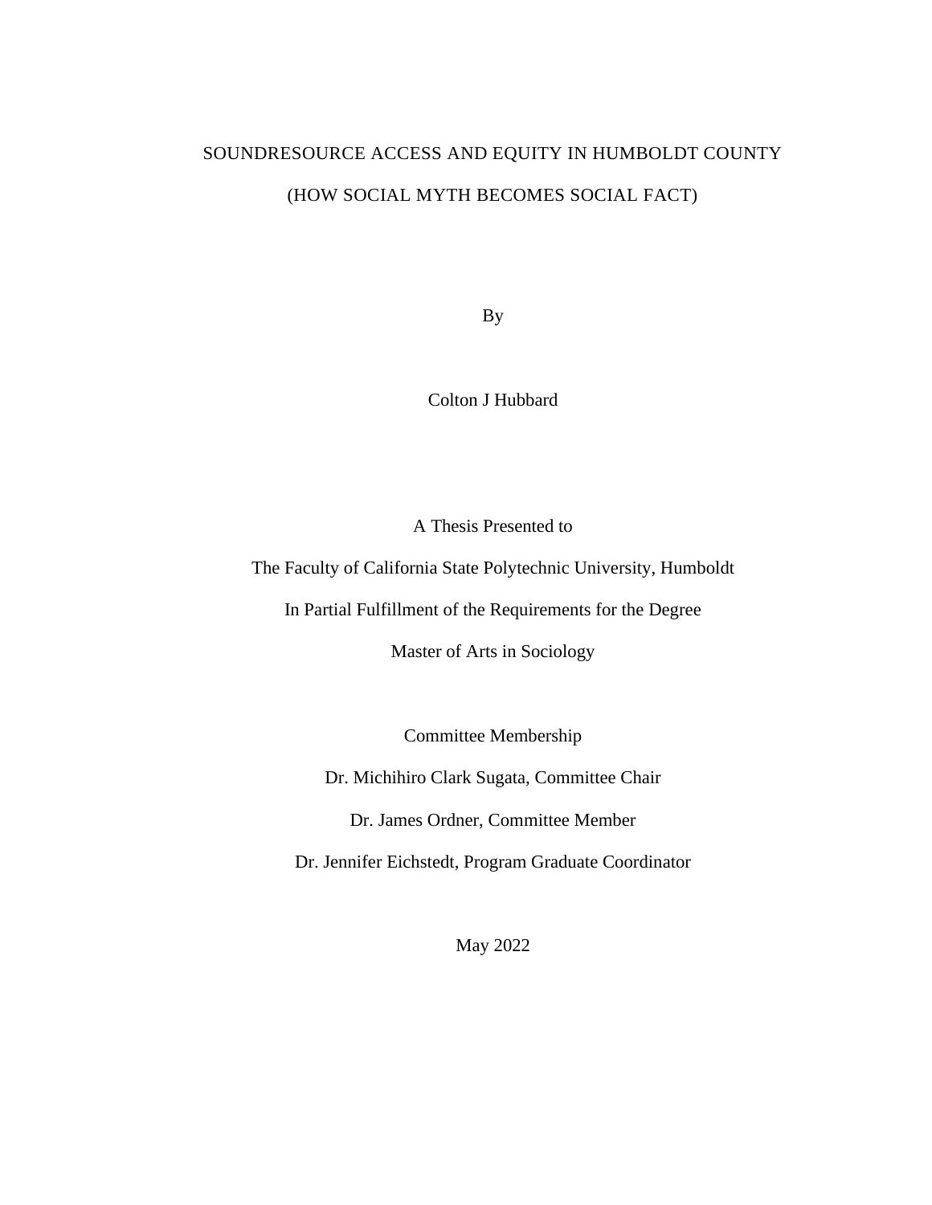# SOUNDRESOURCE ACCESS AND EQUITY IN HUMBOLDT COUNTY

## (HOW SOCIAL MYTH BECOMES SOCIAL FACT)

By

Colton J Hubbard

A Thesis Presented to

The Faculty of California State Polytechnic University, Humboldt

In Partial Fulfillment of the Requirements for the Degree

Master of Arts in Sociology

Committee Membership

Dr. Michihiro Clark Sugata, Committee Chair

Dr. James Ordner, Committee Member

Dr. Jennifer Eichstedt, Program Graduate Coordinator

May 2022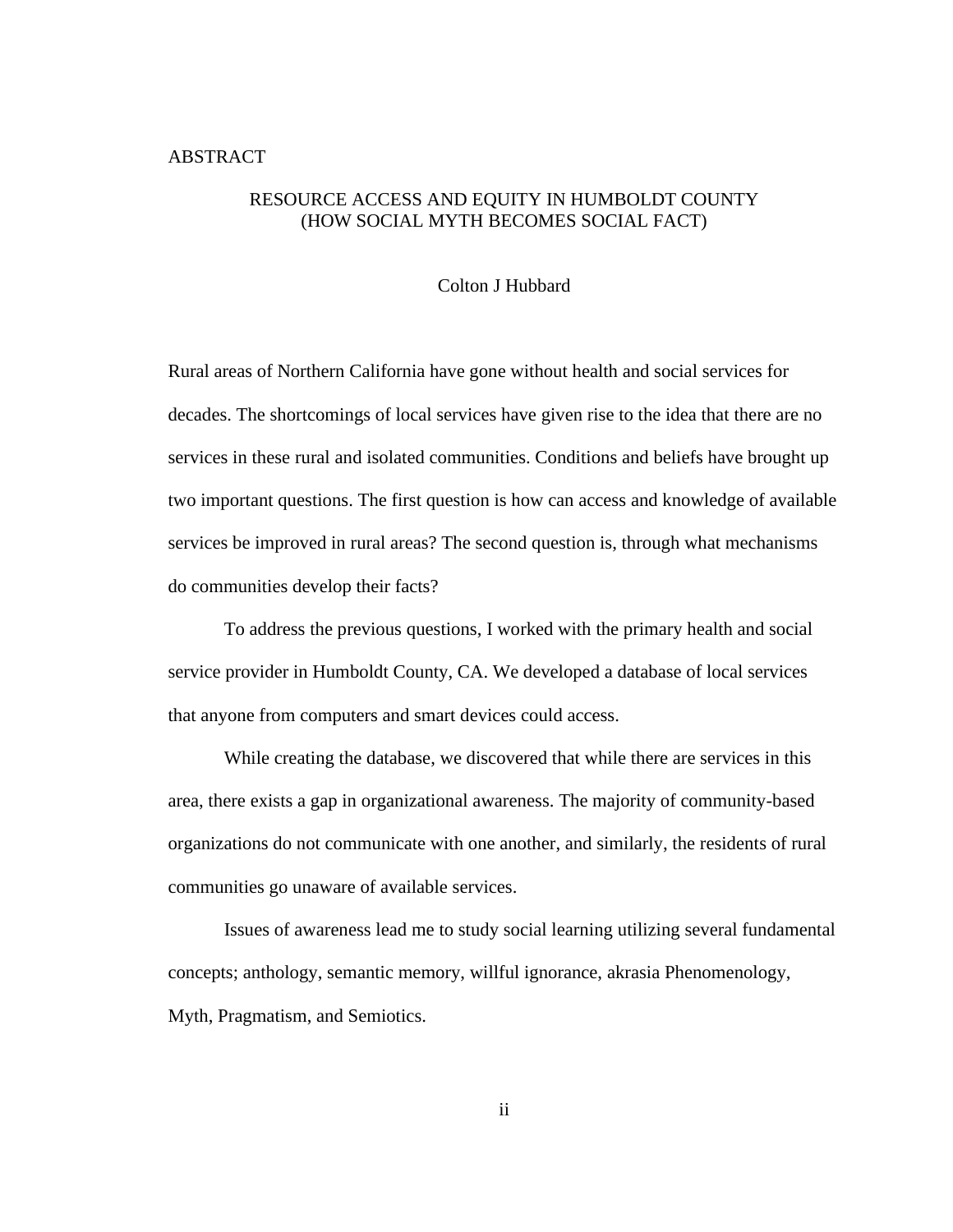# ABSTRACT

## RESOURCE ACCESS AND EQUITY IN HUMBOLDT COUNTY (HOW SOCIAL MYTH BECOMES SOCIAL FACT)

Colton J Hubbard

Rural areas of Northern California have gone without health and social services for decades. The shortcomings of local services have given rise to the idea that there are no services in these rural and isolated communities. Conditions and beliefs have brought up two important questions. The first question is how can access and knowledge of available services be improved in rural areas? The second question is, through what mechanisms do communities develop their facts?

To address the previous questions, I worked with the primary health and social service provider in Humboldt County, CA. We developed a database of local services that anyone from computers and smart devices could access.

While creating the database, we discovered that while there are services in this area, there exists a gap in organizational awareness. The majority of community-based organizations do not communicate with one another, and similarly, the residents of rural communities go unaware of available services.

Issues of awareness lead me to study social learning utilizing several fundamental concepts; anthology, semantic memory, willful ignorance, akrasia Phenomenology, Myth, Pragmatism, and Semiotics.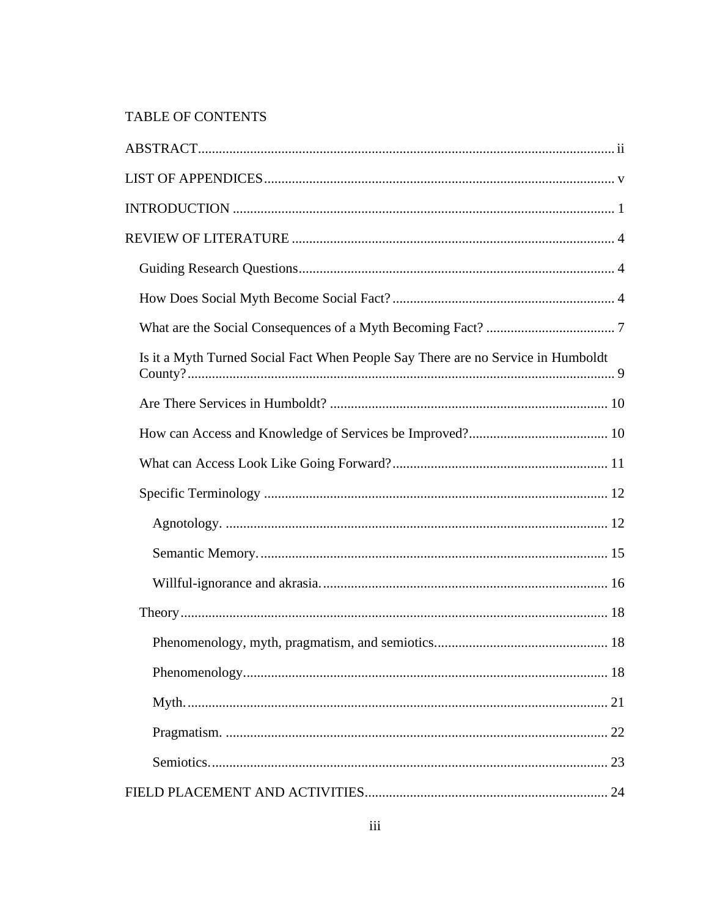TABLE OF CONTENTS

ABSTRACT ..... ii

LIST OF APPENDICES ..... v

INTRODUCTION ..... 1

REVIEW OF LITERATURE ..... 4

- Guiding Research Questions ..... 4
- How Does Social Myth Become Social Fact? ..... 4
- What are the Social Consequences of a Myth Becoming Fact? ..... 7
- Is it a Myth Turned Social Fact When People Say There are no Service in Humboldt County? ..... 9
- Are There Services in Humboldt? ..... 10
- How can Access and Knowledge of Services be Improved? ..... 10
- What can Access Look Like Going Forward? ..... 11
- Specific Terminology ..... 12
  - Agnotology. ..... 12
  - Semantic Memory. ..... 15
  - Willful-ignorance and akrasia. ..... 16
- Theory ..... 18
  - Phenomenology, myth, pragmatism, and semiotics. ..... 18
  - Phenomenology ..... 18
  - Myth. ..... 21
  - Pragmatism. ..... 22
  - Semiotics. ..... 23

FIELD PLACEMENT AND ACTIVITIES ..... 24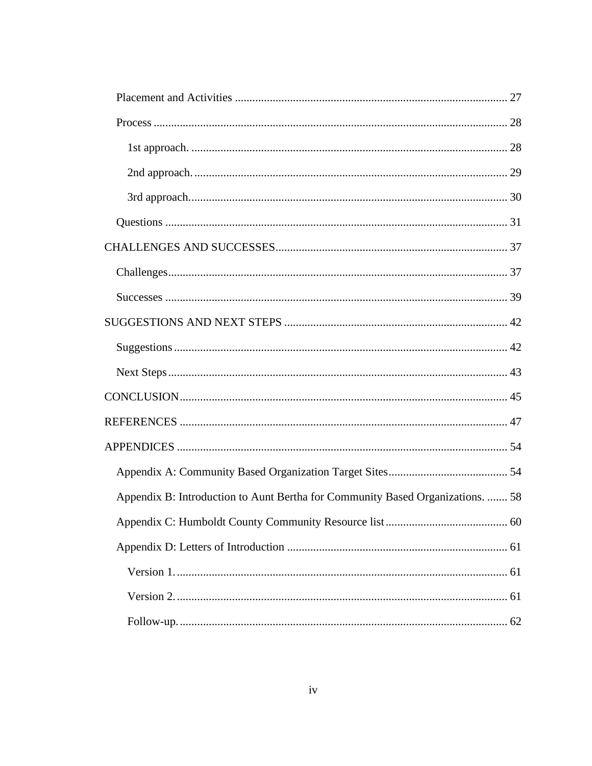- Placement and Activities ... 27
- Process ... 28
  - 1st approach. ... 28
  - 2nd approach. ... 29
  - 3rd approach. ... 30
- Questions ... 31

CHALLENGES AND SUCCESSES ... 37

- Challenges ... 37
- Successes ... 39

SUGGESTIONS AND NEXT STEPS ... 42

- Suggestions ... 42
- Next Steps ... 43

CONCLUSION ... 45

REFERENCES ... 47

APPENDICES ... 54

- Appendix A: Community Based Organization Target Sites ... 54
- Appendix B: Introduction to Aunt Bertha for Community Based Organizations. ... 58
- Appendix C: Humboldt County Community Resource list ... 60
- Appendix D: Letters of Introduction ... 61
  - Version 1. ... 61
  - Version 2. ... 61
  - Follow-up. ... 62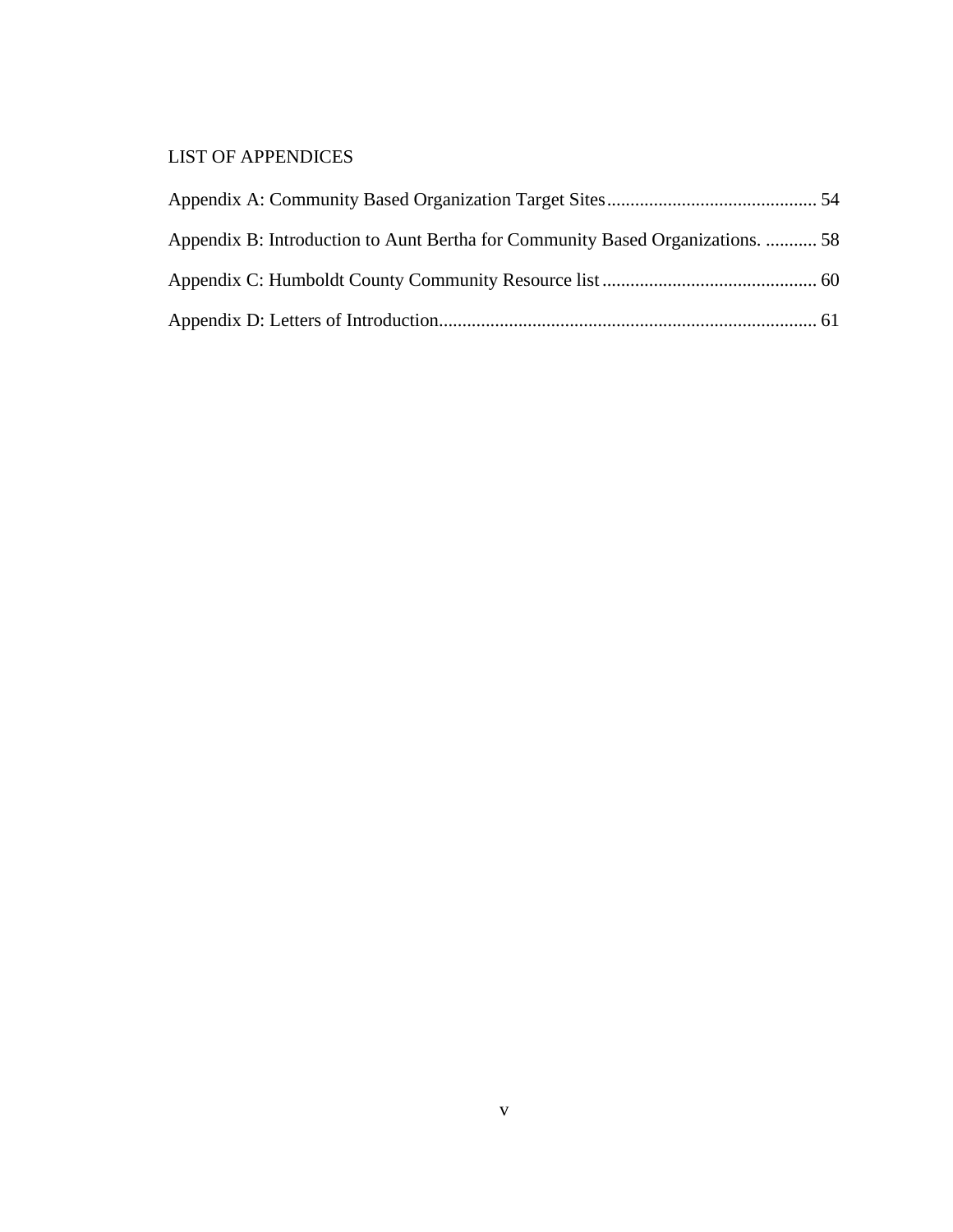# LIST OF APPENDICES

Appendix A: Community Based Organization Target Sites ............................................ 54

Appendix B: Introduction to Aunt Bertha for Community Based Organizations. ........... 58

Appendix C: Humboldt County Community Resource list ............................................. 60

Appendix D: Letters of Introduction................................................................................ 61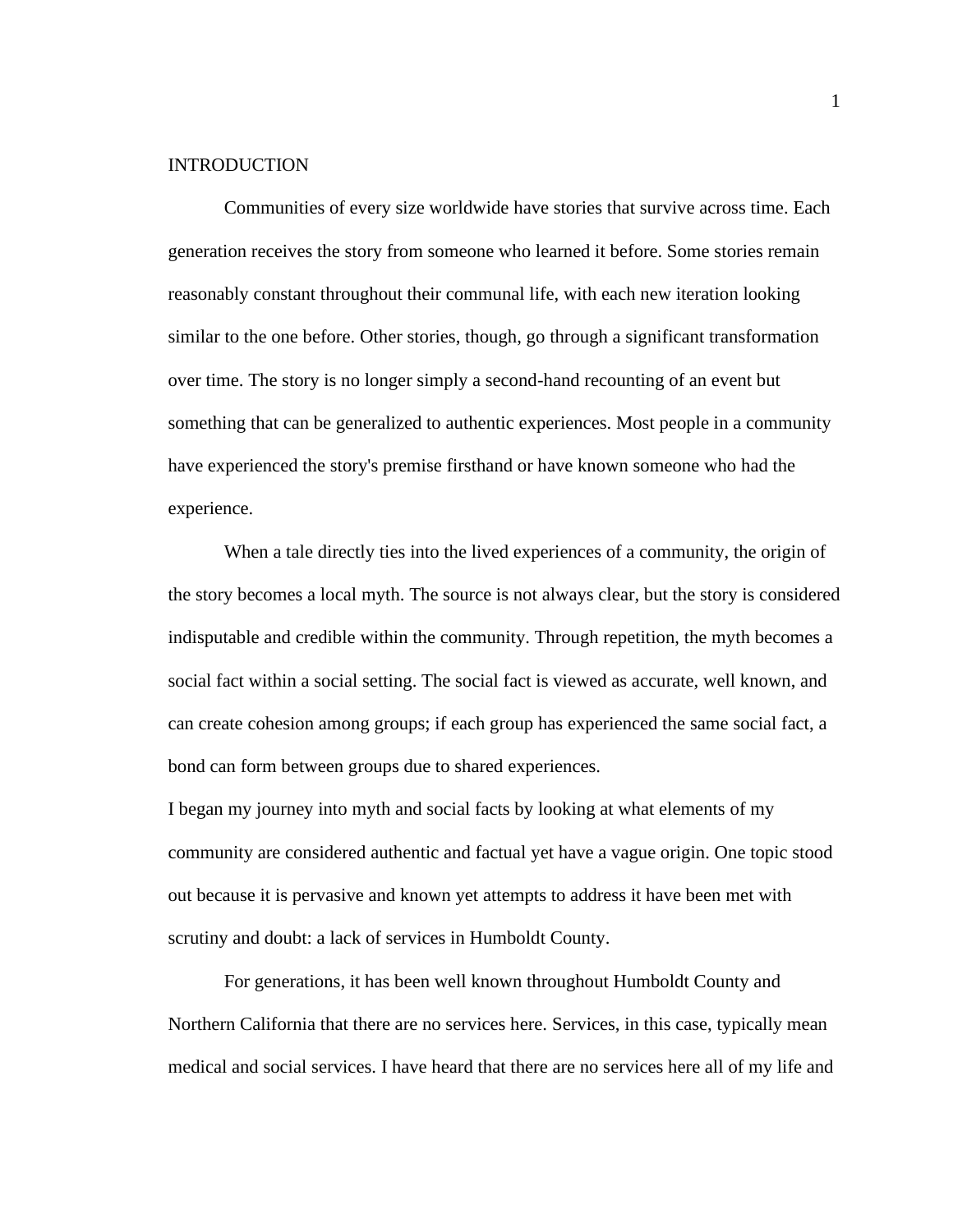# INTRODUCTION

Communities of every size worldwide have stories that survive across time. Each generation receives the story from someone who learned it before. Some stories remain reasonably constant throughout their communal life, with each new iteration looking similar to the one before. Other stories, though, go through a significant transformation over time. The story is no longer simply a second-hand recounting of an event but something that can be generalized to authentic experiences. Most people in a community have experienced the story's premise firsthand or have known someone who had the experience.

When a tale directly ties into the lived experiences of a community, the origin of the story becomes a local myth. The source is not always clear, but the story is considered indisputable and credible within the community. Through repetition, the myth becomes a social fact within a social setting. The social fact is viewed as accurate, well known, and can create cohesion among groups; if each group has experienced the same social fact, a bond can form between groups due to shared experiences.

I began my journey into myth and social facts by looking at what elements of my community are considered authentic and factual yet have a vague origin. One topic stood out because it is pervasive and known yet attempts to address it have been met with scrutiny and doubt: a lack of services in Humboldt County.

For generations, it has been well known throughout Humboldt County and Northern California that there are no services here. Services, in this case, typically mean medical and social services. I have heard that there are no services here all of my life and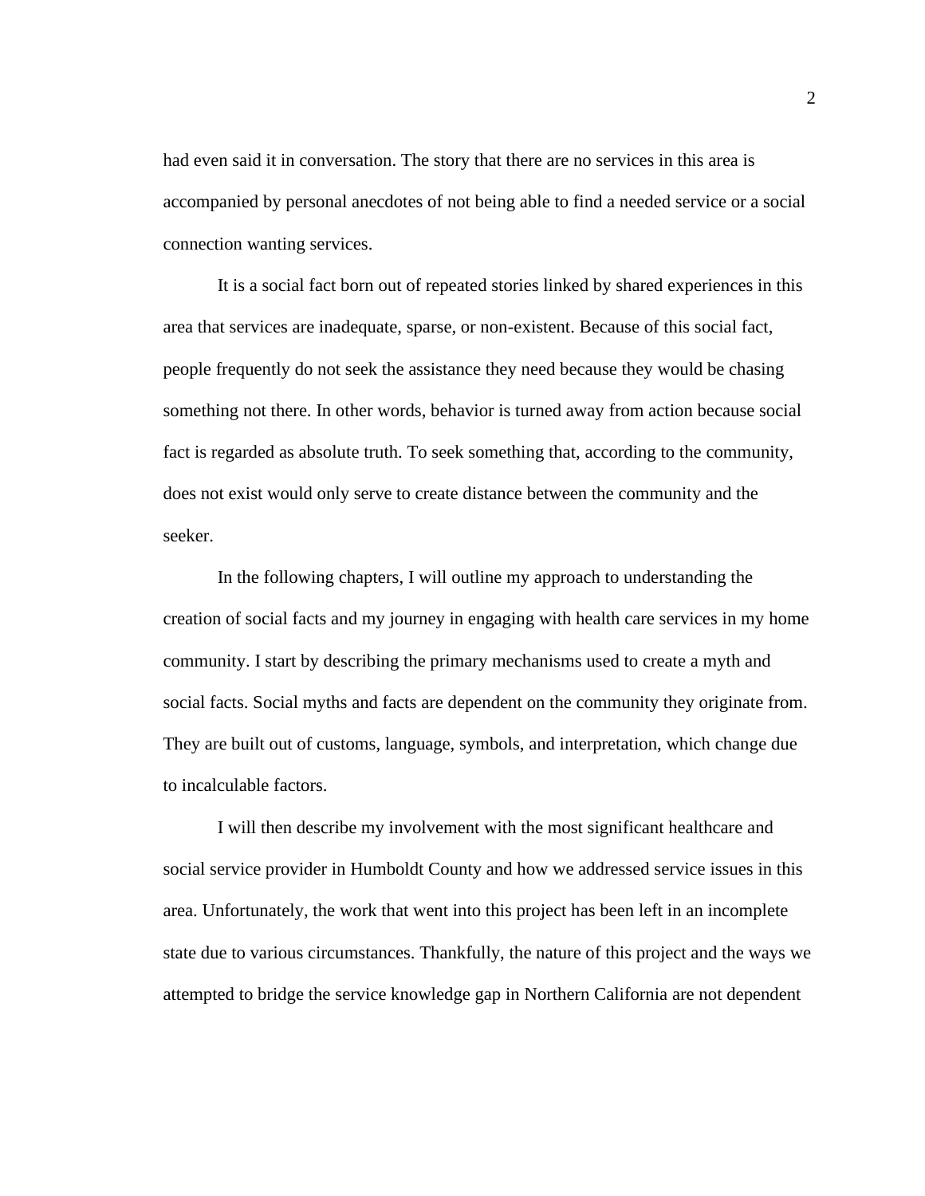had even said it in conversation. The story that there are no services in this area is accompanied by personal anecdotes of not being able to find a needed service or a social connection wanting services.

It is a social fact born out of repeated stories linked by shared experiences in this area that services are inadequate, sparse, or non-existent. Because of this social fact, people frequently do not seek the assistance they need because they would be chasing something not there. In other words, behavior is turned away from action because social fact is regarded as absolute truth. To seek something that, according to the community, does not exist would only serve to create distance between the community and the seeker.

In the following chapters, I will outline my approach to understanding the creation of social facts and my journey in engaging with health care services in my home community. I start by describing the primary mechanisms used to create a myth and social facts. Social myths and facts are dependent on the community they originate from. They are built out of customs, language, symbols, and interpretation, which change due to incalculable factors.

I will then describe my involvement with the most significant healthcare and social service provider in Humboldt County and how we addressed service issues in this area. Unfortunately, the work that went into this project has been left in an incomplete state due to various circumstances. Thankfully, the nature of this project and the ways we attempted to bridge the service knowledge gap in Northern California are not dependent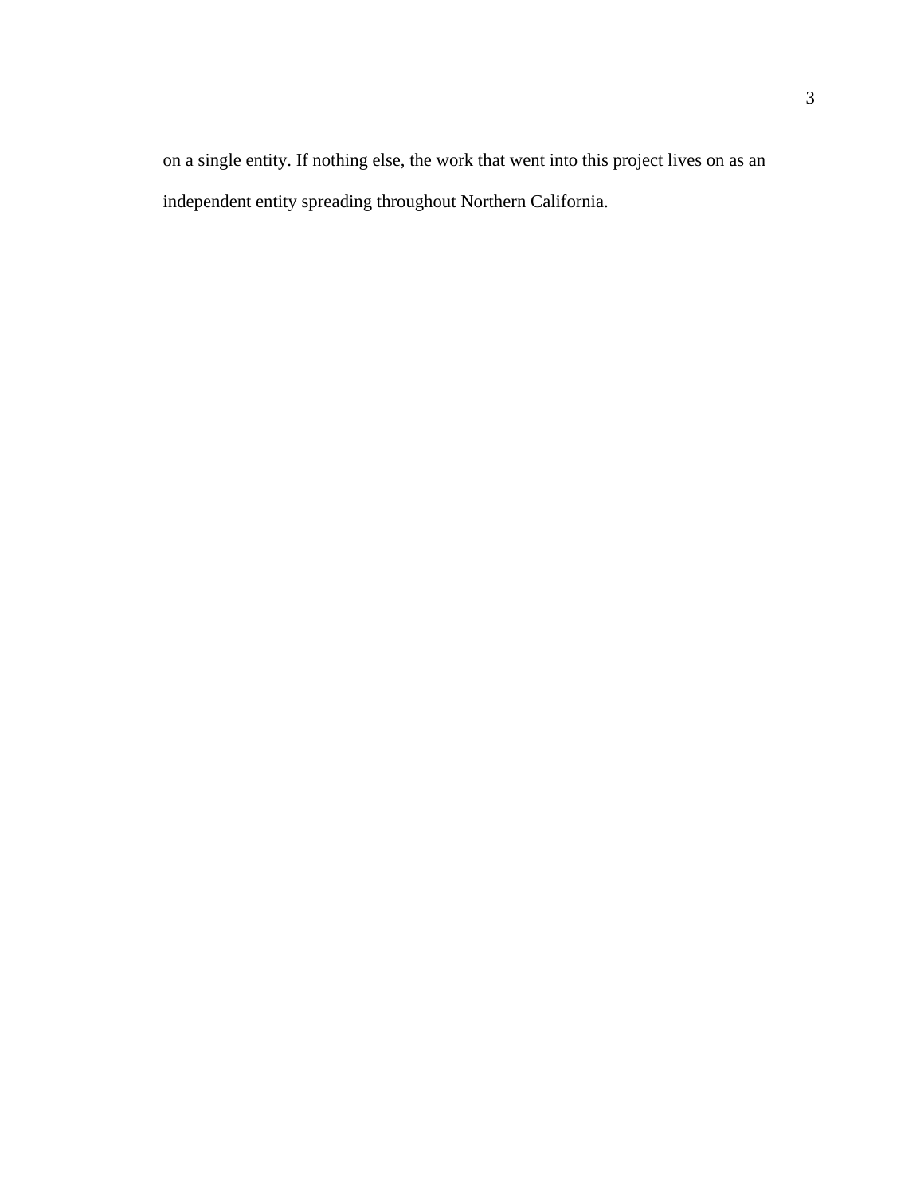on a single entity. If nothing else, the work that went into this project lives on as an independent entity spreading throughout Northern California.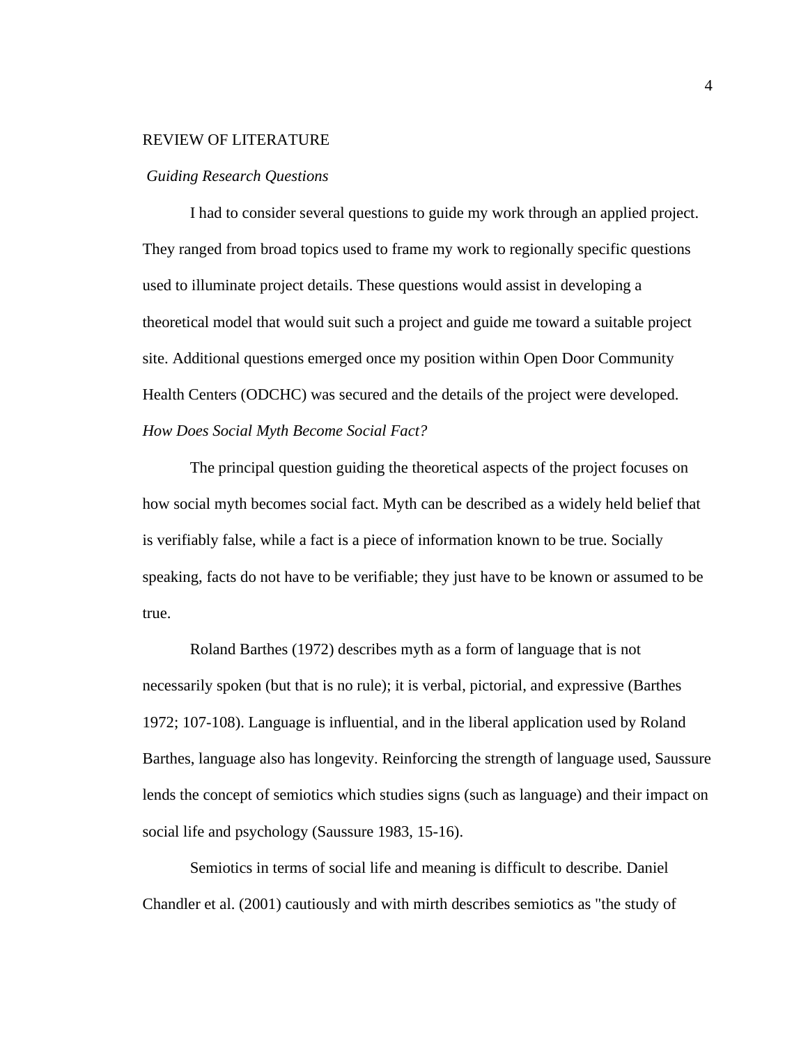## REVIEW OF LITERATURE

### *Guiding Research Questions*

I had to consider several questions to guide my work through an applied project. They ranged from broad topics used to frame my work to regionally specific questions used to illuminate project details. These questions would assist in developing a theoretical model that would suit such a project and guide me toward a suitable project site. Additional questions emerged once my position within Open Door Community Health Centers (ODCHC) was secured and the details of the project were developed.

### *How Does Social Myth Become Social Fact?*

The principal question guiding the theoretical aspects of the project focuses on how social myth becomes social fact. Myth can be described as a widely held belief that is verifiably false, while a fact is a piece of information known to be true. Socially speaking, facts do not have to be verifiable; they just have to be known or assumed to be true.

Roland Barthes (1972) describes myth as a form of language that is not necessarily spoken (but that is no rule); it is verbal, pictorial, and expressive (Barthes 1972; 107-108). Language is influential, and in the liberal application used by Roland Barthes, language also has longevity. Reinforcing the strength of language used, Saussure lends the concept of semiotics which studies signs (such as language) and their impact on social life and psychology (Saussure 1983, 15-16).

Semiotics in terms of social life and meaning is difficult to describe. Daniel Chandler et al. (2001) cautiously and with mirth describes semiotics as "the study of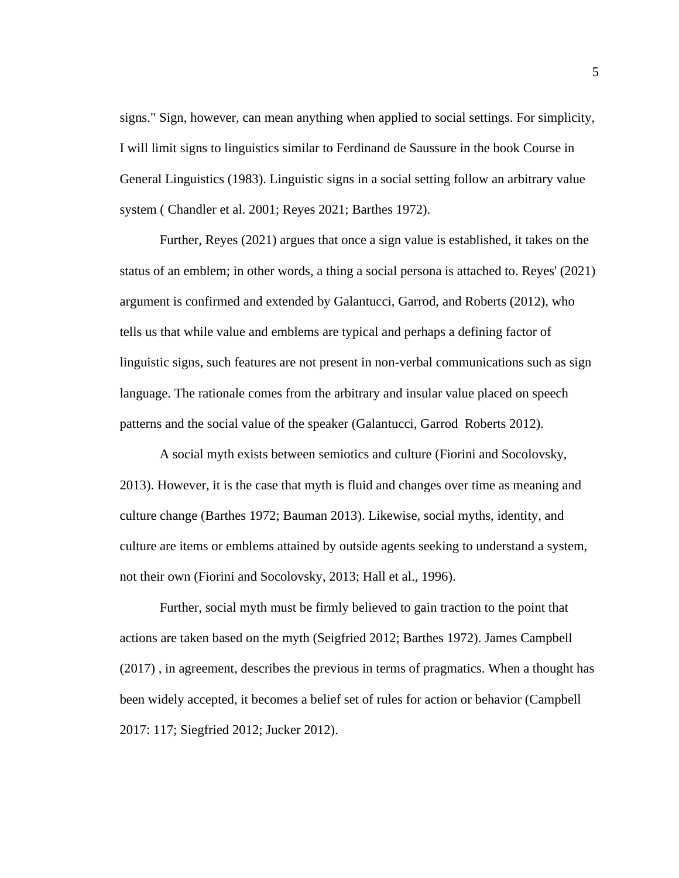signs." Sign, however, can mean anything when applied to social settings. For simplicity, I will limit signs to linguistics similar to Ferdinand de Saussure in the book Course in General Linguistics (1983). Linguistic signs in a social setting follow an arbitrary value system ( Chandler et al. 2001; Reyes 2021; Barthes 1972).

Further, Reyes (2021) argues that once a sign value is established, it takes on the status of an emblem; in other words, a thing a social persona is attached to. Reyes' (2021) argument is confirmed and extended by Galantucci, Garrod, and Roberts (2012), who tells us that while value and emblems are typical and perhaps a defining factor of linguistic signs, such features are not present in non-verbal communications such as sign language. The rationale comes from the arbitrary and insular value placed on speech patterns and the social value of the speaker (Galantucci, Garrod  Roberts 2012).

A social myth exists between semiotics and culture (Fiorini and Socolovsky, 2013). However, it is the case that myth is fluid and changes over time as meaning and culture change (Barthes 1972; Bauman 2013). Likewise, social myths, identity, and culture are items or emblems attained by outside agents seeking to understand a system, not their own (Fiorini and Socolovsky, 2013; Hall et al., 1996).

Further, social myth must be firmly believed to gain traction to the point that actions are taken based on the myth (Seigfried 2012; Barthes 1972). James Campbell (2017) , in agreement, describes the previous in terms of pragmatics. When a thought has been widely accepted, it becomes a belief set of rules for action or behavior (Campbell 2017: 117; Siegfried 2012; Jucker 2012).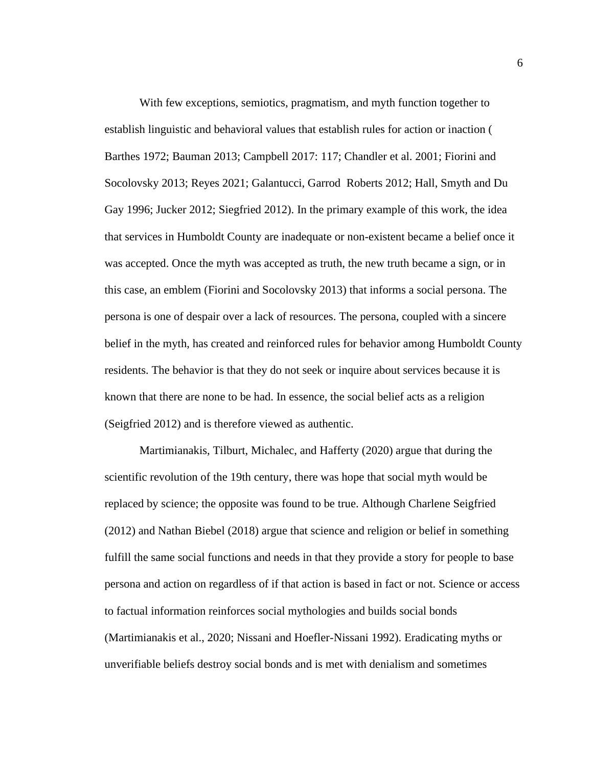With few exceptions, semiotics, pragmatism, and myth function together to establish linguistic and behavioral values that establish rules for action or inaction ( Barthes 1972; Bauman 2013; Campbell 2017: 117; Chandler et al. 2001; Fiorini and Socolovsky 2013; Reyes 2021; Galantucci, Garrod  Roberts 2012; Hall, Smyth and Du Gay 1996; Jucker 2012; Siegfried 2012). In the primary example of this work, the idea that services in Humboldt County are inadequate or non-existent became a belief once it was accepted. Once the myth was accepted as truth, the new truth became a sign, or in this case, an emblem (Fiorini and Socolovsky 2013) that informs a social persona. The persona is one of despair over a lack of resources. The persona, coupled with a sincere belief in the myth, has created and reinforced rules for behavior among Humboldt County residents. The behavior is that they do not seek or inquire about services because it is known that there are none to be had. In essence, the social belief acts as a religion (Seigfried 2012) and is therefore viewed as authentic.

Martimianakis, Tilburt, Michalec, and Hafferty (2020) argue that during the scientific revolution of the 19th century, there was hope that social myth would be replaced by science; the opposite was found to be true. Although Charlene Seigfried (2012) and Nathan Biebel (2018) argue that science and religion or belief in something fulfill the same social functions and needs in that they provide a story for people to base persona and action on regardless of if that action is based in fact or not. Science or access to factual information reinforces social mythologies and builds social bonds (Martimianakis et al., 2020; Nissani and Hoefler-Nissani 1992). Eradicating myths or unverifiable beliefs destroy social bonds and is met with denialism and sometimes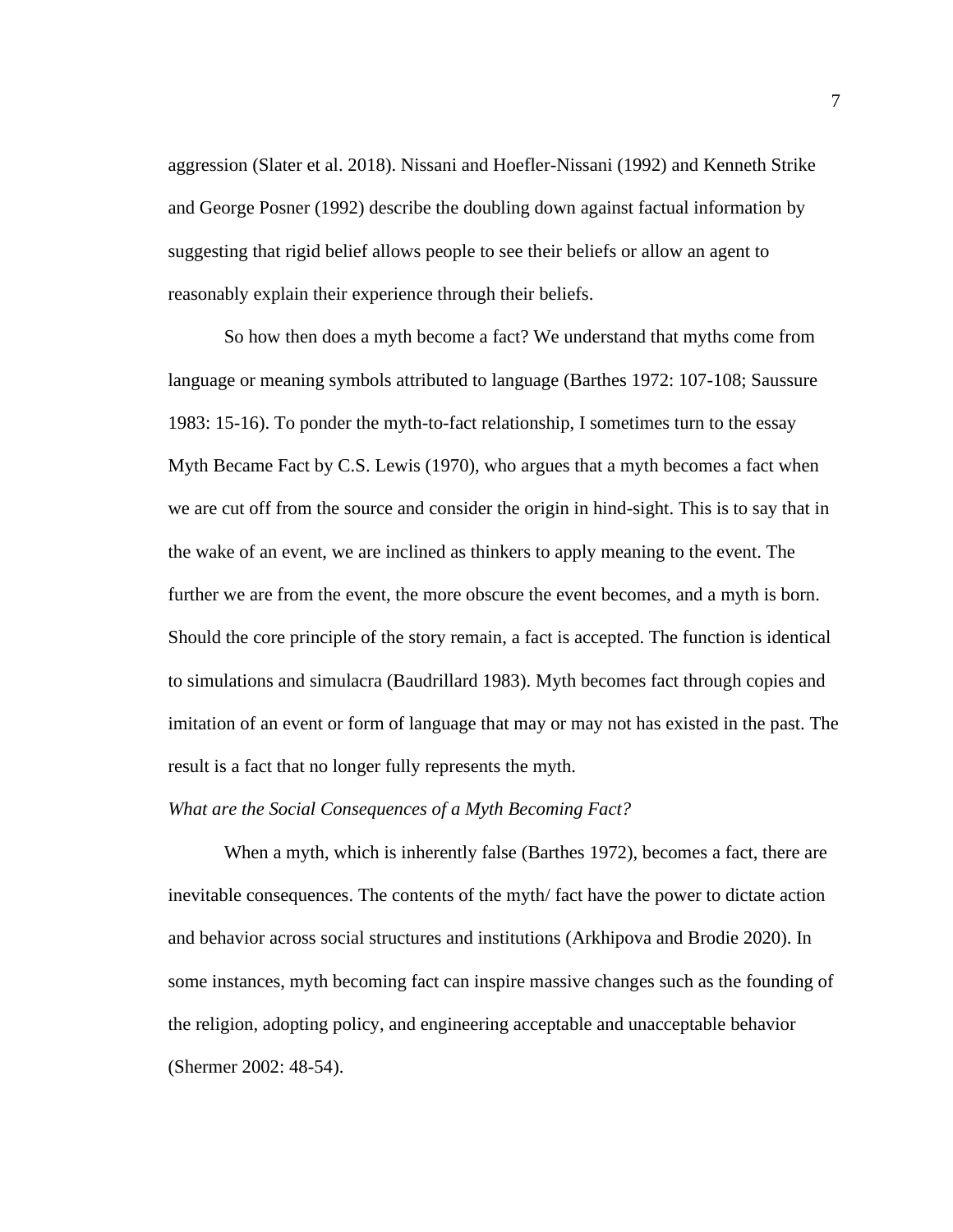aggression (Slater et al. 2018). Nissani and Hoefler-Nissani (1992) and Kenneth Strike and George Posner (1992) describe the doubling down against factual information by suggesting that rigid belief allows people to see their beliefs or allow an agent to reasonably explain their experience through their beliefs.

So how then does a myth become a fact? We understand that myths come from language or meaning symbols attributed to language (Barthes 1972: 107-108; Saussure 1983: 15-16). To ponder the myth-to-fact relationship, I sometimes turn to the essay Myth Became Fact by C.S. Lewis (1970), who argues that a myth becomes a fact when we are cut off from the source and consider the origin in hind-sight. This is to say that in the wake of an event, we are inclined as thinkers to apply meaning to the event. The further we are from the event, the more obscure the event becomes, and a myth is born. Should the core principle of the story remain, a fact is accepted. The function is identical to simulations and simulacra (Baudrillard 1983). Myth becomes fact through copies and imitation of an event or form of language that may or may not has existed in the past. The result is a fact that no longer fully represents the myth.

*What are the Social Consequences of a Myth Becoming Fact?*

When a myth, which is inherently false (Barthes 1972), becomes a fact, there are inevitable consequences. The contents of the myth/ fact have the power to dictate action and behavior across social structures and institutions (Arkhipova and Brodie 2020). In some instances, myth becoming fact can inspire massive changes such as the founding of the religion, adopting policy, and engineering acceptable and unacceptable behavior (Shermer 2002: 48-54).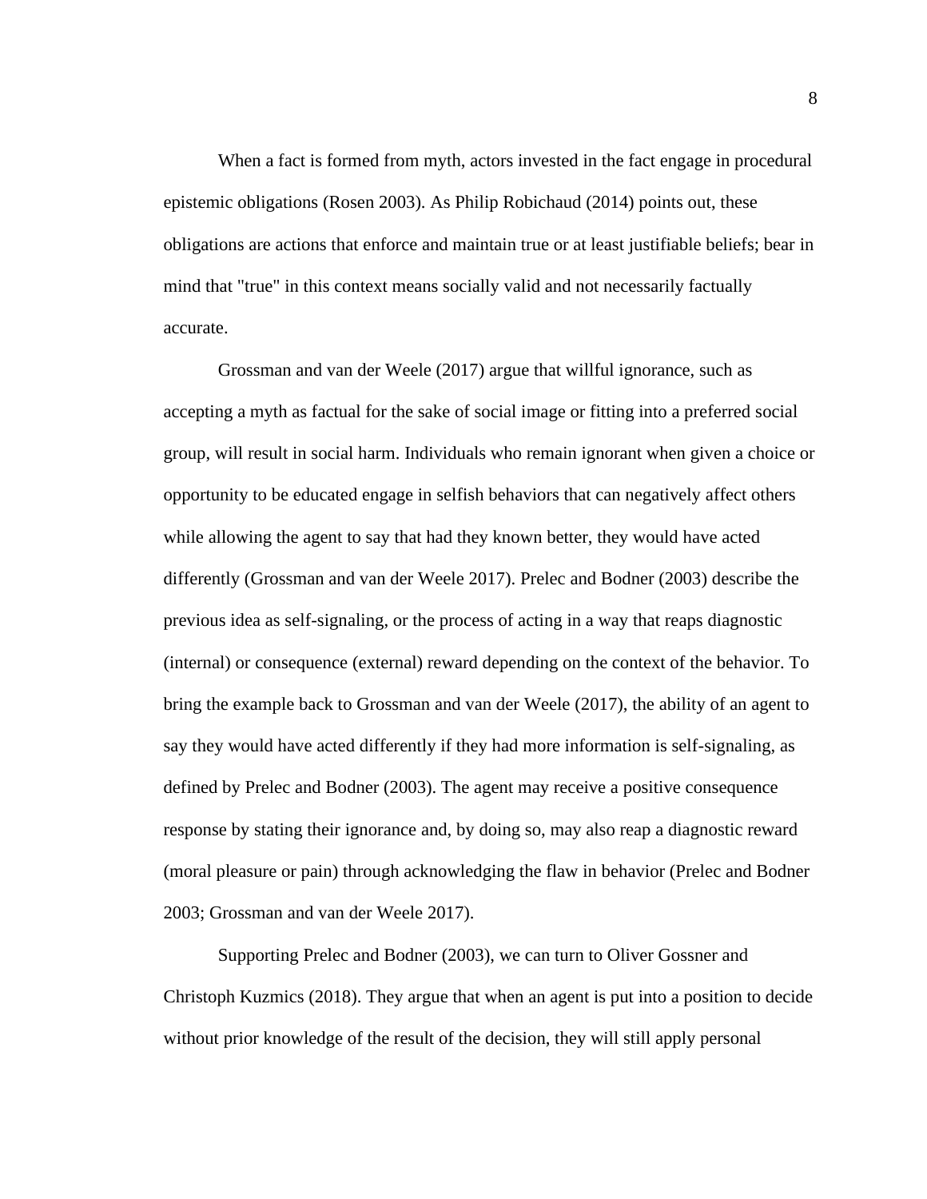When a fact is formed from myth, actors invested in the fact engage in procedural epistemic obligations (Rosen 2003). As Philip Robichaud (2014) points out, these obligations are actions that enforce and maintain true or at least justifiable beliefs; bear in mind that "true" in this context means socially valid and not necessarily factually accurate.

Grossman and van der Weele (2017) argue that willful ignorance, such as accepting a myth as factual for the sake of social image or fitting into a preferred social group, will result in social harm. Individuals who remain ignorant when given a choice or opportunity to be educated engage in selfish behaviors that can negatively affect others while allowing the agent to say that had they known better, they would have acted differently (Grossman and van der Weele 2017). Prelec and Bodner (2003) describe the previous idea as self-signaling, or the process of acting in a way that reaps diagnostic (internal) or consequence (external) reward depending on the context of the behavior. To bring the example back to Grossman and van der Weele (2017), the ability of an agent to say they would have acted differently if they had more information is self-signaling, as defined by Prelec and Bodner (2003). The agent may receive a positive consequence response by stating their ignorance and, by doing so, may also reap a diagnostic reward (moral pleasure or pain) through acknowledging the flaw in behavior (Prelec and Bodner 2003; Grossman and van der Weele 2017).

Supporting Prelec and Bodner (2003), we can turn to Oliver Gossner and Christoph Kuzmics (2018). They argue that when an agent is put into a position to decide without prior knowledge of the result of the decision, they will still apply personal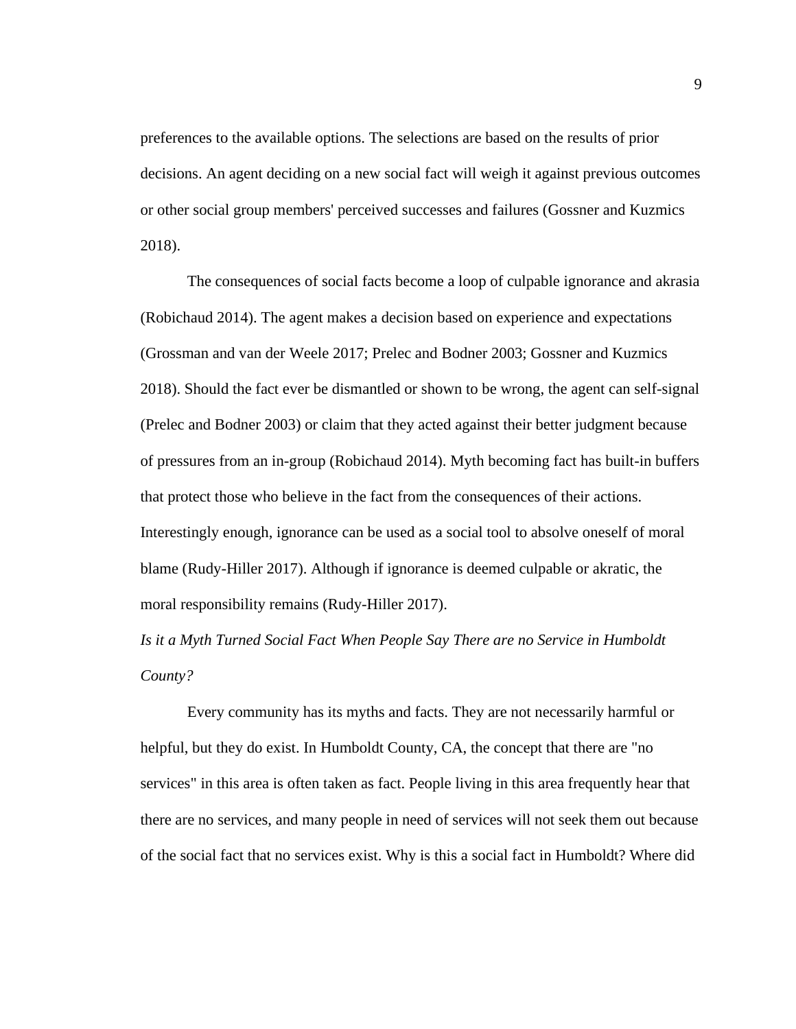preferences to the available options. The selections are based on the results of prior decisions. An agent deciding on a new social fact will weigh it against previous outcomes or other social group members' perceived successes and failures (Gossner and Kuzmics 2018).

The consequences of social facts become a loop of culpable ignorance and akrasia (Robichaud 2014). The agent makes a decision based on experience and expectations (Grossman and van der Weele 2017; Prelec and Bodner 2003; Gossner and Kuzmics 2018). Should the fact ever be dismantled or shown to be wrong, the agent can self-signal (Prelec and Bodner 2003) or claim that they acted against their better judgment because of pressures from an in-group (Robichaud 2014). Myth becoming fact has built-in buffers that protect those who believe in the fact from the consequences of their actions. Interestingly enough, ignorance can be used as a social tool to absolve oneself of moral blame (Rudy-Hiller 2017). Although if ignorance is deemed culpable or akratic, the moral responsibility remains (Rudy-Hiller 2017).

*Is it a Myth Turned Social Fact When People Say There are no Service in Humboldt County?*

Every community has its myths and facts. They are not necessarily harmful or helpful, but they do exist. In Humboldt County, CA, the concept that there are "no services" in this area is often taken as fact. People living in this area frequently hear that there are no services, and many people in need of services will not seek them out because of the social fact that no services exist. Why is this a social fact in Humboldt? Where did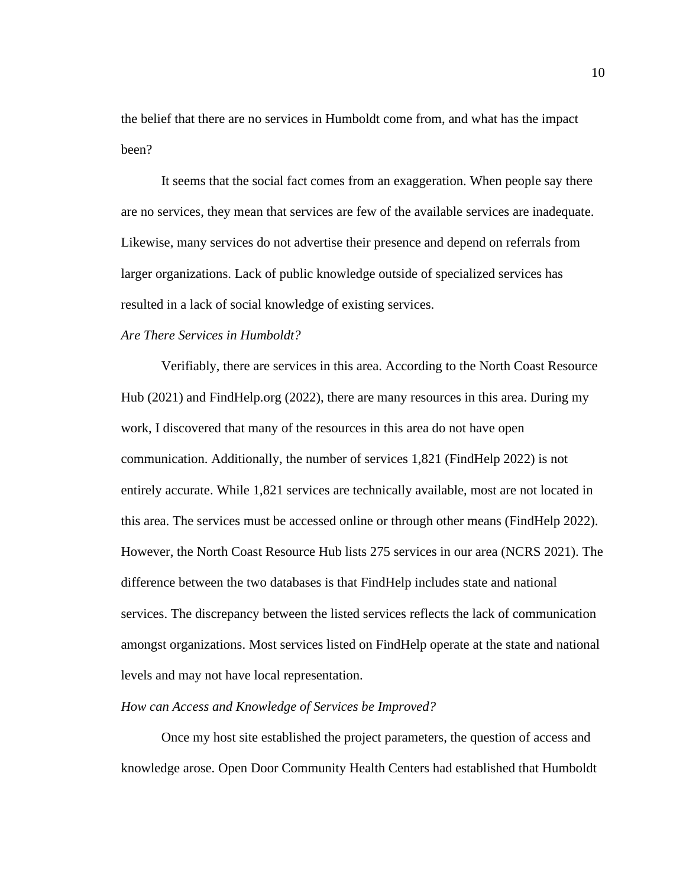the belief that there are no services in Humboldt come from, and what has the impact been?

It seems that the social fact comes from an exaggeration. When people say there are no services, they mean that services are few of the available services are inadequate. Likewise, many services do not advertise their presence and depend on referrals from larger organizations. Lack of public knowledge outside of specialized services has resulted in a lack of social knowledge of existing services.

*Are There Services in Humboldt?*

Verifiably, there are services in this area. According to the North Coast Resource Hub (2021) and FindHelp.org (2022), there are many resources in this area. During my work, I discovered that many of the resources in this area do not have open communication. Additionally, the number of services 1,821 (FindHelp 2022) is not entirely accurate. While 1,821 services are technically available, most are not located in this area. The services must be accessed online or through other means (FindHelp 2022). However, the North Coast Resource Hub lists 275 services in our area (NCRS 2021). The difference between the two databases is that FindHelp includes state and national services. The discrepancy between the listed services reflects the lack of communication amongst organizations. Most services listed on FindHelp operate at the state and national levels and may not have local representation.

*How can Access and Knowledge of Services be Improved?*

Once my host site established the project parameters, the question of access and knowledge arose. Open Door Community Health Centers had established that Humboldt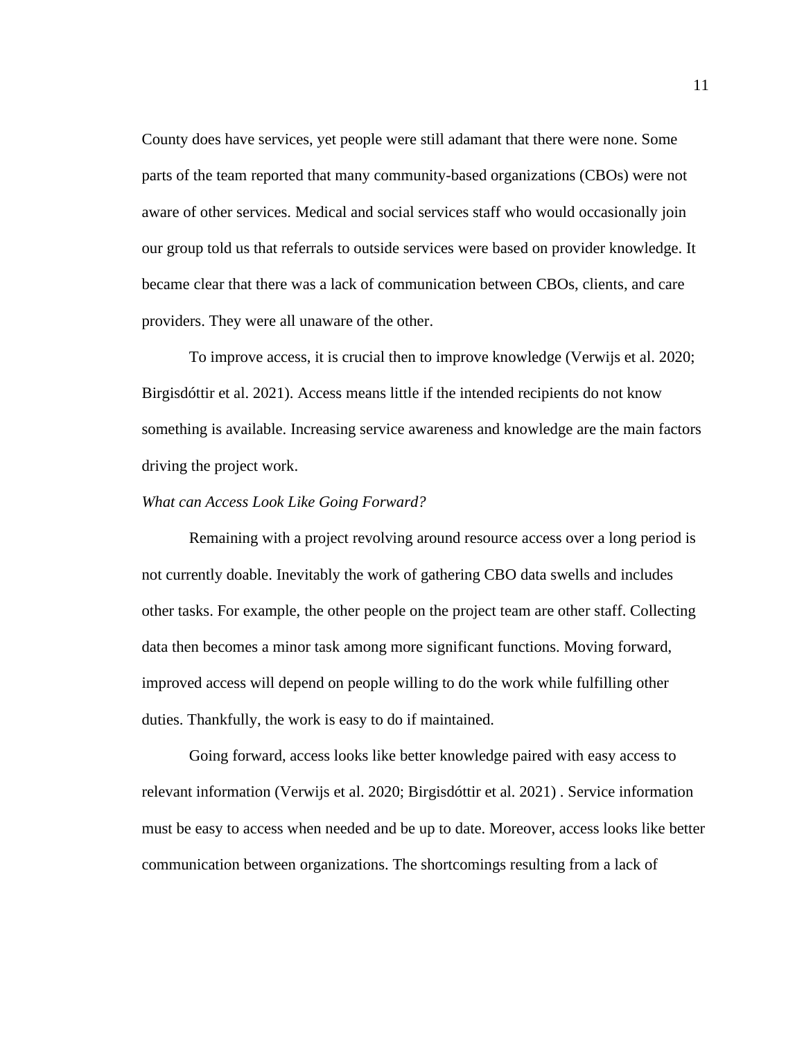County does have services, yet people were still adamant that there were none. Some parts of the team reported that many community-based organizations (CBOs) were not aware of other services. Medical and social services staff who would occasionally join our group told us that referrals to outside services were based on provider knowledge. It became clear that there was a lack of communication between CBOs, clients, and care providers. They were all unaware of the other.

To improve access, it is crucial then to improve knowledge (Verwijs et al. 2020; Birgisdóttir et al. 2021). Access means little if the intended recipients do not know something is available. Increasing service awareness and knowledge are the main factors driving the project work.

*What can Access Look Like Going Forward?*

Remaining with a project revolving around resource access over a long period is not currently doable. Inevitably the work of gathering CBO data swells and includes other tasks. For example, the other people on the project team are other staff. Collecting data then becomes a minor task among more significant functions. Moving forward, improved access will depend on people willing to do the work while fulfilling other duties. Thankfully, the work is easy to do if maintained.

Going forward, access looks like better knowledge paired with easy access to relevant information (Verwijs et al. 2020; Birgisdóttir et al. 2021) . Service information must be easy to access when needed and be up to date. Moreover, access looks like better communication between organizations. The shortcomings resulting from a lack of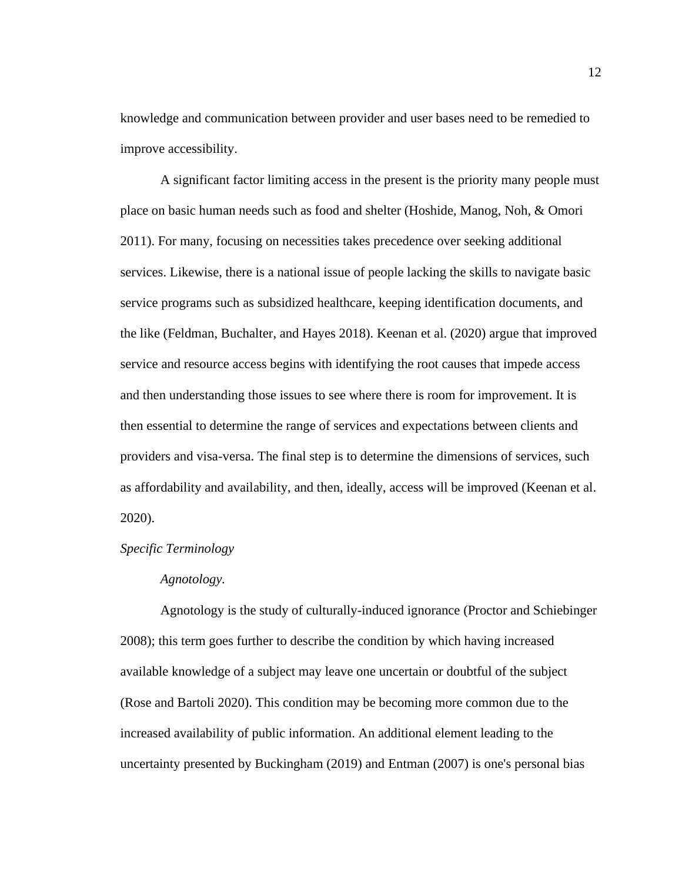knowledge and communication between provider and user bases need to be remedied to improve accessibility.

A significant factor limiting access in the present is the priority many people must place on basic human needs such as food and shelter (Hoshide, Manog, Noh, & Omori 2011). For many, focusing on necessities takes precedence over seeking additional services. Likewise, there is a national issue of people lacking the skills to navigate basic service programs such as subsidized healthcare, keeping identification documents, and the like (Feldman, Buchalter, and Hayes 2018). Keenan et al. (2020) argue that improved service and resource access begins with identifying the root causes that impede access and then understanding those issues to see where there is room for improvement. It is then essential to determine the range of services and expectations between clients and providers and visa-versa. The final step is to determine the dimensions of services, such as affordability and availability, and then, ideally, access will be improved (Keenan et al. 2020).

### *Specific Terminology*

#### *Agnotology.*

Agnotology is the study of culturally-induced ignorance (Proctor and Schiebinger 2008); this term goes further to describe the condition by which having increased available knowledge of a subject may leave one uncertain or doubtful of the subject (Rose and Bartoli 2020). This condition may be becoming more common due to the increased availability of public information. An additional element leading to the uncertainty presented by Buckingham (2019) and Entman (2007) is one's personal bias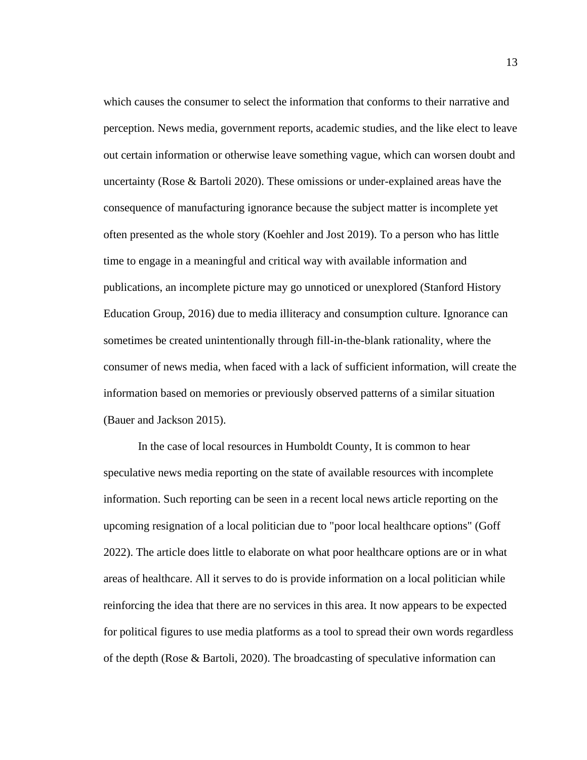which causes the consumer to select the information that conforms to their narrative and perception. News media, government reports, academic studies, and the like elect to leave out certain information or otherwise leave something vague, which can worsen doubt and uncertainty (Rose & Bartoli 2020). These omissions or under-explained areas have the consequence of manufacturing ignorance because the subject matter is incomplete yet often presented as the whole story (Koehler and Jost 2019). To a person who has little time to engage in a meaningful and critical way with available information and publications, an incomplete picture may go unnoticed or unexplored (Stanford History Education Group, 2016) due to media illiteracy and consumption culture. Ignorance can sometimes be created unintentionally through fill-in-the-blank rationality, where the consumer of news media, when faced with a lack of sufficient information, will create the information based on memories or previously observed patterns of a similar situation (Bauer and Jackson 2015).

In the case of local resources in Humboldt County, It is common to hear speculative news media reporting on the state of available resources with incomplete information. Such reporting can be seen in a recent local news article reporting on the upcoming resignation of a local politician due to "poor local healthcare options" (Goff 2022). The article does little to elaborate on what poor healthcare options are or in what areas of healthcare. All it serves to do is provide information on a local politician while reinforcing the idea that there are no services in this area. It now appears to be expected for political figures to use media platforms as a tool to spread their own words regardless of the depth (Rose & Bartoli, 2020). The broadcasting of speculative information can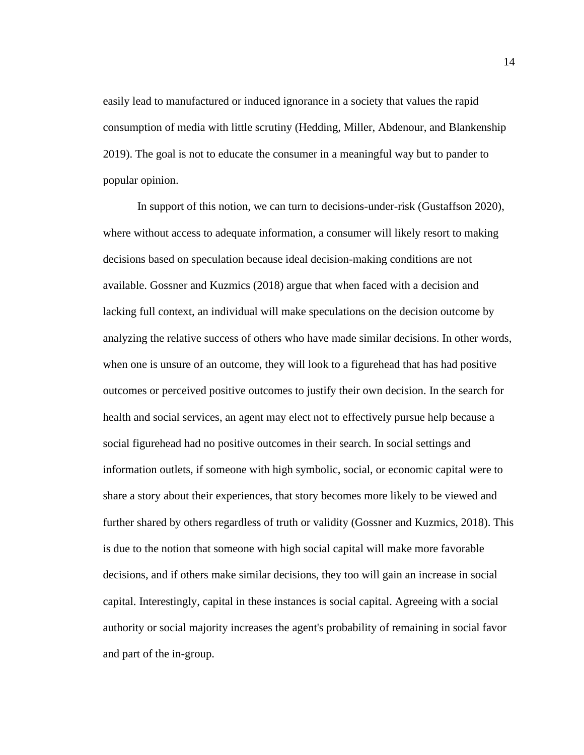easily lead to manufactured or induced ignorance in a society that values the rapid consumption of media with little scrutiny (Hedding, Miller, Abdenour, and Blankenship 2019). The goal is not to educate the consumer in a meaningful way but to pander to popular opinion.

In support of this notion, we can turn to decisions-under-risk (Gustaffson 2020), where without access to adequate information, a consumer will likely resort to making decisions based on speculation because ideal decision-making conditions are not available. Gossner and Kuzmics (2018) argue that when faced with a decision and lacking full context, an individual will make speculations on the decision outcome by analyzing the relative success of others who have made similar decisions. In other words, when one is unsure of an outcome, they will look to a figurehead that has had positive outcomes or perceived positive outcomes to justify their own decision. In the search for health and social services, an agent may elect not to effectively pursue help because a social figurehead had no positive outcomes in their search. In social settings and information outlets, if someone with high symbolic, social, or economic capital were to share a story about their experiences, that story becomes more likely to be viewed and further shared by others regardless of truth or validity (Gossner and Kuzmics, 2018). This is due to the notion that someone with high social capital will make more favorable decisions, and if others make similar decisions, they too will gain an increase in social capital. Interestingly, capital in these instances is social capital. Agreeing with a social authority or social majority increases the agent's probability of remaining in social favor and part of the in-group.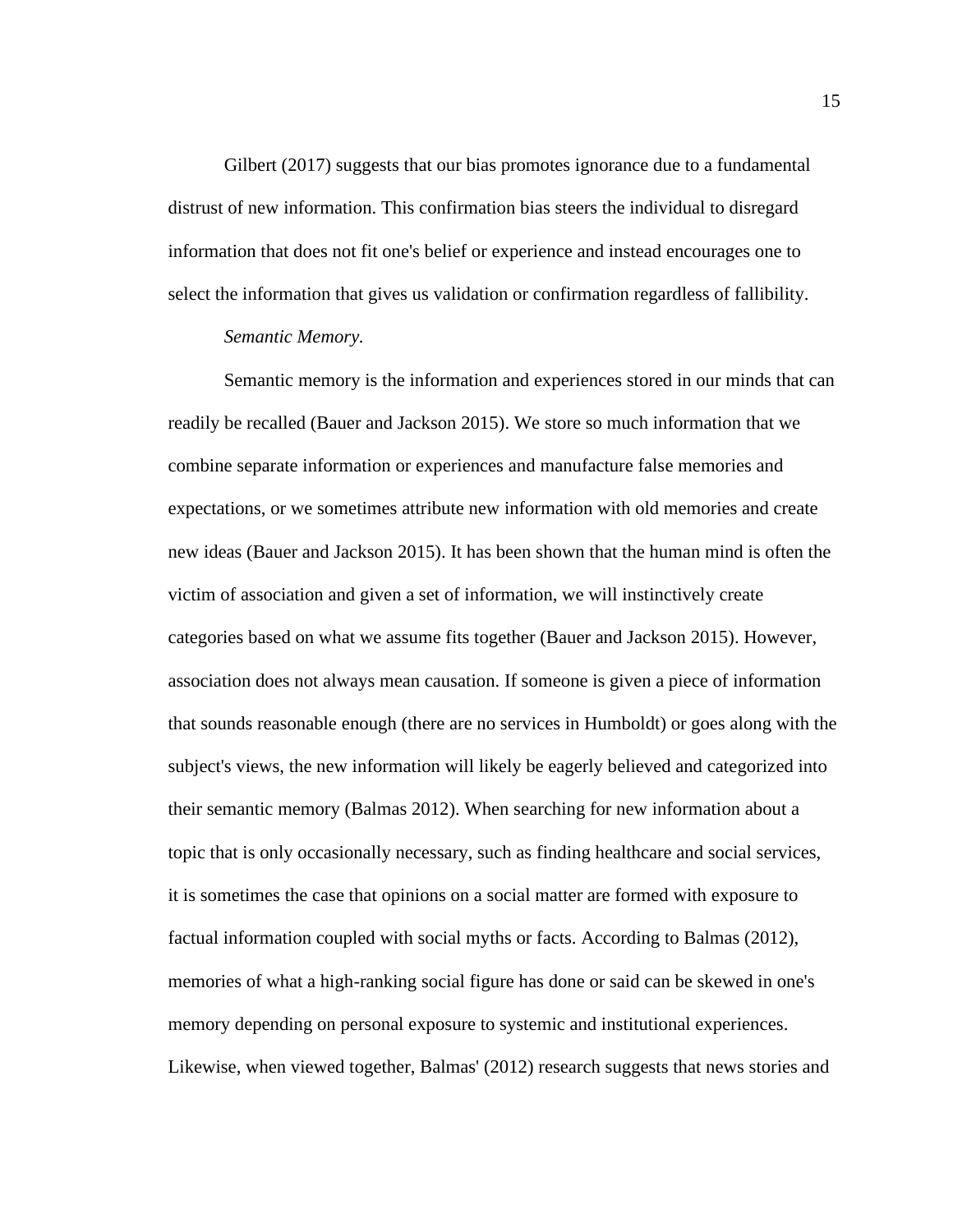Gilbert (2017) suggests that our bias promotes ignorance due to a fundamental distrust of new information. This confirmation bias steers the individual to disregard information that does not fit one's belief or experience and instead encourages one to select the information that gives us validation or confirmation regardless of fallibility.

*Semantic Memory.*

Semantic memory is the information and experiences stored in our minds that can readily be recalled (Bauer and Jackson 2015). We store so much information that we combine separate information or experiences and manufacture false memories and expectations, or we sometimes attribute new information with old memories and create new ideas (Bauer and Jackson 2015). It has been shown that the human mind is often the victim of association and given a set of information, we will instinctively create categories based on what we assume fits together (Bauer and Jackson 2015). However, association does not always mean causation. If someone is given a piece of information that sounds reasonable enough (there are no services in Humboldt) or goes along with the subject's views, the new information will likely be eagerly believed and categorized into their semantic memory (Balmas 2012). When searching for new information about a topic that is only occasionally necessary, such as finding healthcare and social services, it is sometimes the case that opinions on a social matter are formed with exposure to factual information coupled with social myths or facts. According to Balmas (2012), memories of what a high-ranking social figure has done or said can be skewed in one's memory depending on personal exposure to systemic and institutional experiences. Likewise, when viewed together, Balmas' (2012) research suggests that news stories and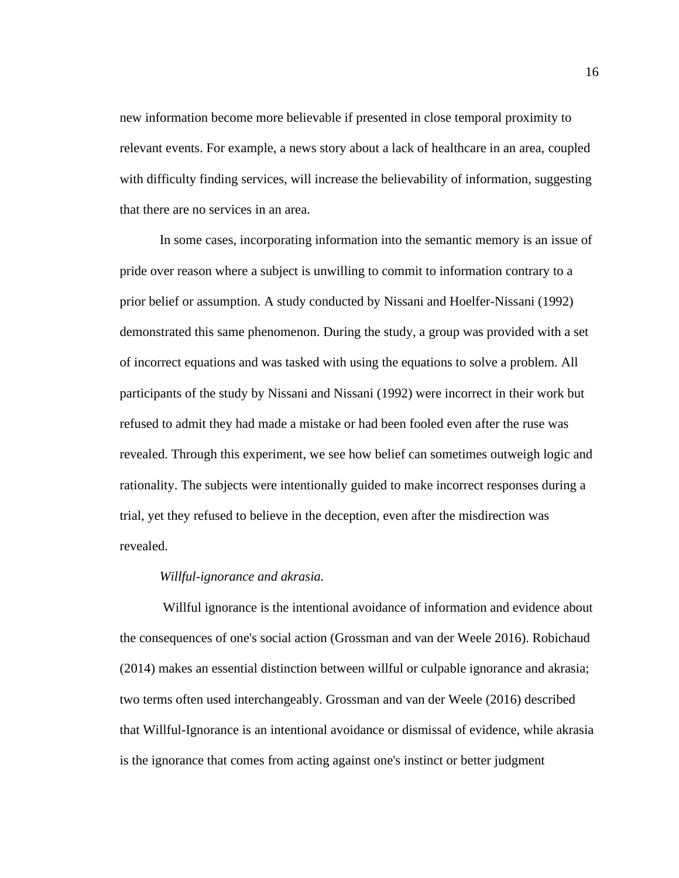new information become more believable if presented in close temporal proximity to relevant events. For example, a news story about a lack of healthcare in an area, coupled with difficulty finding services, will increase the believability of information, suggesting that there are no services in an area.

In some cases, incorporating information into the semantic memory is an issue of pride over reason where a subject is unwilling to commit to information contrary to a prior belief or assumption. A study conducted by Nissani and Hoelfer-Nissani (1992) demonstrated this same phenomenon. During the study, a group was provided with a set of incorrect equations and was tasked with using the equations to solve a problem. All participants of the study by Nissani and Nissani (1992) were incorrect in their work but refused to admit they had made a mistake or had been fooled even after the ruse was revealed. Through this experiment, we see how belief can sometimes outweigh logic and rationality. The subjects were intentionally guided to make incorrect responses during a trial, yet they refused to believe in the deception, even after the misdirection was revealed.

*Willful-ignorance and akrasia.*

Willful ignorance is the intentional avoidance of information and evidence about the consequences of one's social action (Grossman and van der Weele 2016). Robichaud (2014) makes an essential distinction between willful or culpable ignorance and akrasia; two terms often used interchangeably. Grossman and van der Weele (2016) described that Willful-Ignorance is an intentional avoidance or dismissal of evidence, while akrasia is the ignorance that comes from acting against one's instinct or better judgment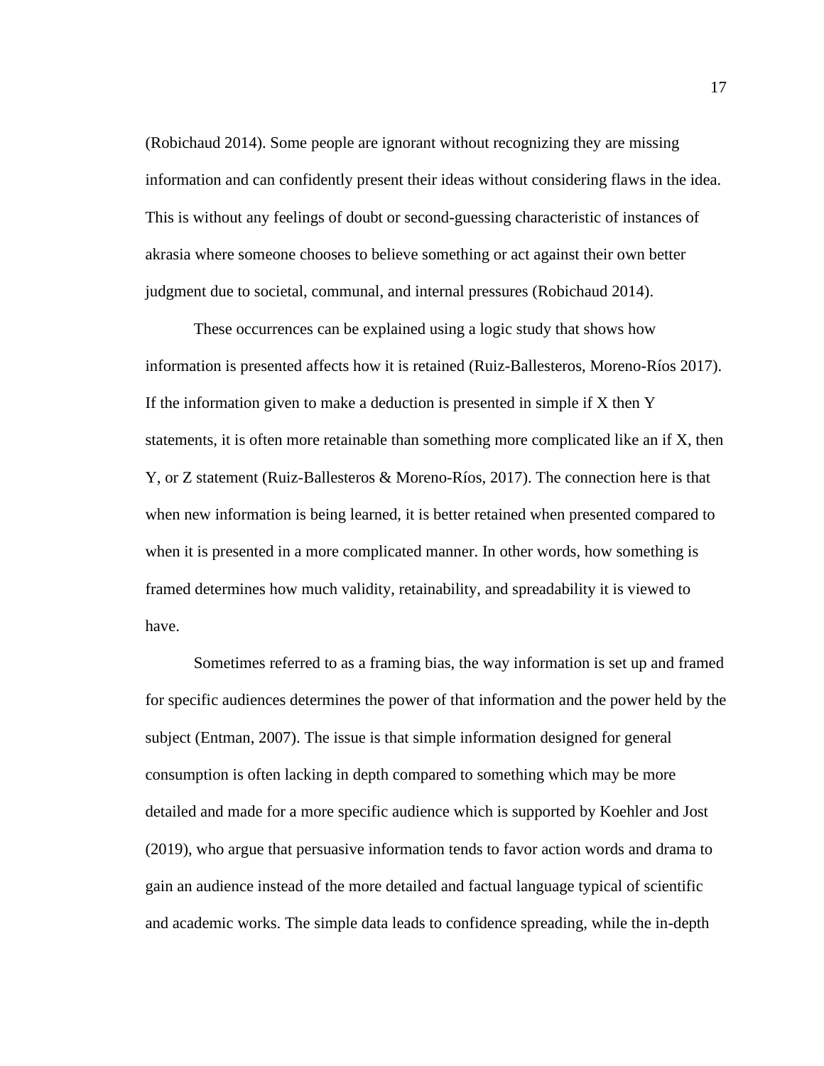(Robichaud 2014). Some people are ignorant without recognizing they are missing information and can confidently present their ideas without considering flaws in the idea. This is without any feelings of doubt or second-guessing characteristic of instances of akrasia where someone chooses to believe something or act against their own better judgment due to societal, communal, and internal pressures (Robichaud 2014).

These occurrences can be explained using a logic study that shows how information is presented affects how it is retained (Ruiz-Ballesteros, Moreno-Ríos 2017). If the information given to make a deduction is presented in simple if X then Y statements, it is often more retainable than something more complicated like an if X, then Y, or Z statement (Ruiz-Ballesteros & Moreno-Ríos, 2017). The connection here is that when new information is being learned, it is better retained when presented compared to when it is presented in a more complicated manner. In other words, how something is framed determines how much validity, retainability, and spreadability it is viewed to have.

Sometimes referred to as a framing bias, the way information is set up and framed for specific audiences determines the power of that information and the power held by the subject (Entman, 2007). The issue is that simple information designed for general consumption is often lacking in depth compared to something which may be more detailed and made for a more specific audience which is supported by Koehler and Jost (2019), who argue that persuasive information tends to favor action words and drama to gain an audience instead of the more detailed and factual language typical of scientific and academic works. The simple data leads to confidence spreading, while the in-depth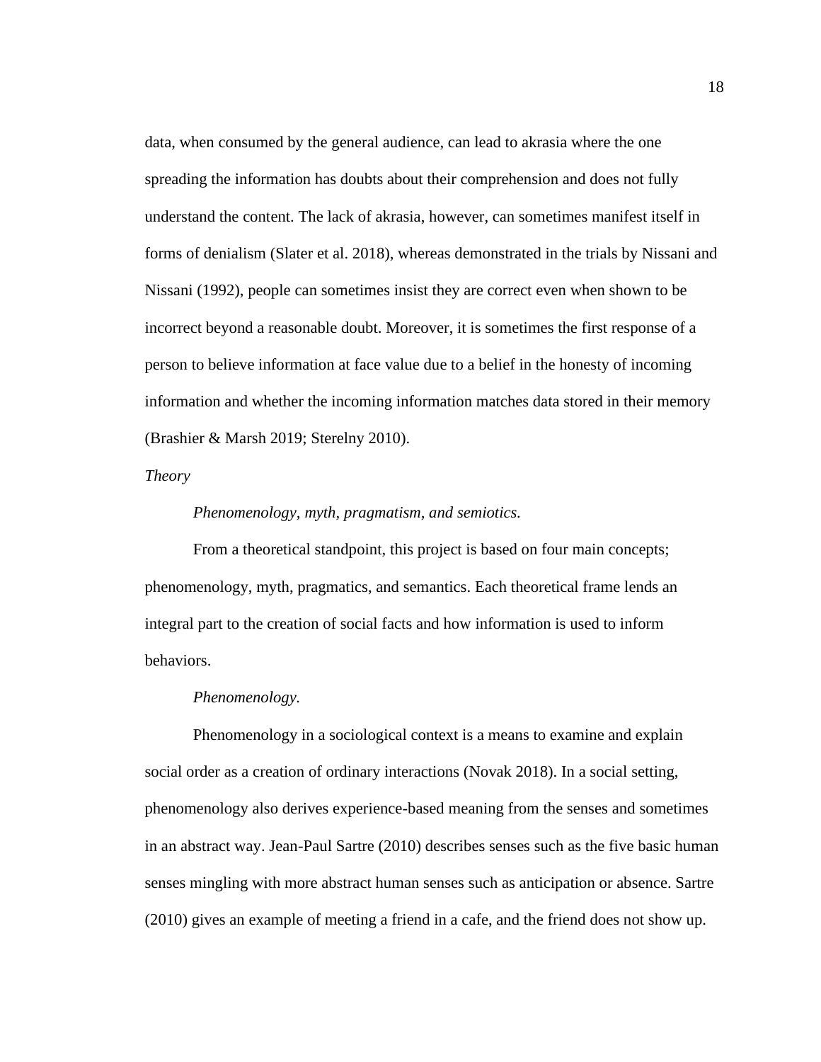data, when consumed by the general audience, can lead to akrasia where the one spreading the information has doubts about their comprehension and does not fully understand the content. The lack of akrasia, however, can sometimes manifest itself in forms of denialism (Slater et al. 2018), whereas demonstrated in the trials by Nissani and Nissani (1992), people can sometimes insist they are correct even when shown to be incorrect beyond a reasonable doubt. Moreover, it is sometimes the first response of a person to believe information at face value due to a belief in the honesty of incoming information and whether the incoming information matches data stored in their memory (Brashier & Marsh 2019; Sterelny 2010).

### *Theory*

#### *Phenomenology, myth, pragmatism, and semiotics.*

From a theoretical standpoint, this project is based on four main concepts; phenomenology, myth, pragmatics, and semantics. Each theoretical frame lends an integral part to the creation of social facts and how information is used to inform behaviors.

#### *Phenomenology.*

Phenomenology in a sociological context is a means to examine and explain social order as a creation of ordinary interactions (Novak 2018). In a social setting, phenomenology also derives experience-based meaning from the senses and sometimes in an abstract way. Jean-Paul Sartre (2010) describes senses such as the five basic human senses mingling with more abstract human senses such as anticipation or absence. Sartre (2010) gives an example of meeting a friend in a cafe, and the friend does not show up.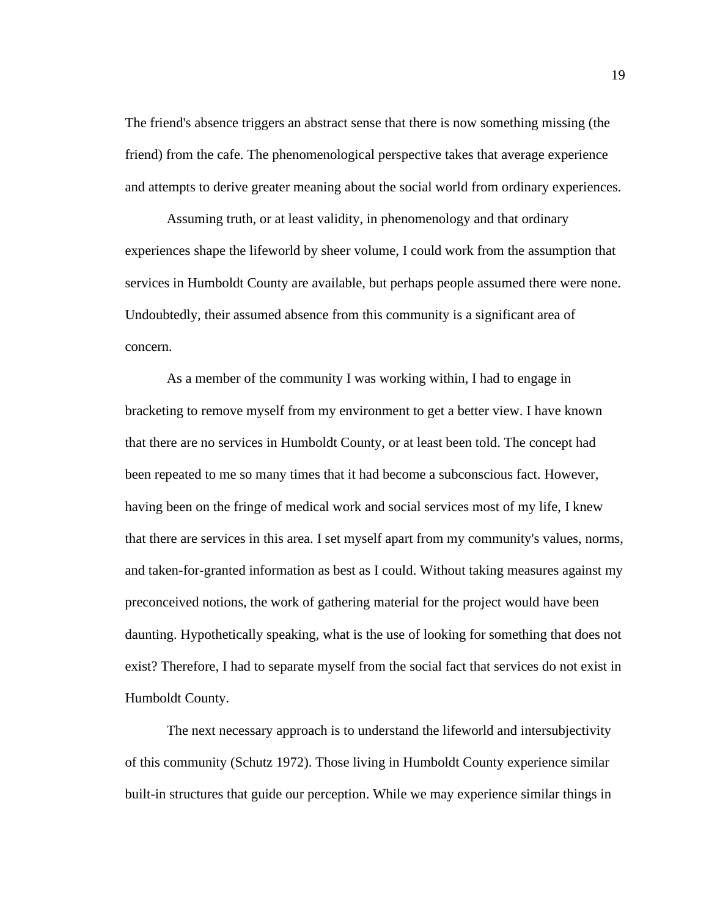The friend's absence triggers an abstract sense that there is now something missing (the friend) from the cafe. The phenomenological perspective takes that average experience and attempts to derive greater meaning about the social world from ordinary experiences.

Assuming truth, or at least validity, in phenomenology and that ordinary experiences shape the lifeworld by sheer volume, I could work from the assumption that services in Humboldt County are available, but perhaps people assumed there were none. Undoubtedly, their assumed absence from this community is a significant area of concern.

As a member of the community I was working within, I had to engage in bracketing to remove myself from my environment to get a better view. I have known that there are no services in Humboldt County, or at least been told. The concept had been repeated to me so many times that it had become a subconscious fact. However, having been on the fringe of medical work and social services most of my life, I knew that there are services in this area. I set myself apart from my community's values, norms, and taken-for-granted information as best as I could. Without taking measures against my preconceived notions, the work of gathering material for the project would have been daunting. Hypothetically speaking, what is the use of looking for something that does not exist? Therefore, I had to separate myself from the social fact that services do not exist in Humboldt County.

The next necessary approach is to understand the lifeworld and intersubjectivity of this community (Schutz 1972). Those living in Humboldt County experience similar built-in structures that guide our perception. While we may experience similar things in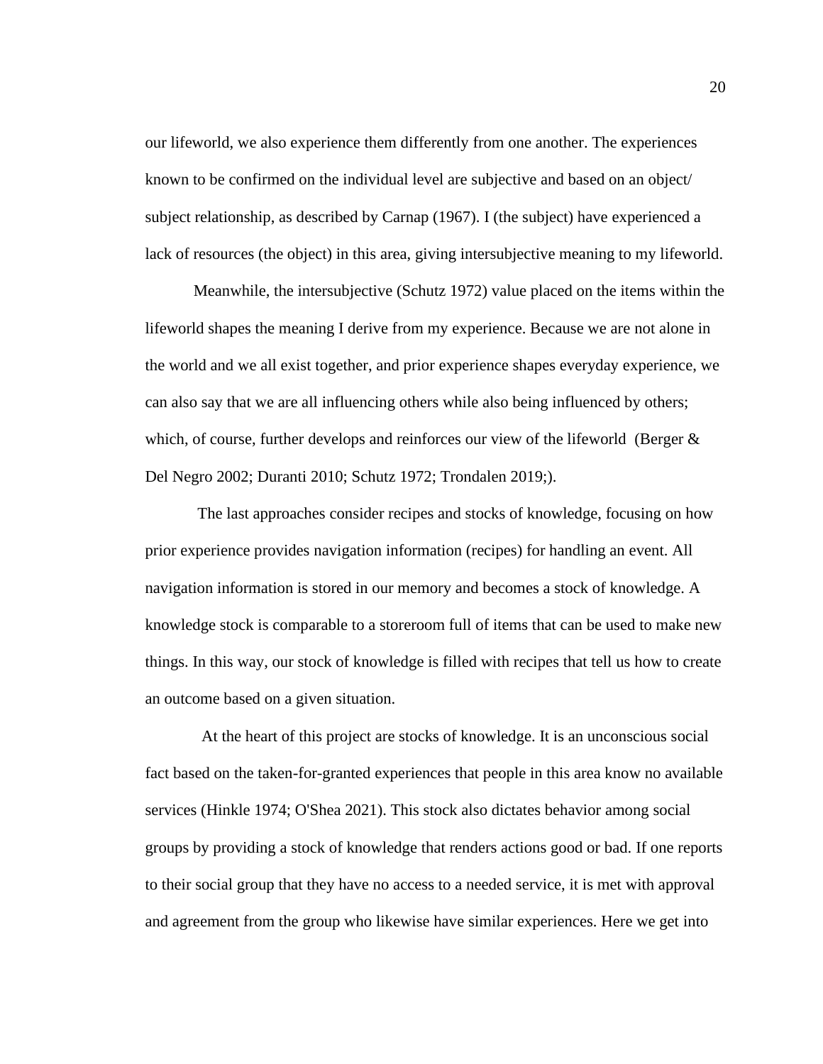our lifeworld, we also experience them differently from one another. The experiences known to be confirmed on the individual level are subjective and based on an object/ subject relationship, as described by Carnap (1967). I (the subject) have experienced a lack of resources (the object) in this area, giving intersubjective meaning to my lifeworld.

Meanwhile, the intersubjective (Schutz 1972) value placed on the items within the lifeworld shapes the meaning I derive from my experience. Because we are not alone in the world and we all exist together, and prior experience shapes everyday experience, we can also say that we are all influencing others while also being influenced by others; which, of course, further develops and reinforces our view of the lifeworld  (Berger & Del Negro 2002; Duranti 2010; Schutz 1972; Trondalen 2019;).

The last approaches consider recipes and stocks of knowledge, focusing on how prior experience provides navigation information (recipes) for handling an event. All navigation information is stored in our memory and becomes a stock of knowledge. A knowledge stock is comparable to a storeroom full of items that can be used to make new things. In this way, our stock of knowledge is filled with recipes that tell us how to create an outcome based on a given situation.

At the heart of this project are stocks of knowledge. It is an unconscious social fact based on the taken-for-granted experiences that people in this area know no available services (Hinkle 1974; O'Shea 2021). This stock also dictates behavior among social groups by providing a stock of knowledge that renders actions good or bad. If one reports to their social group that they have no access to a needed service, it is met with approval and agreement from the group who likewise have similar experiences. Here we get into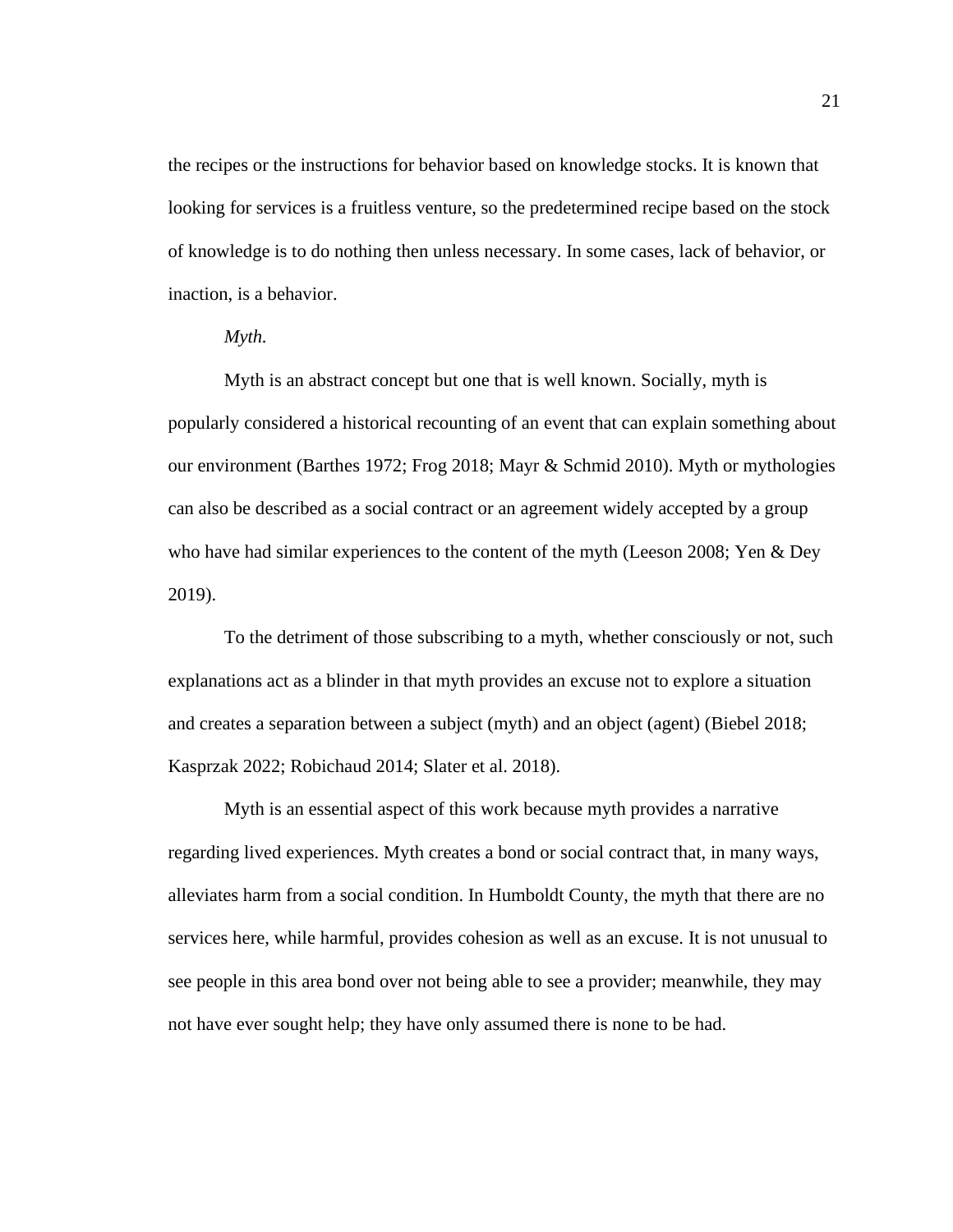the recipes or the instructions for behavior based on knowledge stocks. It is known that looking for services is a fruitless venture, so the predetermined recipe based on the stock of knowledge is to do nothing then unless necessary. In some cases, lack of behavior, or inaction, is a behavior.

*Myth.*

Myth is an abstract concept but one that is well known. Socially, myth is popularly considered a historical recounting of an event that can explain something about our environment (Barthes 1972; Frog 2018; Mayr & Schmid 2010). Myth or mythologies can also be described as a social contract or an agreement widely accepted by a group who have had similar experiences to the content of the myth (Leeson 2008; Yen & Dey 2019).

To the detriment of those subscribing to a myth, whether consciously or not, such explanations act as a blinder in that myth provides an excuse not to explore a situation and creates a separation between a subject (myth) and an object (agent) (Biebel 2018; Kasprzak 2022; Robichaud 2014; Slater et al. 2018).

Myth is an essential aspect of this work because myth provides a narrative regarding lived experiences. Myth creates a bond or social contract that, in many ways, alleviates harm from a social condition. In Humboldt County, the myth that there are no services here, while harmful, provides cohesion as well as an excuse. It is not unusual to see people in this area bond over not being able to see a provider; meanwhile, they may not have ever sought help; they have only assumed there is none to be had.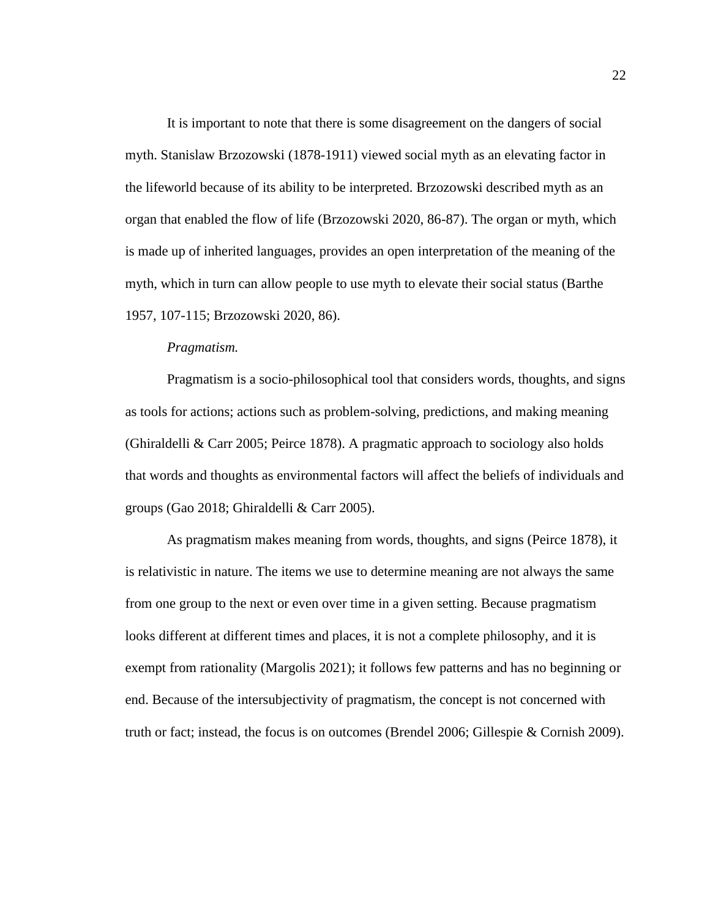It is important to note that there is some disagreement on the dangers of social myth. Stanislaw Brzozowski (1878-1911) viewed social myth as an elevating factor in the lifeworld because of its ability to be interpreted. Brzozowski described myth as an organ that enabled the flow of life (Brzozowski 2020, 86-87). The organ or myth, which is made up of inherited languages, provides an open interpretation of the meaning of the myth, which in turn can allow people to use myth to elevate their social status (Barthe 1957, 107-115; Brzozowski 2020, 86).

*Pragmatism.*

Pragmatism is a socio-philosophical tool that considers words, thoughts, and signs as tools for actions; actions such as problem-solving, predictions, and making meaning (Ghiraldelli & Carr 2005; Peirce 1878). A pragmatic approach to sociology also holds that words and thoughts as environmental factors will affect the beliefs of individuals and groups (Gao 2018; Ghiraldelli & Carr 2005).

As pragmatism makes meaning from words, thoughts, and signs (Peirce 1878), it is relativistic in nature. The items we use to determine meaning are not always the same from one group to the next or even over time in a given setting. Because pragmatism looks different at different times and places, it is not a complete philosophy, and it is exempt from rationality (Margolis 2021); it follows few patterns and has no beginning or end. Because of the intersubjectivity of pragmatism, the concept is not concerned with truth or fact; instead, the focus is on outcomes (Brendel 2006; Gillespie & Cornish 2009).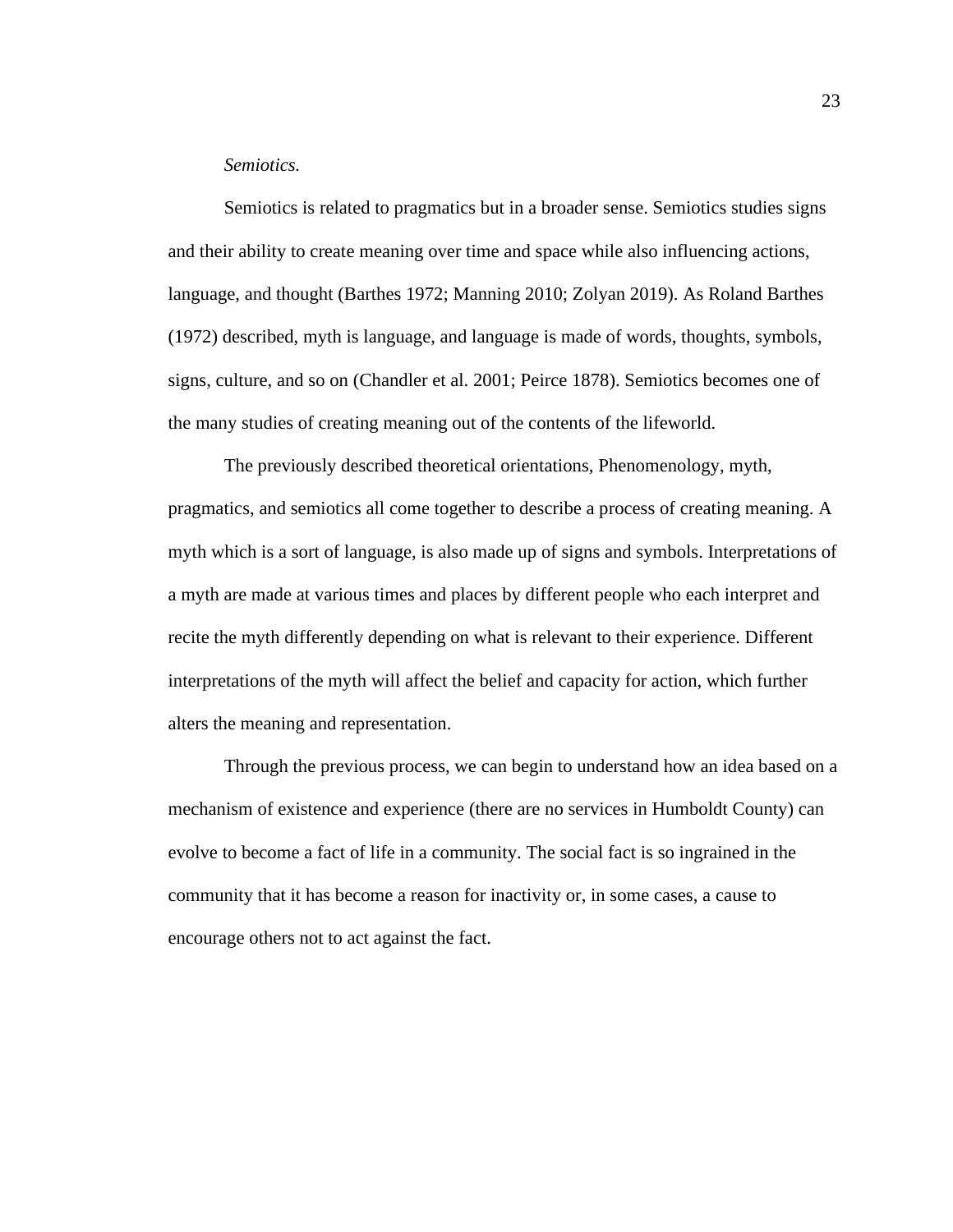*Semiotics.*

Semiotics is related to pragmatics but in a broader sense. Semiotics studies signs and their ability to create meaning over time and space while also influencing actions, language, and thought (Barthes 1972; Manning 2010; Zolyan 2019). As Roland Barthes (1972) described, myth is language, and language is made of words, thoughts, symbols, signs, culture, and so on (Chandler et al. 2001; Peirce 1878). Semiotics becomes one of the many studies of creating meaning out of the contents of the lifeworld.

The previously described theoretical orientations, Phenomenology, myth, pragmatics, and semiotics all come together to describe a process of creating meaning. A myth which is a sort of language, is also made up of signs and symbols. Interpretations of a myth are made at various times and places by different people who each interpret and recite the myth differently depending on what is relevant to their experience. Different interpretations of the myth will affect the belief and capacity for action, which further alters the meaning and representation.

Through the previous process, we can begin to understand how an idea based on a mechanism of existence and experience (there are no services in Humboldt County) can evolve to become a fact of life in a community. The social fact is so ingrained in the community that it has become a reason for inactivity or, in some cases, a cause to encourage others not to act against the fact.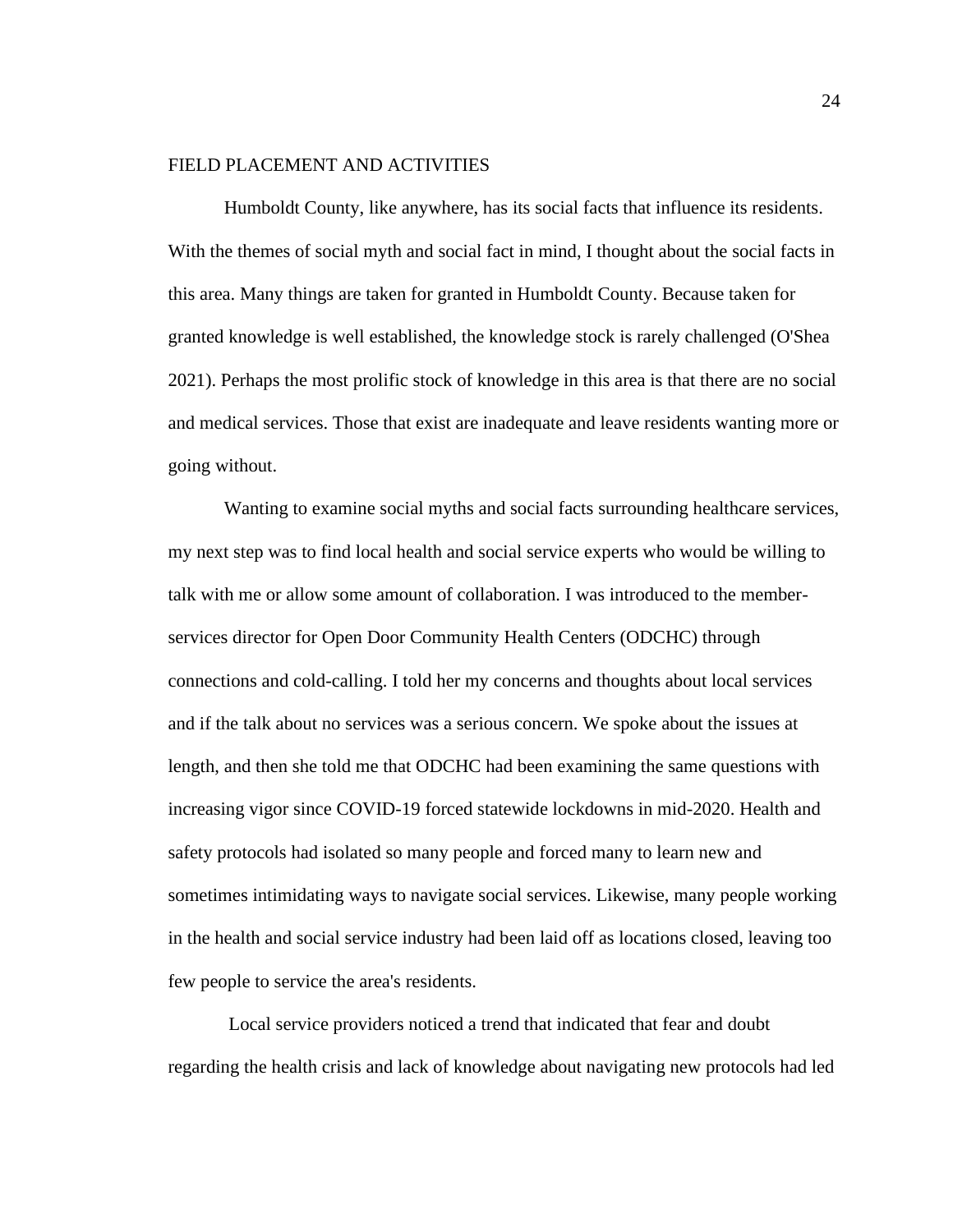## FIELD PLACEMENT AND ACTIVITIES

Humboldt County, like anywhere, has its social facts that influence its residents. With the themes of social myth and social fact in mind, I thought about the social facts in this area. Many things are taken for granted in Humboldt County. Because taken for granted knowledge is well established, the knowledge stock is rarely challenged (O'Shea 2021). Perhaps the most prolific stock of knowledge in this area is that there are no social and medical services. Those that exist are inadequate and leave residents wanting more or going without.

Wanting to examine social myths and social facts surrounding healthcare services, my next step was to find local health and social service experts who would be willing to talk with me or allow some amount of collaboration. I was introduced to the member-services director for Open Door Community Health Centers (ODCHC) through connections and cold-calling. I told her my concerns and thoughts about local services and if the talk about no services was a serious concern. We spoke about the issues at length, and then she told me that ODCHC had been examining the same questions with increasing vigor since COVID-19 forced statewide lockdowns in mid-2020. Health and safety protocols had isolated so many people and forced many to learn new and sometimes intimidating ways to navigate social services. Likewise, many people working in the health and social service industry had been laid off as locations closed, leaving too few people to service the area's residents.

Local service providers noticed a trend that indicated that fear and doubt regarding the health crisis and lack of knowledge about navigating new protocols had led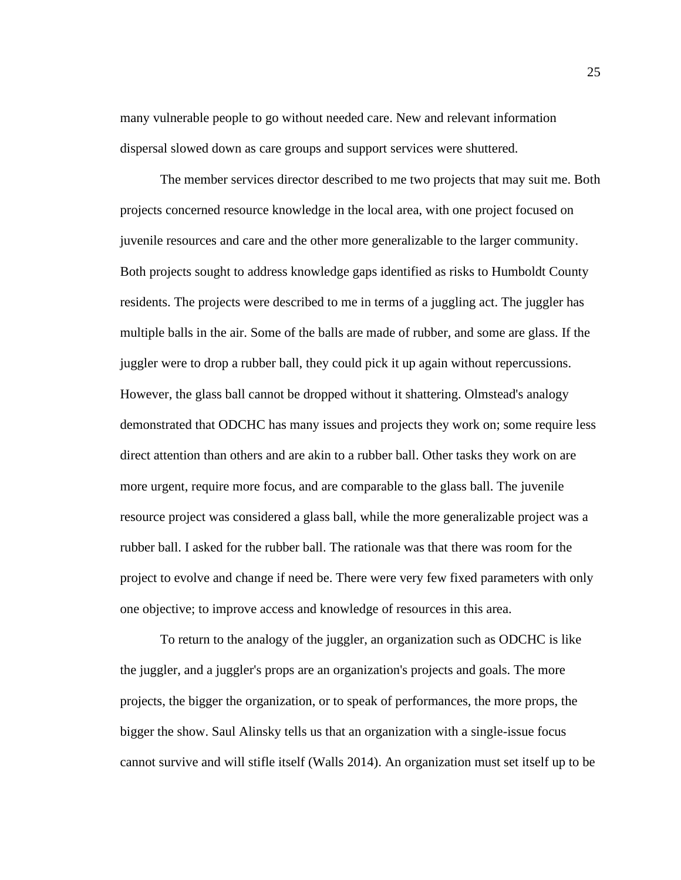many vulnerable people to go without needed care. New and relevant information dispersal slowed down as care groups and support services were shuttered.

The member services director described to me two projects that may suit me. Both projects concerned resource knowledge in the local area, with one project focused on juvenile resources and care and the other more generalizable to the larger community. Both projects sought to address knowledge gaps identified as risks to Humboldt County residents. The projects were described to me in terms of a juggling act. The juggler has multiple balls in the air. Some of the balls are made of rubber, and some are glass. If the juggler were to drop a rubber ball, they could pick it up again without repercussions. However, the glass ball cannot be dropped without it shattering. Olmstead's analogy demonstrated that ODCHC has many issues and projects they work on; some require less direct attention than others and are akin to a rubber ball. Other tasks they work on are more urgent, require more focus, and are comparable to the glass ball. The juvenile resource project was considered a glass ball, while the more generalizable project was a rubber ball. I asked for the rubber ball. The rationale was that there was room for the project to evolve and change if need be. There were very few fixed parameters with only one objective; to improve access and knowledge of resources in this area.

To return to the analogy of the juggler, an organization such as ODCHC is like the juggler, and a juggler's props are an organization's projects and goals. The more projects, the bigger the organization, or to speak of performances, the more props, the bigger the show. Saul Alinsky tells us that an organization with a single-issue focus cannot survive and will stifle itself (Walls 2014). An organization must set itself up to be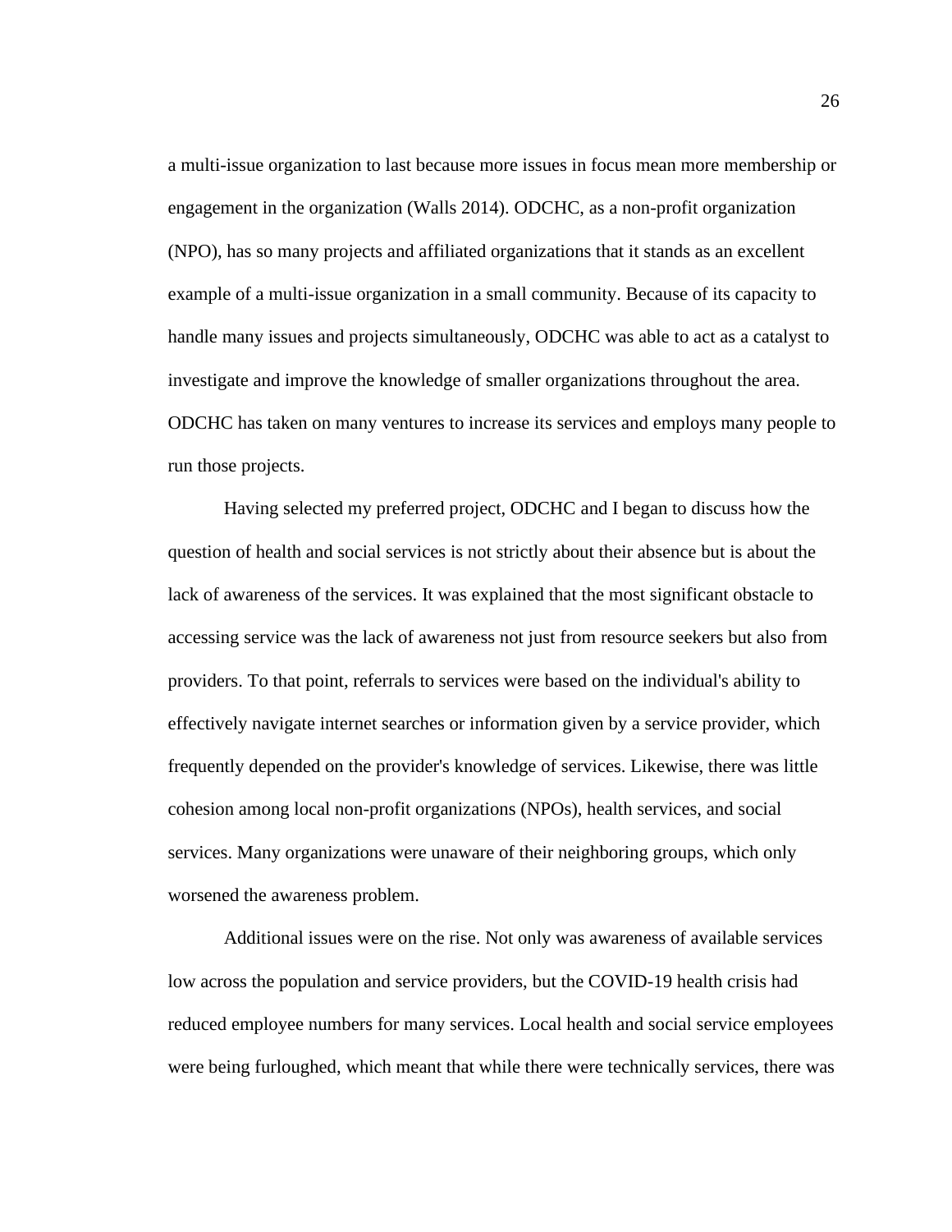a multi-issue organization to last because more issues in focus mean more membership or engagement in the organization (Walls 2014). ODCHC, as a non-profit organization (NPO), has so many projects and affiliated organizations that it stands as an excellent example of a multi-issue organization in a small community. Because of its capacity to handle many issues and projects simultaneously, ODCHC was able to act as a catalyst to investigate and improve the knowledge of smaller organizations throughout the area. ODCHC has taken on many ventures to increase its services and employs many people to run those projects.

Having selected my preferred project, ODCHC and I began to discuss how the question of health and social services is not strictly about their absence but is about the lack of awareness of the services. It was explained that the most significant obstacle to accessing service was the lack of awareness not just from resource seekers but also from providers. To that point, referrals to services were based on the individual's ability to effectively navigate internet searches or information given by a service provider, which frequently depended on the provider's knowledge of services. Likewise, there was little cohesion among local non-profit organizations (NPOs), health services, and social services. Many organizations were unaware of their neighboring groups, which only worsened the awareness problem.

Additional issues were on the rise. Not only was awareness of available services low across the population and service providers, but the COVID-19 health crisis had reduced employee numbers for many services. Local health and social service employees were being furloughed, which meant that while there were technically services, there was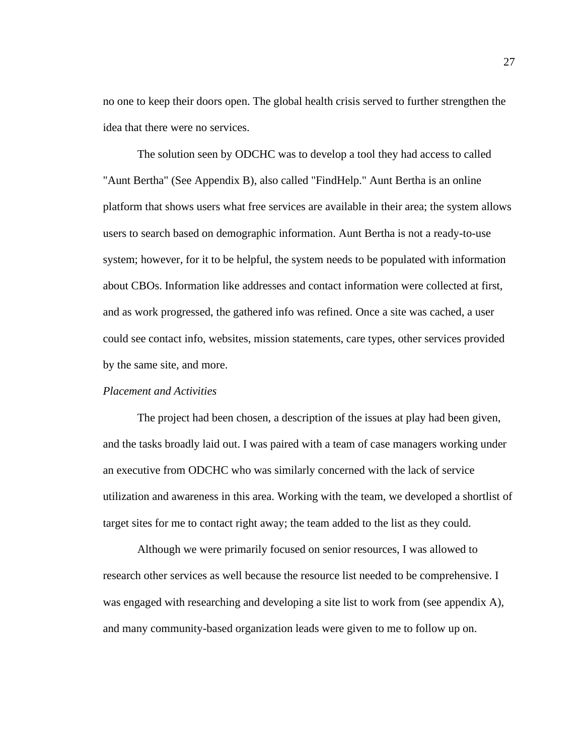no one to keep their doors open. The global health crisis served to further strengthen the idea that there were no services.

The solution seen by ODCHC was to develop a tool they had access to called "Aunt Bertha" (See Appendix B), also called "FindHelp." Aunt Bertha is an online platform that shows users what free services are available in their area; the system allows users to search based on demographic information. Aunt Bertha is not a ready-to-use system; however, for it to be helpful, the system needs to be populated with information about CBOs. Information like addresses and contact information were collected at first, and as work progressed, the gathered info was refined. Once a site was cached, a user could see contact info, websites, mission statements, care types, other services provided by the same site, and more.

*Placement and Activities*

The project had been chosen, a description of the issues at play had been given, and the tasks broadly laid out. I was paired with a team of case managers working under an executive from ODCHC who was similarly concerned with the lack of service utilization and awareness in this area. Working with the team, we developed a shortlist of target sites for me to contact right away; the team added to the list as they could.

Although we were primarily focused on senior resources, I was allowed to research other services as well because the resource list needed to be comprehensive. I was engaged with researching and developing a site list to work from (see appendix A), and many community-based organization leads were given to me to follow up on.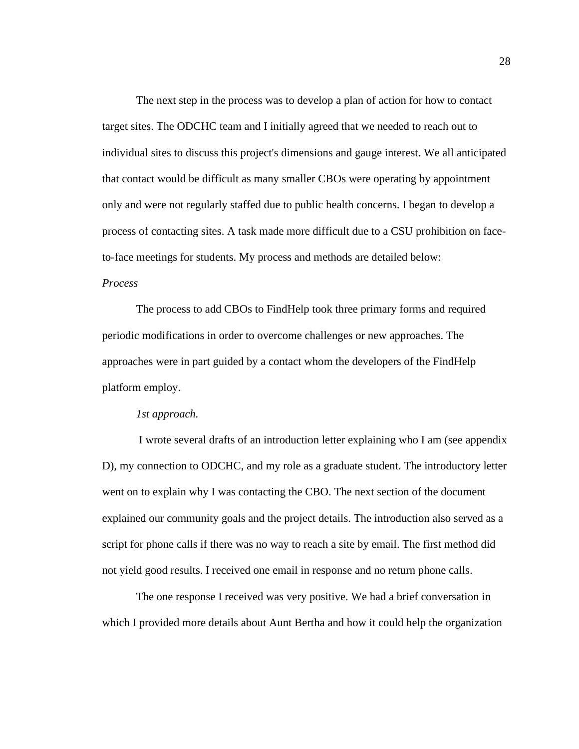The next step in the process was to develop a plan of action for how to contact target sites. The ODCHC team and I initially agreed that we needed to reach out to individual sites to discuss this project's dimensions and gauge interest. We all anticipated that contact would be difficult as many smaller CBOs were operating by appointment only and were not regularly staffed due to public health concerns. I began to develop a process of contacting sites. A task made more difficult due to a CSU prohibition on face-to-face meetings for students. My process and methods are detailed below:

*Process*

The process to add CBOs to FindHelp took three primary forms and required periodic modifications in order to overcome challenges or new approaches. The approaches were in part guided by a contact whom the developers of the FindHelp platform employ.

*1st approach.*

I wrote several drafts of an introduction letter explaining who I am (see appendix D), my connection to ODCHC, and my role as a graduate student. The introductory letter went on to explain why I was contacting the CBO. The next section of the document explained our community goals and the project details. The introduction also served as a script for phone calls if there was no way to reach a site by email. The first method did not yield good results. I received one email in response and no return phone calls.

The one response I received was very positive. We had a brief conversation in which I provided more details about Aunt Bertha and how it could help the organization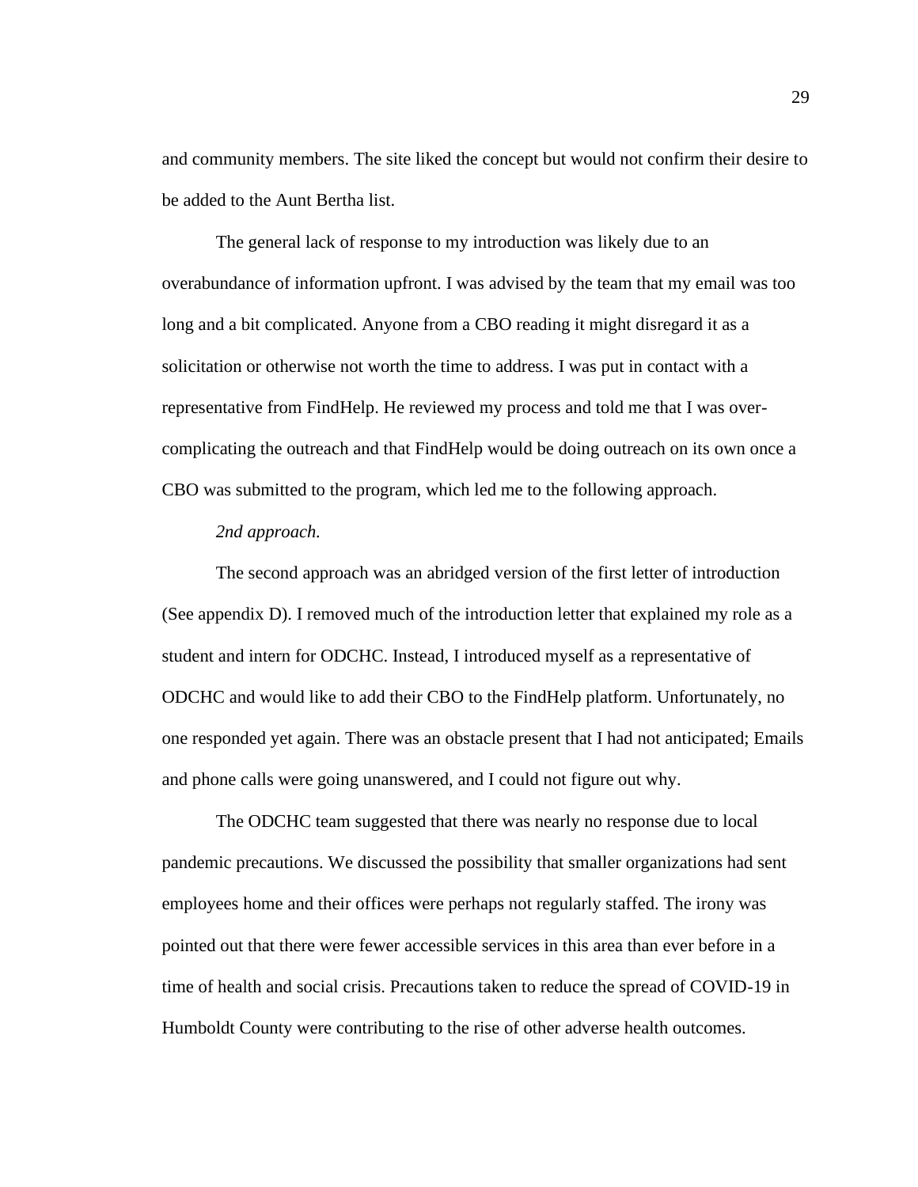and community members. The site liked the concept but would not confirm their desire to be added to the Aunt Bertha list.

The general lack of response to my introduction was likely due to an overabundance of information upfront. I was advised by the team that my email was too long and a bit complicated. Anyone from a CBO reading it might disregard it as a solicitation or otherwise not worth the time to address. I was put in contact with a representative from FindHelp. He reviewed my process and told me that I was over-complicating the outreach and that FindHelp would be doing outreach on its own once a CBO was submitted to the program, which led me to the following approach.

*2nd approach.*

The second approach was an abridged version of the first letter of introduction (See appendix D). I removed much of the introduction letter that explained my role as a student and intern for ODCHC. Instead, I introduced myself as a representative of ODCHC and would like to add their CBO to the FindHelp platform. Unfortunately, no one responded yet again. There was an obstacle present that I had not anticipated; Emails and phone calls were going unanswered, and I could not figure out why.

The ODCHC team suggested that there was nearly no response due to local pandemic precautions. We discussed the possibility that smaller organizations had sent employees home and their offices were perhaps not regularly staffed. The irony was pointed out that there were fewer accessible services in this area than ever before in a time of health and social crisis. Precautions taken to reduce the spread of COVID-19 in Humboldt County were contributing to the rise of other adverse health outcomes.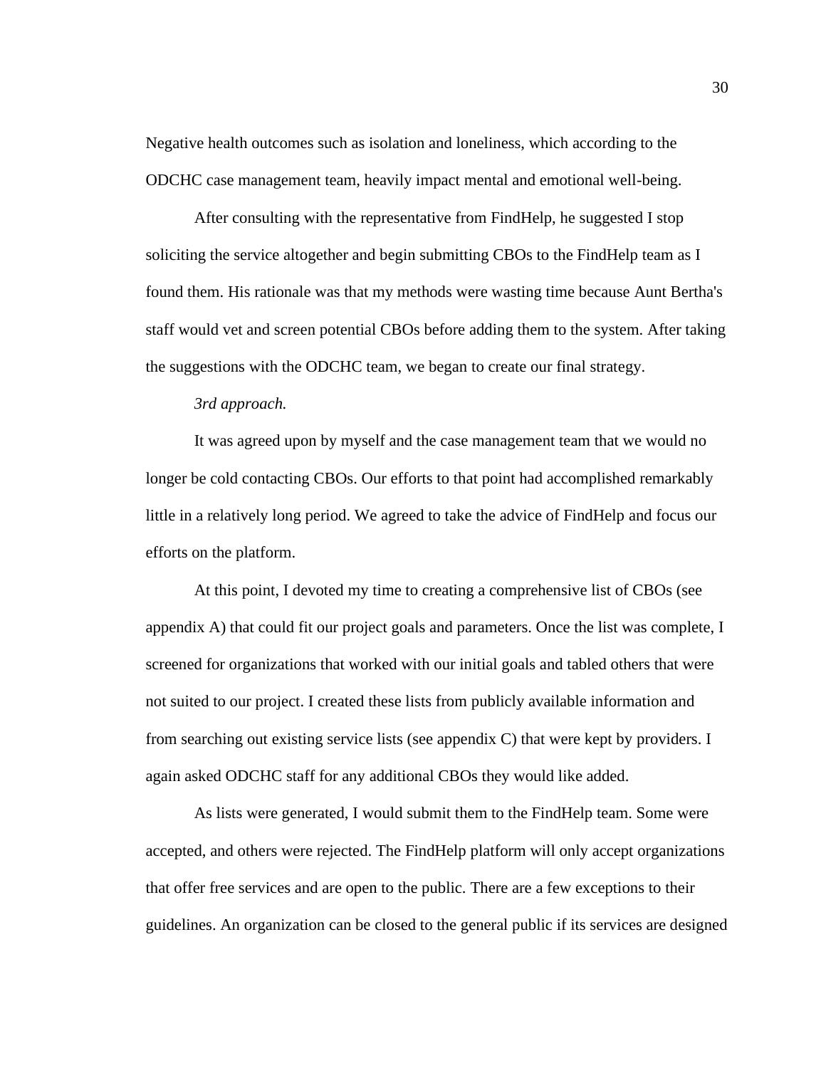Negative health outcomes such as isolation and loneliness, which according to the ODCHC case management team, heavily impact mental and emotional well-being.

After consulting with the representative from FindHelp, he suggested I stop soliciting the service altogether and begin submitting CBOs to the FindHelp team as I found them. His rationale was that my methods were wasting time because Aunt Bertha's staff would vet and screen potential CBOs before adding them to the system. After taking the suggestions with the ODCHC team, we began to create our final strategy.

*3rd approach.*

It was agreed upon by myself and the case management team that we would no longer be cold contacting CBOs. Our efforts to that point had accomplished remarkably little in a relatively long period. We agreed to take the advice of FindHelp and focus our efforts on the platform.

At this point, I devoted my time to creating a comprehensive list of CBOs (see appendix A) that could fit our project goals and parameters. Once the list was complete, I screened for organizations that worked with our initial goals and tabled others that were not suited to our project. I created these lists from publicly available information and from searching out existing service lists (see appendix C) that were kept by providers. I again asked ODCHC staff for any additional CBOs they would like added.

As lists were generated, I would submit them to the FindHelp team. Some were accepted, and others were rejected. The FindHelp platform will only accept organizations that offer free services and are open to the public. There are a few exceptions to their guidelines. An organization can be closed to the general public if its services are designed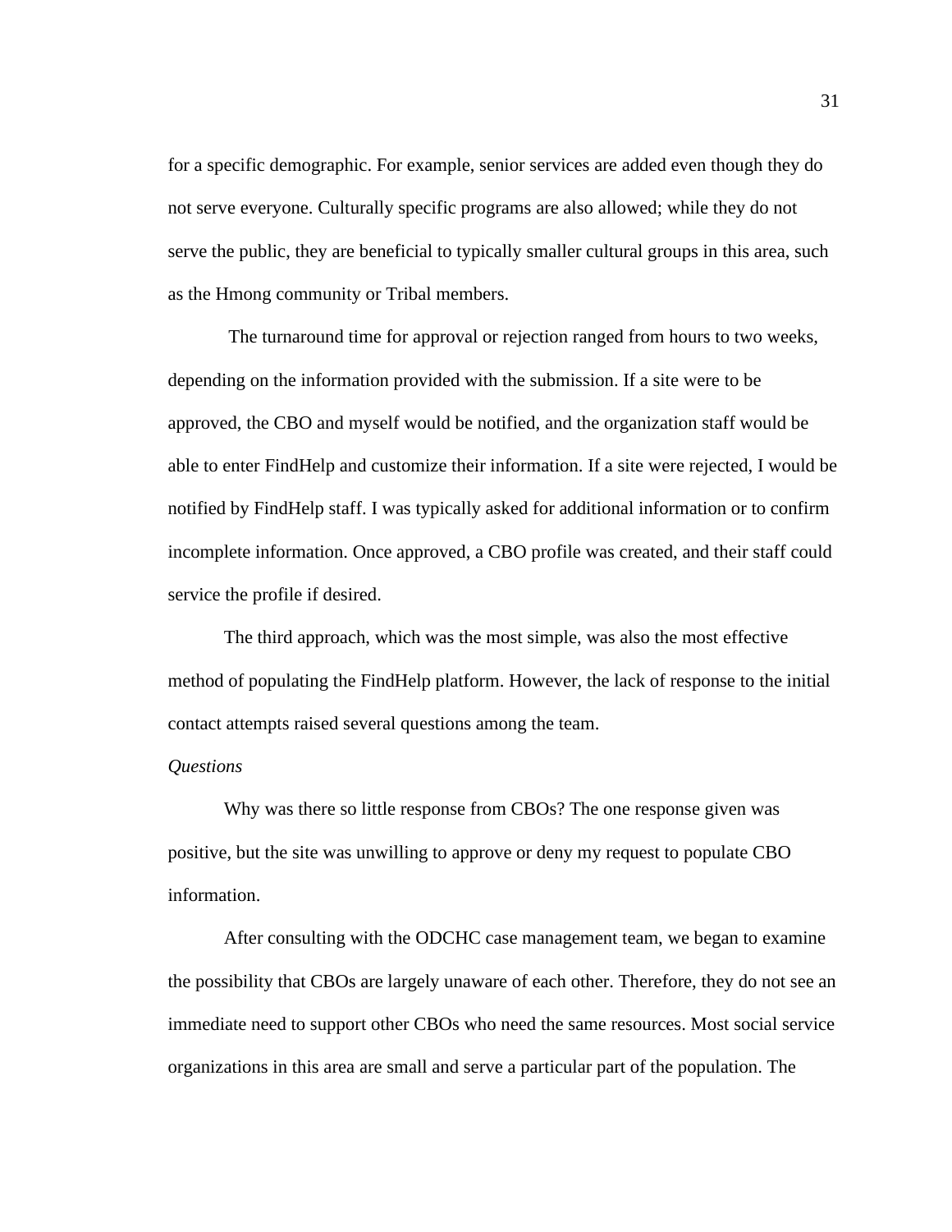for a specific demographic. For example, senior services are added even though they do not serve everyone. Culturally specific programs are also allowed; while they do not serve the public, they are beneficial to typically smaller cultural groups in this area, such as the Hmong community or Tribal members.

The turnaround time for approval or rejection ranged from hours to two weeks, depending on the information provided with the submission. If a site were to be approved, the CBO and myself would be notified, and the organization staff would be able to enter FindHelp and customize their information. If a site were rejected, I would be notified by FindHelp staff. I was typically asked for additional information or to confirm incomplete information. Once approved, a CBO profile was created, and their staff could service the profile if desired.

The third approach, which was the most simple, was also the most effective method of populating the FindHelp platform. However, the lack of response to the initial contact attempts raised several questions among the team.

*Questions*

Why was there so little response from CBOs? The one response given was positive, but the site was unwilling to approve or deny my request to populate CBO information.

After consulting with the ODCHC case management team, we began to examine the possibility that CBOs are largely unaware of each other. Therefore, they do not see an immediate need to support other CBOs who need the same resources. Most social service organizations in this area are small and serve a particular part of the population. The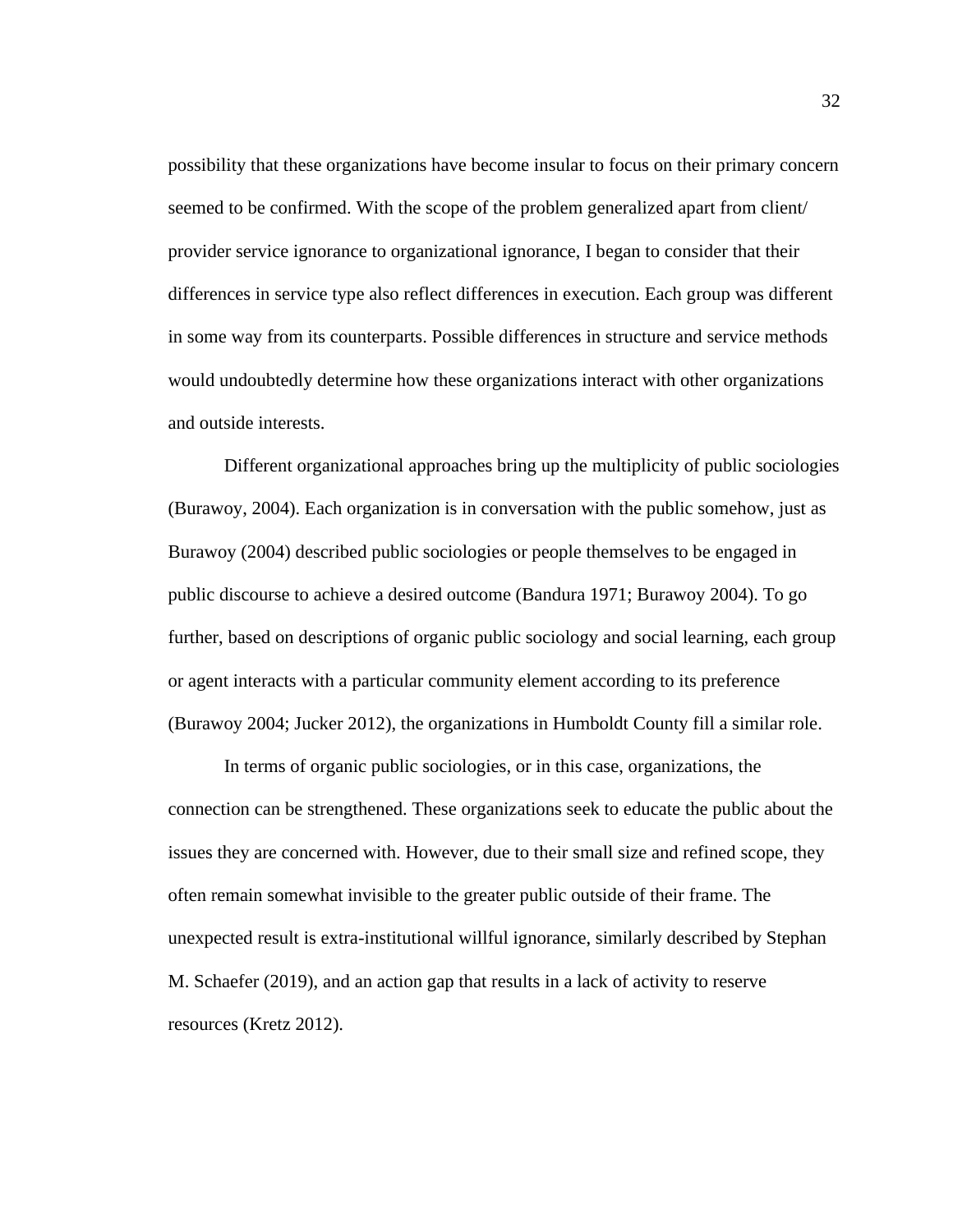possibility that these organizations have become insular to focus on their primary concern seemed to be confirmed. With the scope of the problem generalized apart from client/provider service ignorance to organizational ignorance, I began to consider that their differences in service type also reflect differences in execution. Each group was different in some way from its counterparts. Possible differences in structure and service methods would undoubtedly determine how these organizations interact with other organizations and outside interests.

Different organizational approaches bring up the multiplicity of public sociologies (Burawoy, 2004). Each organization is in conversation with the public somehow, just as Burawoy (2004) described public sociologies or people themselves to be engaged in public discourse to achieve a desired outcome (Bandura 1971; Burawoy 2004). To go further, based on descriptions of organic public sociology and social learning, each group or agent interacts with a particular community element according to its preference (Burawoy 2004; Jucker 2012), the organizations in Humboldt County fill a similar role.

In terms of organic public sociologies, or in this case, organizations, the connection can be strengthened. These organizations seek to educate the public about the issues they are concerned with. However, due to their small size and refined scope, they often remain somewhat invisible to the greater public outside of their frame. The unexpected result is extra-institutional willful ignorance, similarly described by Stephan M. Schaefer (2019), and an action gap that results in a lack of activity to reserve resources (Kretz 2012).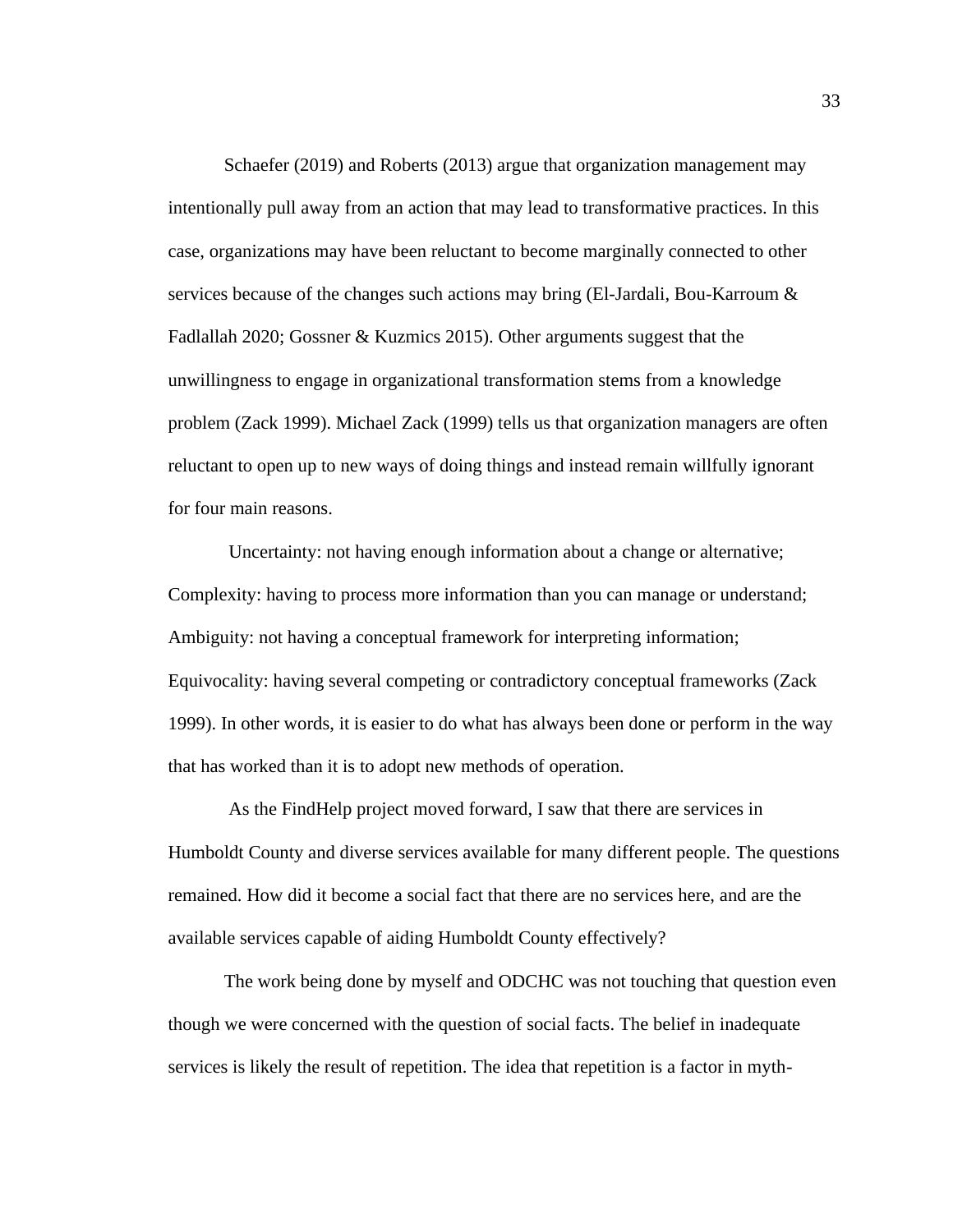Schaefer (2019) and Roberts (2013) argue that organization management may intentionally pull away from an action that may lead to transformative practices. In this case, organizations may have been reluctant to become marginally connected to other services because of the changes such actions may bring (El-Jardali, Bou-Karroum & Fadlallah 2020; Gossner & Kuzmics 2015). Other arguments suggest that the unwillingness to engage in organizational transformation stems from a knowledge problem (Zack 1999). Michael Zack (1999) tells us that organization managers are often reluctant to open up to new ways of doing things and instead remain willfully ignorant for four main reasons.

Uncertainty: not having enough information about a change or alternative; Complexity: having to process more information than you can manage or understand; Ambiguity: not having a conceptual framework for interpreting information; Equivocality: having several competing or contradictory conceptual frameworks (Zack 1999). In other words, it is easier to do what has always been done or perform in the way that has worked than it is to adopt new methods of operation.

As the FindHelp project moved forward, I saw that there are services in Humboldt County and diverse services available for many different people. The questions remained. How did it become a social fact that there are no services here, and are the available services capable of aiding Humboldt County effectively?

The work being done by myself and ODCHC was not touching that question even though we were concerned with the question of social facts. The belief in inadequate services is likely the result of repetition. The idea that repetition is a factor in myth-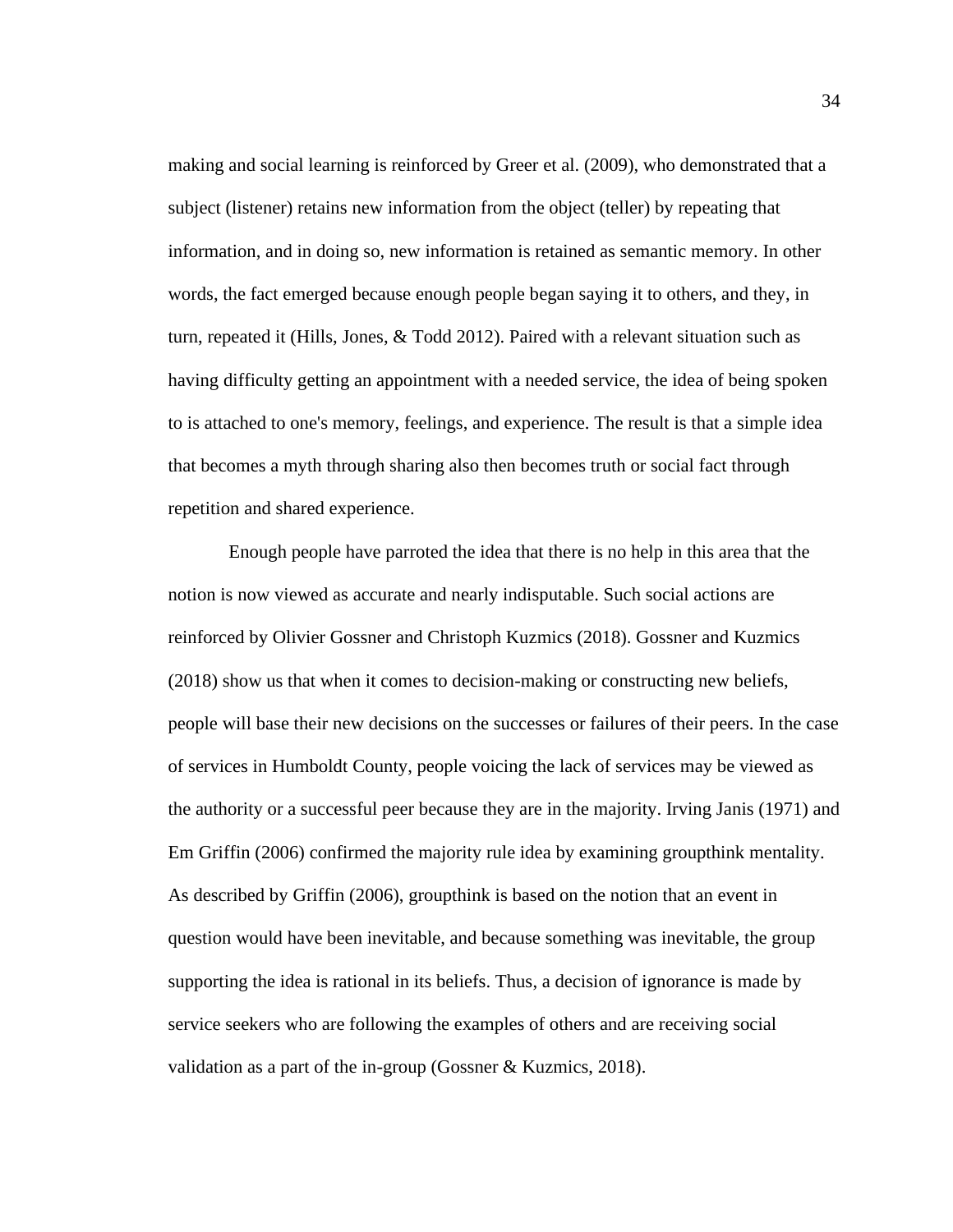making and social learning is reinforced by Greer et al. (2009), who demonstrated that a subject (listener) retains new information from the object (teller) by repeating that information, and in doing so, new information is retained as semantic memory. In other words, the fact emerged because enough people began saying it to others, and they, in turn, repeated it (Hills, Jones, & Todd 2012). Paired with a relevant situation such as having difficulty getting an appointment with a needed service, the idea of being spoken to is attached to one's memory, feelings, and experience. The result is that a simple idea that becomes a myth through sharing also then becomes truth or social fact through repetition and shared experience.

Enough people have parroted the idea that there is no help in this area that the notion is now viewed as accurate and nearly indisputable. Such social actions are reinforced by Olivier Gossner and Christoph Kuzmics (2018). Gossner and Kuzmics (2018) show us that when it comes to decision-making or constructing new beliefs, people will base their new decisions on the successes or failures of their peers. In the case of services in Humboldt County, people voicing the lack of services may be viewed as the authority or a successful peer because they are in the majority. Irving Janis (1971) and Em Griffin (2006) confirmed the majority rule idea by examining groupthink mentality. As described by Griffin (2006), groupthink is based on the notion that an event in question would have been inevitable, and because something was inevitable, the group supporting the idea is rational in its beliefs. Thus, a decision of ignorance is made by service seekers who are following the examples of others and are receiving social validation as a part of the in-group (Gossner & Kuzmics, 2018).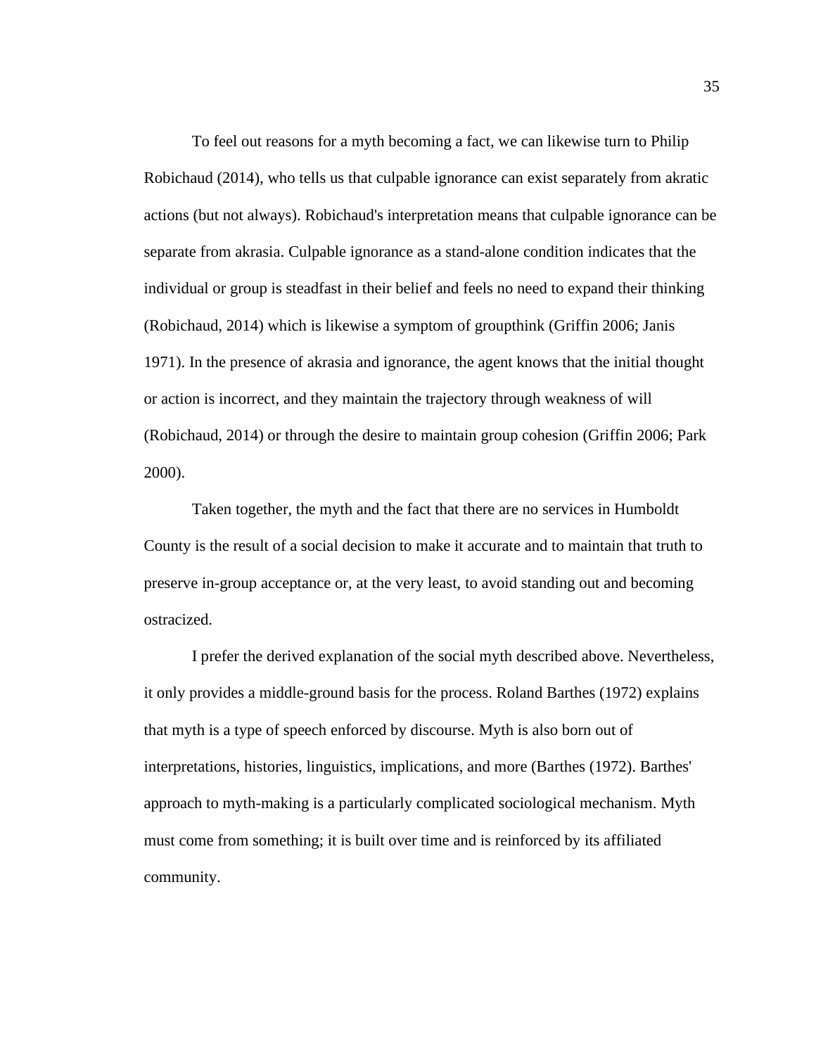To feel out reasons for a myth becoming a fact, we can likewise turn to Philip Robichaud (2014), who tells us that culpable ignorance can exist separately from akratic actions (but not always). Robichaud's interpretation means that culpable ignorance can be separate from akrasia. Culpable ignorance as a stand-alone condition indicates that the individual or group is steadfast in their belief and feels no need to expand their thinking (Robichaud, 2014) which is likewise a symptom of groupthink (Griffin 2006; Janis 1971). In the presence of akrasia and ignorance, the agent knows that the initial thought or action is incorrect, and they maintain the trajectory through weakness of will (Robichaud, 2014) or through the desire to maintain group cohesion (Griffin 2006; Park 2000).

Taken together, the myth and the fact that there are no services in Humboldt County is the result of a social decision to make it accurate and to maintain that truth to preserve in-group acceptance or, at the very least, to avoid standing out and becoming ostracized.

I prefer the derived explanation of the social myth described above. Nevertheless, it only provides a middle-ground basis for the process. Roland Barthes (1972) explains that myth is a type of speech enforced by discourse. Myth is also born out of interpretations, histories, linguistics, implications, and more (Barthes (1972). Barthes' approach to myth-making is a particularly complicated sociological mechanism. Myth must come from something; it is built over time and is reinforced by its affiliated community.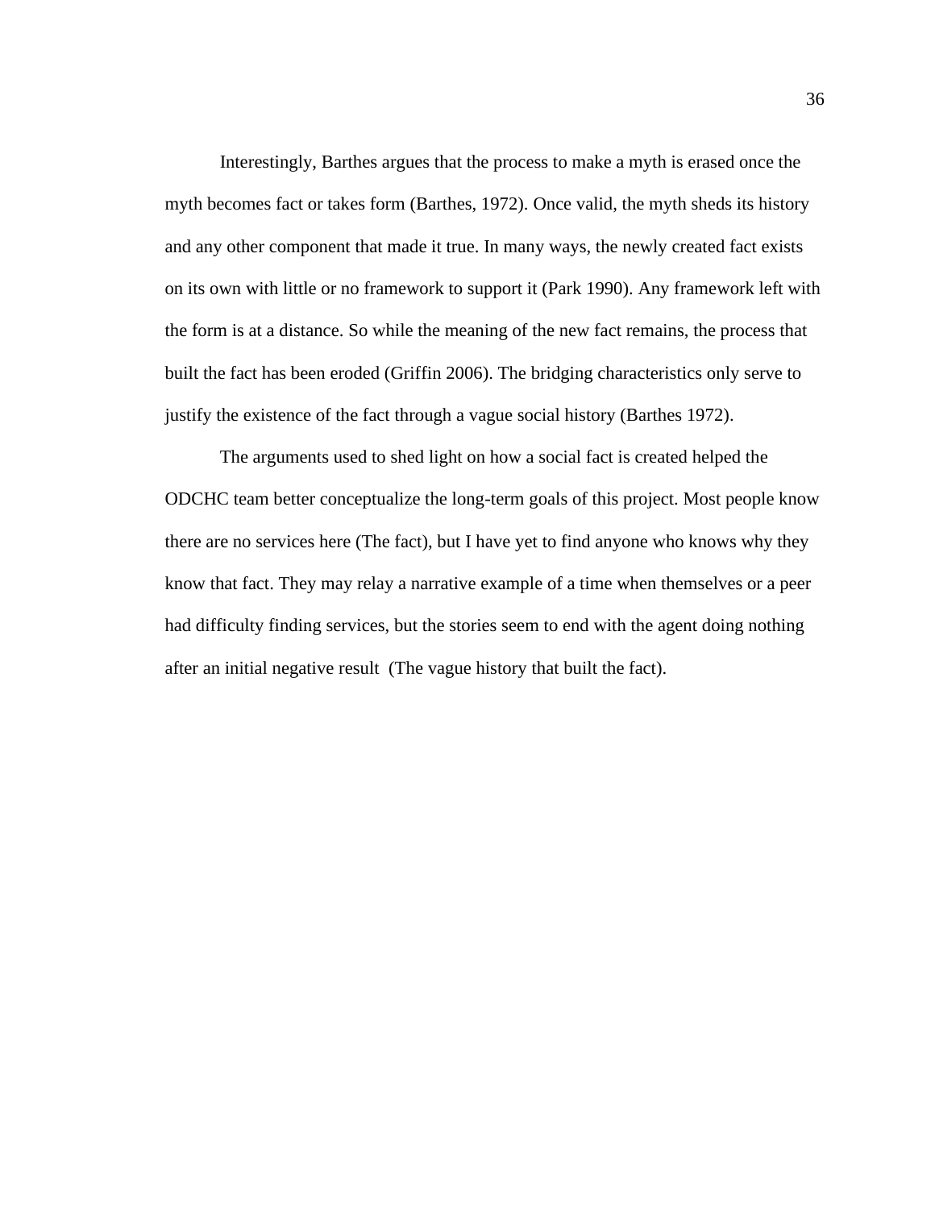Interestingly, Barthes argues that the process to make a myth is erased once the myth becomes fact or takes form (Barthes, 1972). Once valid, the myth sheds its history and any other component that made it true. In many ways, the newly created fact exists on its own with little or no framework to support it (Park 1990). Any framework left with the form is at a distance. So while the meaning of the new fact remains, the process that built the fact has been eroded (Griffin 2006). The bridging characteristics only serve to justify the existence of the fact through a vague social history (Barthes 1972).

The arguments used to shed light on how a social fact is created helped the ODCHC team better conceptualize the long-term goals of this project. Most people know there are no services here (The fact), but I have yet to find anyone who knows why they know that fact. They may relay a narrative example of a time when themselves or a peer had difficulty finding services, but the stories seem to end with the agent doing nothing after an initial negative result (The vague history that built the fact).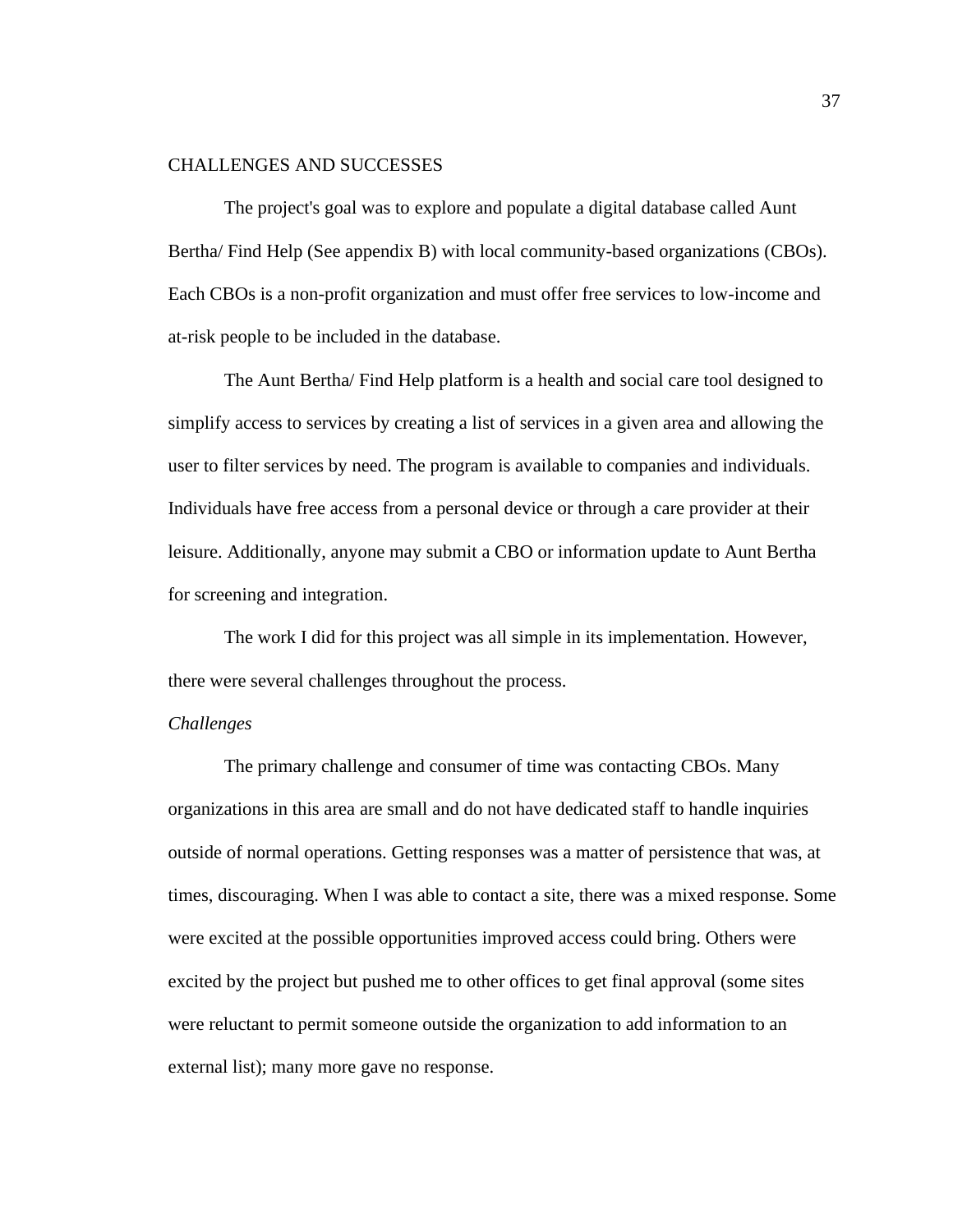## CHALLENGES AND SUCCESSES

The project's goal was to explore and populate a digital database called Aunt Bertha/ Find Help (See appendix B) with local community-based organizations (CBOs). Each CBOs is a non-profit organization and must offer free services to low-income and at-risk people to be included in the database.

The Aunt Bertha/ Find Help platform is a health and social care tool designed to simplify access to services by creating a list of services in a given area and allowing the user to filter services by need. The program is available to companies and individuals. Individuals have free access from a personal device or through a care provider at their leisure. Additionally, anyone may submit a CBO or information update to Aunt Bertha for screening and integration.

The work I did for this project was all simple in its implementation. However, there were several challenges throughout the process.

### *Challenges*

The primary challenge and consumer of time was contacting CBOs. Many organizations in this area are small and do not have dedicated staff to handle inquiries outside of normal operations. Getting responses was a matter of persistence that was, at times, discouraging. When I was able to contact a site, there was a mixed response. Some were excited at the possible opportunities improved access could bring. Others were excited by the project but pushed me to other offices to get final approval (some sites were reluctant to permit someone outside the organization to add information to an external list); many more gave no response.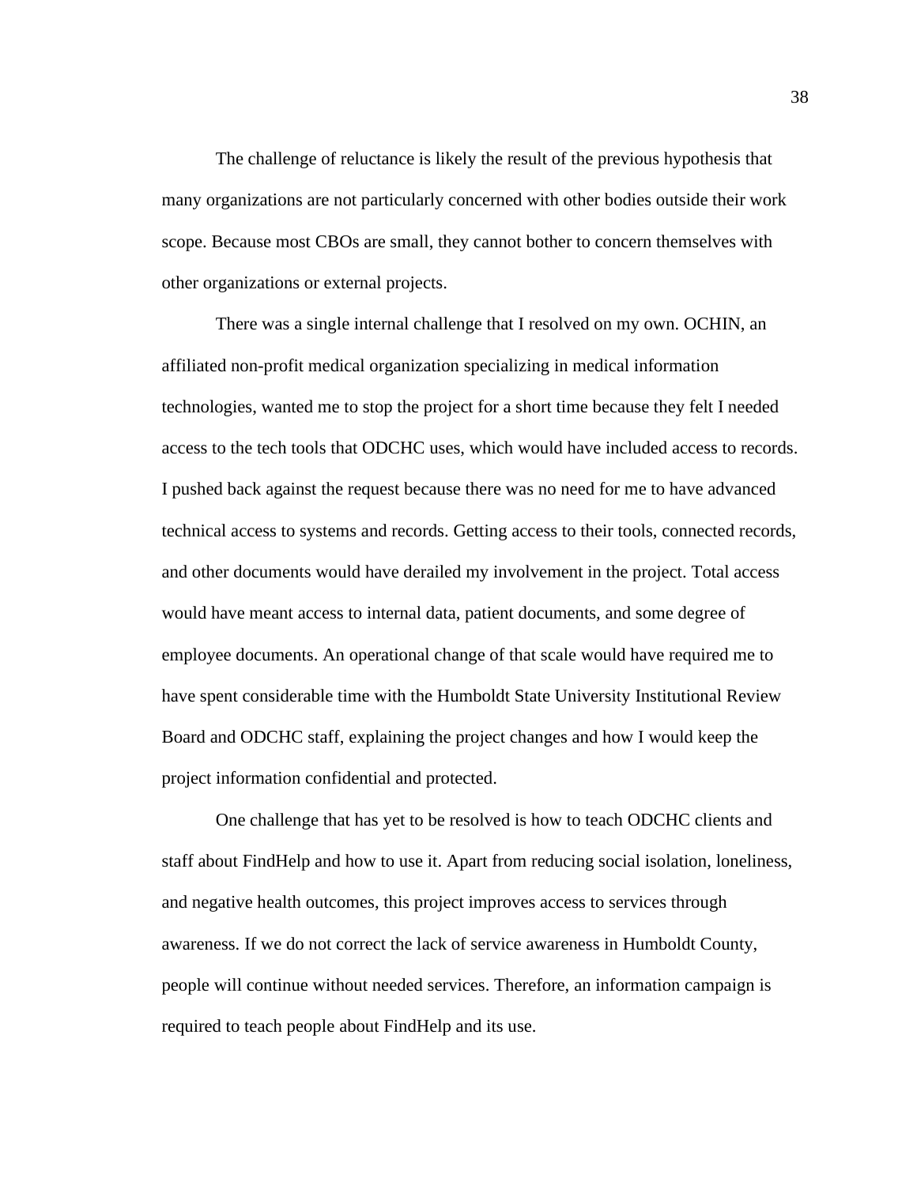The challenge of reluctance is likely the result of the previous hypothesis that many organizations are not particularly concerned with other bodies outside their work scope. Because most CBOs are small, they cannot bother to concern themselves with other organizations or external projects.

There was a single internal challenge that I resolved on my own. OCHIN, an affiliated non-profit medical organization specializing in medical information technologies, wanted me to stop the project for a short time because they felt I needed access to the tech tools that ODCHC uses, which would have included access to records. I pushed back against the request because there was no need for me to have advanced technical access to systems and records. Getting access to their tools, connected records, and other documents would have derailed my involvement in the project. Total access would have meant access to internal data, patient documents, and some degree of employee documents. An operational change of that scale would have required me to have spent considerable time with the Humboldt State University Institutional Review Board and ODCHC staff, explaining the project changes and how I would keep the project information confidential and protected.

One challenge that has yet to be resolved is how to teach ODCHC clients and staff about FindHelp and how to use it. Apart from reducing social isolation, loneliness, and negative health outcomes, this project improves access to services through awareness. If we do not correct the lack of service awareness in Humboldt County, people will continue without needed services. Therefore, an information campaign is required to teach people about FindHelp and its use.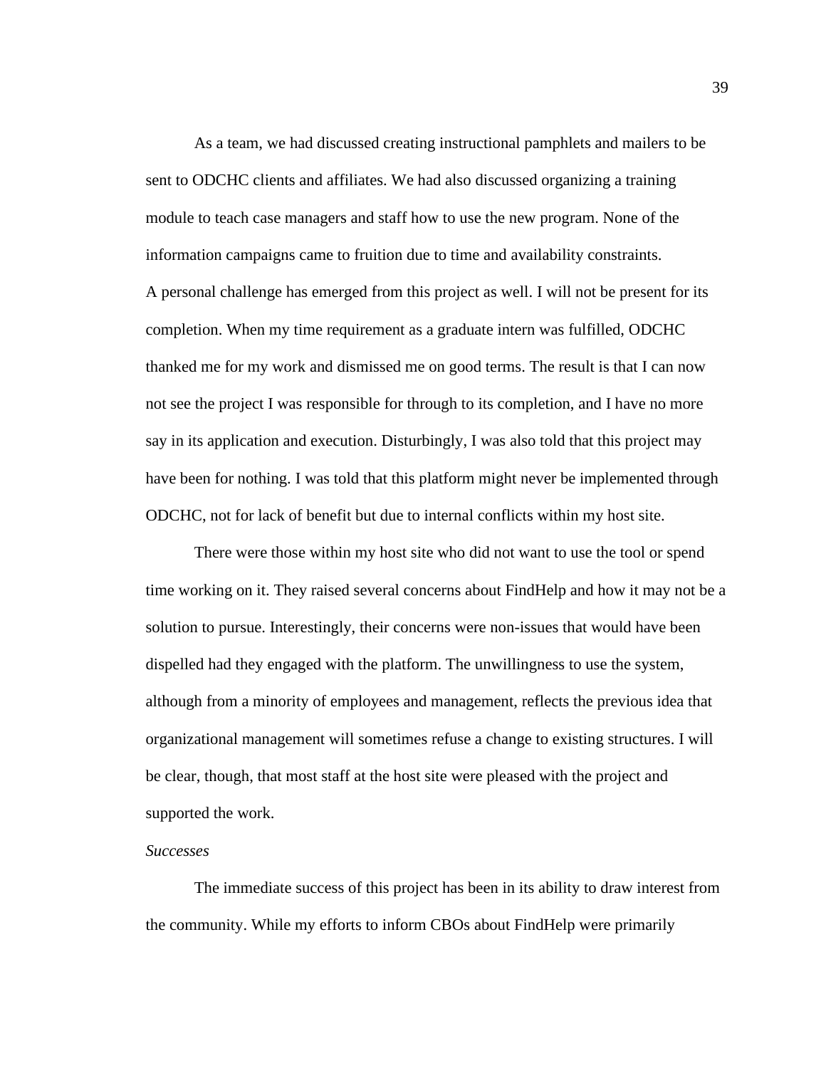As a team, we had discussed creating instructional pamphlets and mailers to be sent to ODCHC clients and affiliates. We had also discussed organizing a training module to teach case managers and staff how to use the new program. None of the information campaigns came to fruition due to time and availability constraints.

A personal challenge has emerged from this project as well. I will not be present for its completion. When my time requirement as a graduate intern was fulfilled, ODCHC thanked me for my work and dismissed me on good terms. The result is that I can now not see the project I was responsible for through to its completion, and I have no more say in its application and execution. Disturbingly, I was also told that this project may have been for nothing. I was told that this platform might never be implemented through ODCHC, not for lack of benefit but due to internal conflicts within my host site.

There were those within my host site who did not want to use the tool or spend time working on it. They raised several concerns about FindHelp and how it may not be a solution to pursue. Interestingly, their concerns were non-issues that would have been dispelled had they engaged with the platform. The unwillingness to use the system, although from a minority of employees and management, reflects the previous idea that organizational management will sometimes refuse a change to existing structures. I will be clear, though, that most staff at the host site were pleased with the project and supported the work.

*Successes*

The immediate success of this project has been in its ability to draw interest from the community. While my efforts to inform CBOs about FindHelp were primarily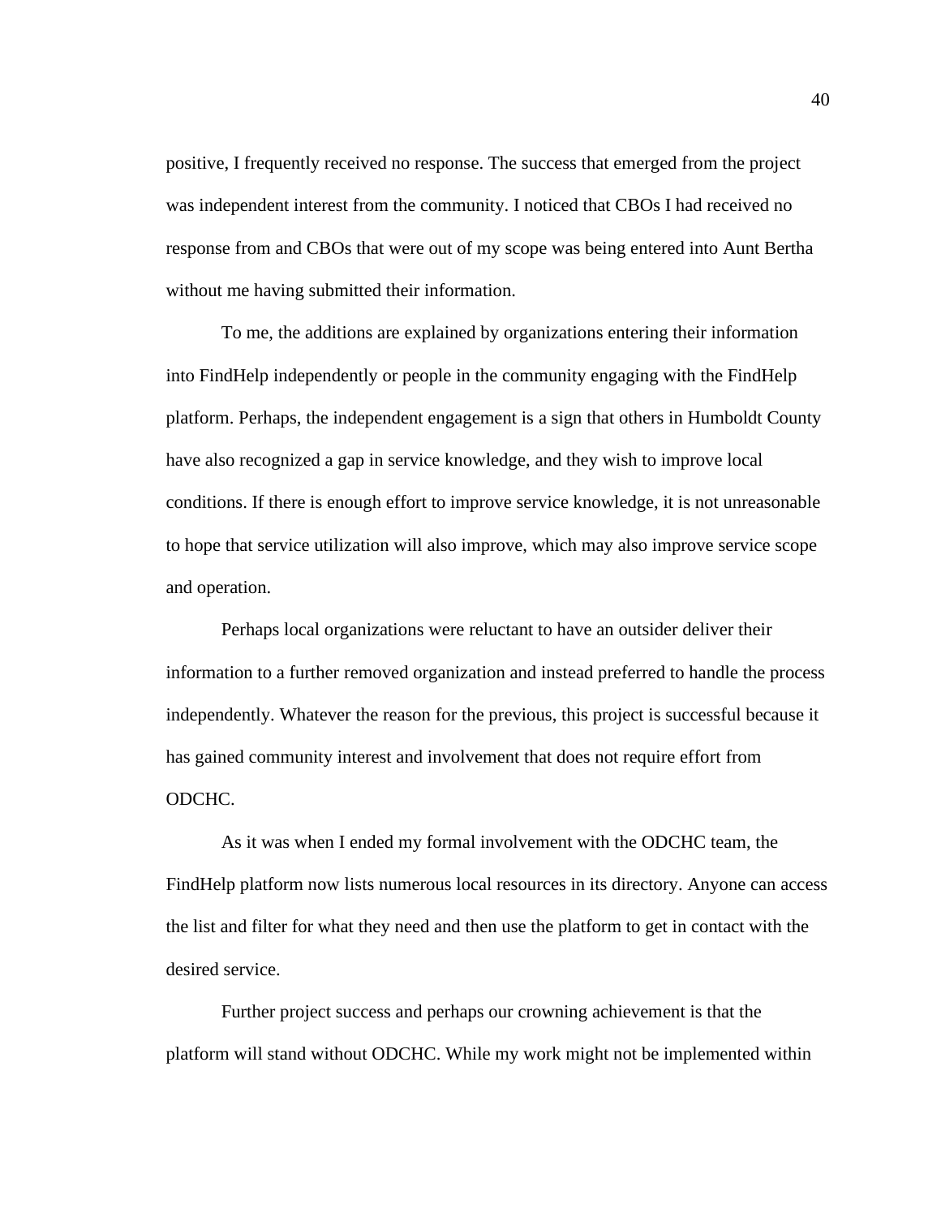positive, I frequently received no response. The success that emerged from the project was independent interest from the community. I noticed that CBOs I had received no response from and CBOs that were out of my scope was being entered into Aunt Bertha without me having submitted their information.

To me, the additions are explained by organizations entering their information into FindHelp independently or people in the community engaging with the FindHelp platform. Perhaps, the independent engagement is a sign that others in Humboldt County have also recognized a gap in service knowledge, and they wish to improve local conditions. If there is enough effort to improve service knowledge, it is not unreasonable to hope that service utilization will also improve, which may also improve service scope and operation.

Perhaps local organizations were reluctant to have an outsider deliver their information to a further removed organization and instead preferred to handle the process independently. Whatever the reason for the previous, this project is successful because it has gained community interest and involvement that does not require effort from ODCHC.

As it was when I ended my formal involvement with the ODCHC team, the FindHelp platform now lists numerous local resources in its directory. Anyone can access the list and filter for what they need and then use the platform to get in contact with the desired service.

Further project success and perhaps our crowning achievement is that the platform will stand without ODCHC. While my work might not be implemented within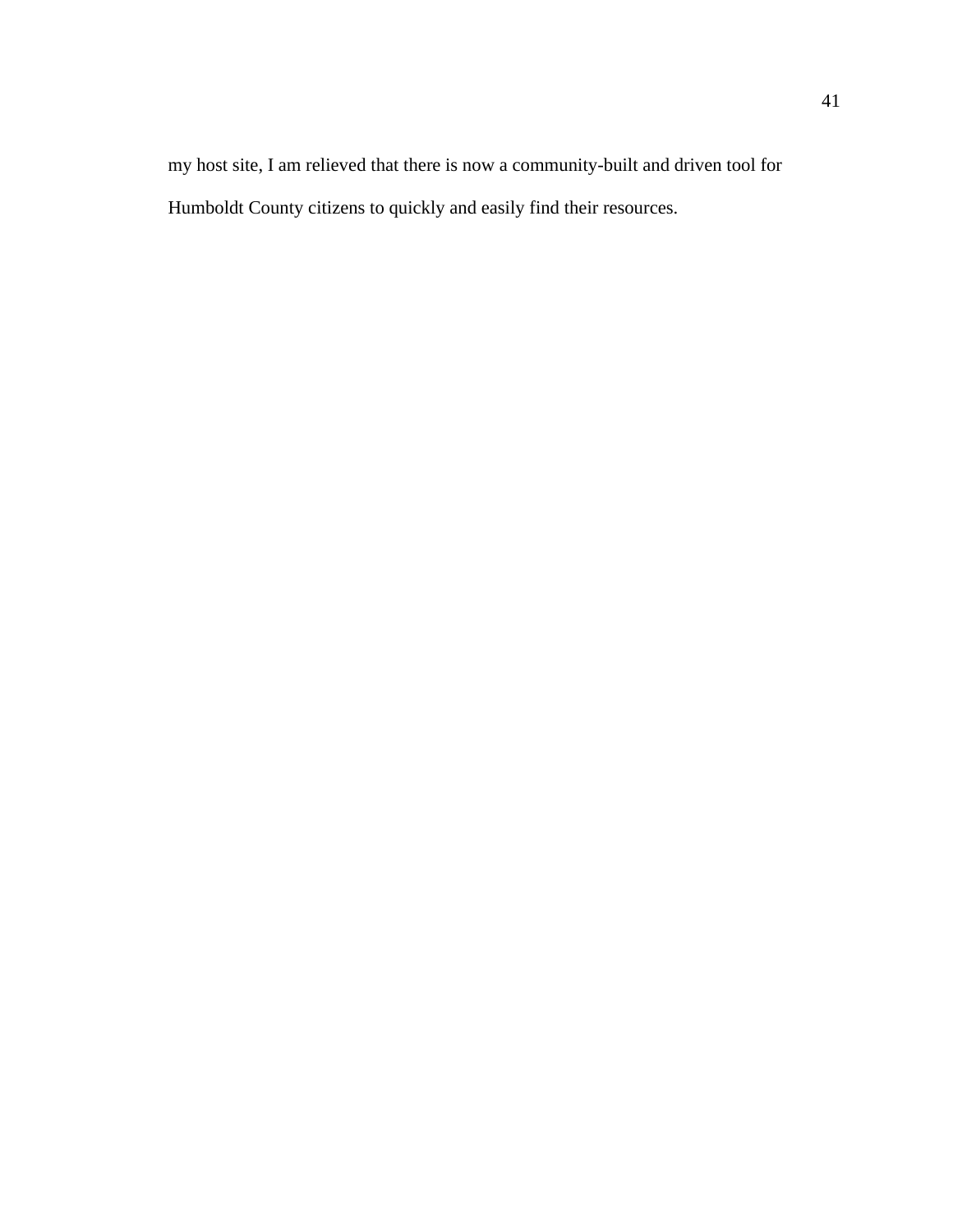my host site, I am relieved that there is now a community-built and driven tool for Humboldt County citizens to quickly and easily find their resources.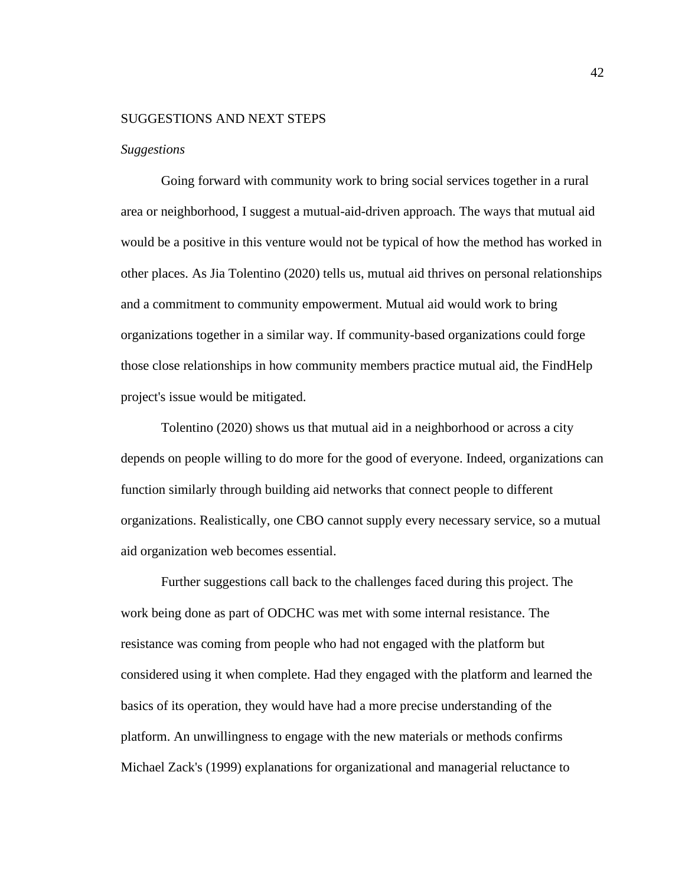## SUGGESTIONS AND NEXT STEPS

### *Suggestions*

Going forward with community work to bring social services together in a rural area or neighborhood, I suggest a mutual-aid-driven approach. The ways that mutual aid would be a positive in this venture would not be typical of how the method has worked in other places. As Jia Tolentino (2020) tells us, mutual aid thrives on personal relationships and a commitment to community empowerment. Mutual aid would work to bring organizations together in a similar way. If community-based organizations could forge those close relationships in how community members practice mutual aid, the FindHelp project's issue would be mitigated.

Tolentino (2020) shows us that mutual aid in a neighborhood or across a city depends on people willing to do more for the good of everyone. Indeed, organizations can function similarly through building aid networks that connect people to different organizations. Realistically, one CBO cannot supply every necessary service, so a mutual aid organization web becomes essential.

Further suggestions call back to the challenges faced during this project. The work being done as part of ODCHC was met with some internal resistance. The resistance was coming from people who had not engaged with the platform but considered using it when complete. Had they engaged with the platform and learned the basics of its operation, they would have had a more precise understanding of the platform. An unwillingness to engage with the new materials or methods confirms Michael Zack's (1999) explanations for organizational and managerial reluctance to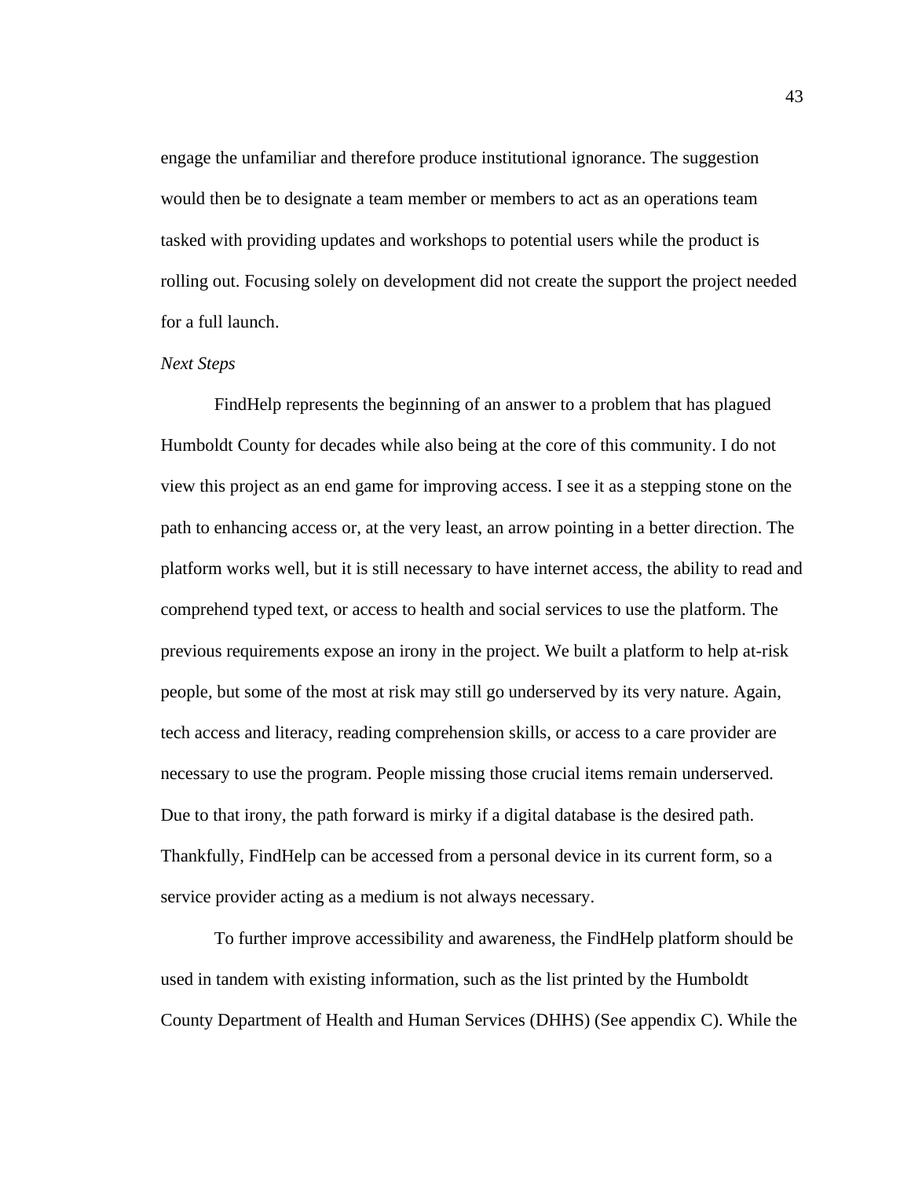engage the unfamiliar and therefore produce institutional ignorance. The suggestion would then be to designate a team member or members to act as an operations team tasked with providing updates and workshops to potential users while the product is rolling out. Focusing solely on development did not create the support the project needed for a full launch.

*Next Steps*

FindHelp represents the beginning of an answer to a problem that has plagued Humboldt County for decades while also being at the core of this community. I do not view this project as an end game for improving access. I see it as a stepping stone on the path to enhancing access or, at the very least, an arrow pointing in a better direction. The platform works well, but it is still necessary to have internet access, the ability to read and comprehend typed text, or access to health and social services to use the platform. The previous requirements expose an irony in the project. We built a platform to help at-risk people, but some of the most at risk may still go underserved by its very nature. Again, tech access and literacy, reading comprehension skills, or access to a care provider are necessary to use the program. People missing those crucial items remain underserved. Due to that irony, the path forward is mirky if a digital database is the desired path. Thankfully, FindHelp can be accessed from a personal device in its current form, so a service provider acting as a medium is not always necessary.

To further improve accessibility and awareness, the FindHelp platform should be used in tandem with existing information, such as the list printed by the Humboldt County Department of Health and Human Services (DHHS) (See appendix C). While the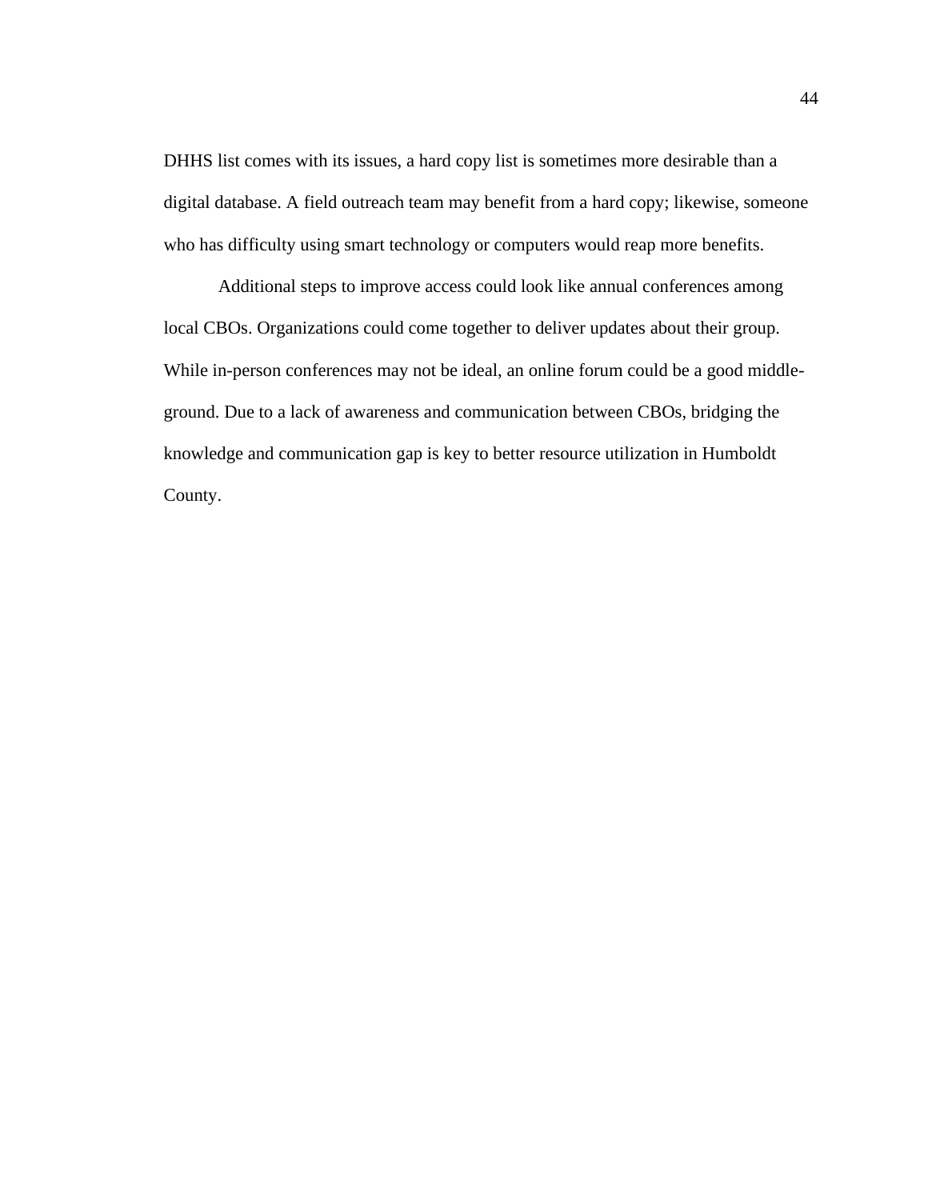DHHS list comes with its issues, a hard copy list is sometimes more desirable than a digital database. A field outreach team may benefit from a hard copy; likewise, someone who has difficulty using smart technology or computers would reap more benefits.

Additional steps to improve access could look like annual conferences among local CBOs. Organizations could come together to deliver updates about their group. While in-person conferences may not be ideal, an online forum could be a good middle-ground. Due to a lack of awareness and communication between CBOs, bridging the knowledge and communication gap is key to better resource utilization in Humboldt County.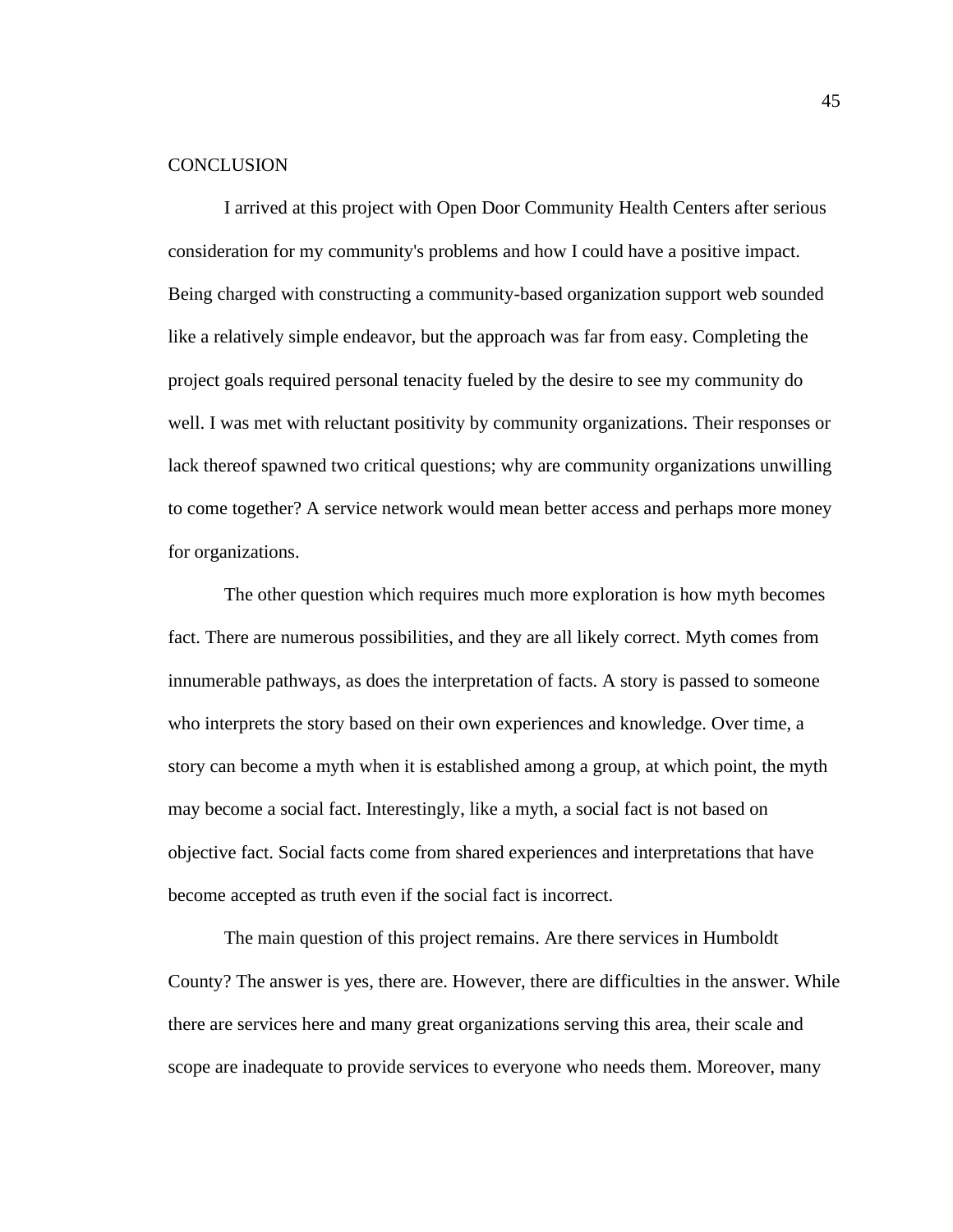# CONCLUSION

I arrived at this project with Open Door Community Health Centers after serious consideration for my community's problems and how I could have a positive impact. Being charged with constructing a community-based organization support web sounded like a relatively simple endeavor, but the approach was far from easy. Completing the project goals required personal tenacity fueled by the desire to see my community do well. I was met with reluctant positivity by community organizations. Their responses or lack thereof spawned two critical questions; why are community organizations unwilling to come together? A service network would mean better access and perhaps more money for organizations.

The other question which requires much more exploration is how myth becomes fact. There are numerous possibilities, and they are all likely correct. Myth comes from innumerable pathways, as does the interpretation of facts. A story is passed to someone who interprets the story based on their own experiences and knowledge. Over time, a story can become a myth when it is established among a group, at which point, the myth may become a social fact. Interestingly, like a myth, a social fact is not based on objective fact. Social facts come from shared experiences and interpretations that have become accepted as truth even if the social fact is incorrect.

The main question of this project remains. Are there services in Humboldt County? The answer is yes, there are. However, there are difficulties in the answer. While there are services here and many great organizations serving this area, their scale and scope are inadequate to provide services to everyone who needs them. Moreover, many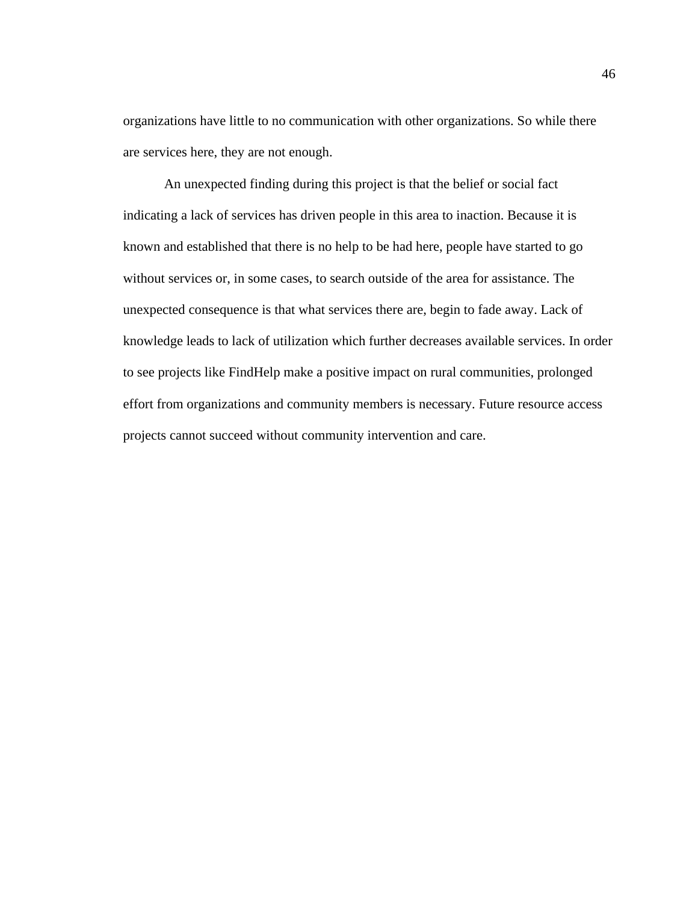organizations have little to no communication with other organizations. So while there are services here, they are not enough.

An unexpected finding during this project is that the belief or social fact indicating a lack of services has driven people in this area to inaction. Because it is known and established that there is no help to be had here, people have started to go without services or, in some cases, to search outside of the area for assistance. The unexpected consequence is that what services there are, begin to fade away. Lack of knowledge leads to lack of utilization which further decreases available services. In order to see projects like FindHelp make a positive impact on rural communities, prolonged effort from organizations and community members is necessary. Future resource access projects cannot succeed without community intervention and care.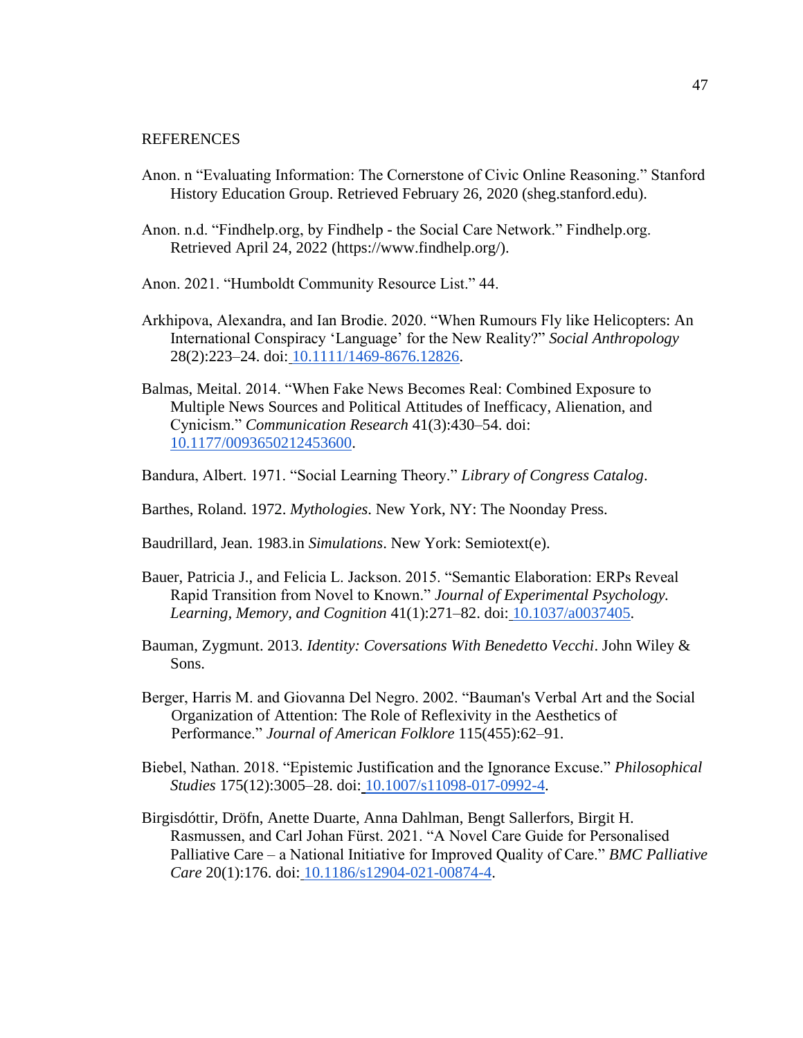# REFERENCES

Anon. n "Evaluating Information: The Cornerstone of Civic Online Reasoning." Stanford History Education Group. Retrieved February 26, 2020 (sheg.stanford.edu).

Anon. n.d. "Findhelp.org, by Findhelp - the Social Care Network." Findhelp.org. Retrieved April 24, 2022 (https://www.findhelp.org/).

Anon. 2021. "Humboldt Community Resource List." 44.

Arkhipova, Alexandra, and Ian Brodie. 2020. "When Rumours Fly like Helicopters: An International Conspiracy 'Language' for the New Reality?" *Social Anthropology* 28(2):223–24. doi: 10.1111/1469-8676.12826.

Balmas, Meital. 2014. "When Fake News Becomes Real: Combined Exposure to Multiple News Sources and Political Attitudes of Inefficacy, Alienation, and Cynicism." *Communication Research* 41(3):430–54. doi: 10.1177/0093650212453600.

Bandura, Albert. 1971. "Social Learning Theory." *Library of Congress Catalog*.

Barthes, Roland. 1972. *Mythologies*. New York, NY: The Noonday Press.

Baudrillard, Jean. 1983.in *Simulations*. New York: Semiotext(e).

Bauer, Patricia J., and Felicia L. Jackson. 2015. "Semantic Elaboration: ERPs Reveal Rapid Transition from Novel to Known." *Journal of Experimental Psychology. Learning, Memory, and Cognition* 41(1):271–82. doi: 10.1037/a0037405.

Bauman, Zygmunt. 2013. *Identity: Coversations With Benedetto Vecchi*. John Wiley & Sons.

Berger, Harris M. and Giovanna Del Negro. 2002. "Bauman's Verbal Art and the Social Organization of Attention: The Role of Reflexivity in the Aesthetics of Performance." *Journal of American Folklore* 115(455):62–91.

Biebel, Nathan. 2018. "Epistemic Justification and the Ignorance Excuse." *Philosophical Studies* 175(12):3005–28. doi: 10.1007/s11098-017-0992-4.

Birgisdóttir, Dröfn, Anette Duarte, Anna Dahlman, Bengt Sallerfors, Birgit H. Rasmussen, and Carl Johan Fürst. 2021. "A Novel Care Guide for Personalised Palliative Care – a National Initiative for Improved Quality of Care." *BMC Palliative Care* 20(1):176. doi: 10.1186/s12904-021-00874-4.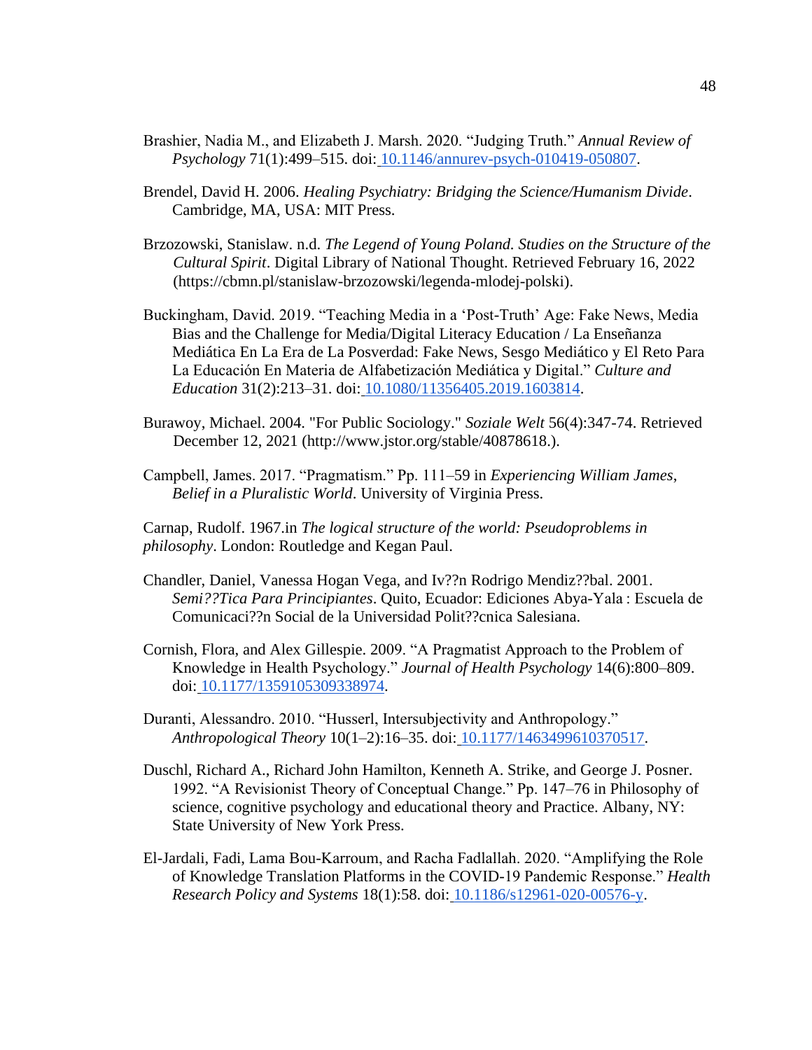Brashier, Nadia M., and Elizabeth J. Marsh. 2020. "Judging Truth." *Annual Review of Psychology* 71(1):499–515. doi: 10.1146/annurev-psych-010419-050807.

Brendel, David H. 2006. *Healing Psychiatry: Bridging the Science/Humanism Divide*. Cambridge, MA, USA: MIT Press.

Brzozowski, Stanislaw. n.d. *The Legend of Young Poland. Studies on the Structure of the Cultural Spirit*. Digital Library of National Thought. Retrieved February 16, 2022 (https://cbmn.pl/stanislaw-brzozowski/legenda-mlodej-polski).

Buckingham, David. 2019. "Teaching Media in a 'Post-Truth' Age: Fake News, Media Bias and the Challenge for Media/Digital Literacy Education / La Enseñanza Mediática En La Era de La Posverdad: Fake News, Sesgo Mediático y El Reto Para La Educación En Materia de Alfabetización Mediática y Digital." *Culture and Education* 31(2):213–31. doi: 10.1080/11356405.2019.1603814.

Burawoy, Michael. 2004. "For Public Sociology." *Soziale Welt* 56(4):347-74. Retrieved December 12, 2021 (http://www.jstor.org/stable/40878618.).

Campbell, James. 2017. "Pragmatism." Pp. 111–59 in *Experiencing William James, Belief in a Pluralistic World*. University of Virginia Press.

Carnap, Rudolf. 1967.in *The logical structure of the world: Pseudoproblems in philosophy*. London: Routledge and Kegan Paul.

Chandler, Daniel, Vanessa Hogan Vega, and Iv??n Rodrigo Mendiz??bal. 2001. *Semi??Tica Para Principiantes*. Quito, Ecuador: Ediciones Abya-Yala : Escuela de Comunicaci??n Social de la Universidad Polit??cnica Salesiana.

Cornish, Flora, and Alex Gillespie. 2009. "A Pragmatist Approach to the Problem of Knowledge in Health Psychology." *Journal of Health Psychology* 14(6):800–809. doi: 10.1177/1359105309338974.

Duranti, Alessandro. 2010. "Husserl, Intersubjectivity and Anthropology." *Anthropological Theory* 10(1–2):16–35. doi: 10.1177/1463499610370517.

Duschl, Richard A., Richard John Hamilton, Kenneth A. Strike, and George J. Posner. 1992. "A Revisionist Theory of Conceptual Change." Pp. 147–76 in Philosophy of science, cognitive psychology and educational theory and Practice. Albany, NY: State University of New York Press.

El-Jardali, Fadi, Lama Bou-Karroum, and Racha Fadlallah. 2020. "Amplifying the Role of Knowledge Translation Platforms in the COVID-19 Pandemic Response." *Health Research Policy and Systems* 18(1):58. doi: 10.1186/s12961-020-00576-y.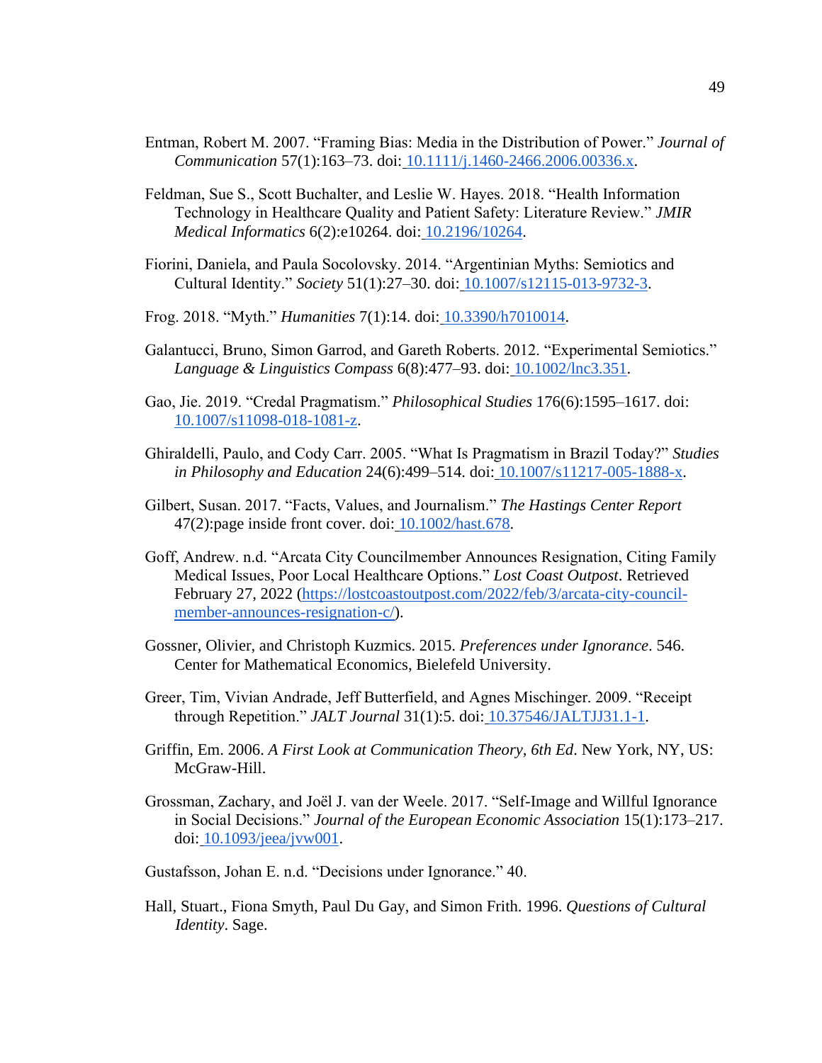Entman, Robert M. 2007. “Framing Bias: Media in the Distribution of Power.” *Journal of Communication* 57(1):163–73. doi: 10.1111/j.1460-2466.2006.00336.x.

Feldman, Sue S., Scott Buchalter, and Leslie W. Hayes. 2018. “Health Information Technology in Healthcare Quality and Patient Safety: Literature Review.” *JMIR Medical Informatics* 6(2):e10264. doi: 10.2196/10264.

Fiorini, Daniela, and Paula Socolovsky. 2014. “Argentinian Myths: Semiotics and Cultural Identity.” *Society* 51(1):27–30. doi: 10.1007/s12115-013-9732-3.

Frog. 2018. “Myth.” *Humanities* 7(1):14. doi: 10.3390/h7010014.

Galantucci, Bruno, Simon Garrod, and Gareth Roberts. 2012. “Experimental Semiotics.” *Language & Linguistics Compass* 6(8):477–93. doi: 10.1002/lnc3.351.

Gao, Jie. 2019. “Credal Pragmatism.” *Philosophical Studies* 176(6):1595–1617. doi: 10.1007/s11098-018-1081-z.

Ghiraldelli, Paulo, and Cody Carr. 2005. “What Is Pragmatism in Brazil Today?” *Studies in Philosophy and Education* 24(6):499–514. doi: 10.1007/s11217-005-1888-x.

Gilbert, Susan. 2017. “Facts, Values, and Journalism.” *The Hastings Center Report* 47(2):page inside front cover. doi: 10.1002/hast.678.

Goff, Andrew. n.d. “Arcata City Councilmember Announces Resignation, Citing Family Medical Issues, Poor Local Healthcare Options.” *Lost Coast Outpost*. Retrieved February 27, 2022 (https://lostcoastoutpost.com/2022/feb/3/arcata-city-council-member-announces-resignation-c/).

Gossner, Olivier, and Christoph Kuzmics. 2015. *Preferences under Ignorance*. 546. Center for Mathematical Economics, Bielefeld University.

Greer, Tim, Vivian Andrade, Jeff Butterfield, and Agnes Mischinger. 2009. “Receipt through Repetition.” *JALT Journal* 31(1):5. doi: 10.37546/JALTJJ31.1-1.

Griffin, Em. 2006. *A First Look at Communication Theory, 6th Ed*. New York, NY, US: McGraw-Hill.

Grossman, Zachary, and Joël J. van der Weele. 2017. “Self-Image and Willful Ignorance in Social Decisions.” *Journal of the European Economic Association* 15(1):173–217. doi: 10.1093/jeea/jvw001.

Gustafsson, Johan E. n.d. “Decisions under Ignorance.” 40.

Hall, Stuart., Fiona Smyth, Paul Du Gay, and Simon Frith. 1996. *Questions of Cultural Identity*. Sage.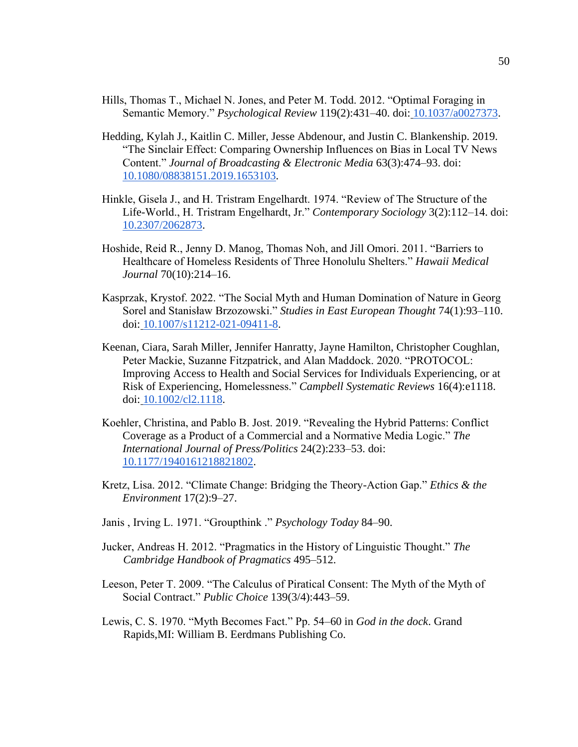Hills, Thomas T., Michael N. Jones, and Peter M. Todd. 2012. "Optimal Foraging in Semantic Memory." *Psychological Review* 119(2):431–40. doi: 10.1037/a0027373.

Hedding, Kylah J., Kaitlin C. Miller, Jesse Abdenour, and Justin C. Blankenship. 2019. "The Sinclair Effect: Comparing Ownership Influences on Bias in Local TV News Content." *Journal of Broadcasting & Electronic Media* 63(3):474–93. doi: 10.1080/08838151.2019.1653103.

Hinkle, Gisela J., and H. Tristram Engelhardt. 1974. "Review of The Structure of the Life-World., H. Tristram Engelhardt, Jr." *Contemporary Sociology* 3(2):112–14. doi: 10.2307/2062873.

Hoshide, Reid R., Jenny D. Manog, Thomas Noh, and Jill Omori. 2011. "Barriers to Healthcare of Homeless Residents of Three Honolulu Shelters." *Hawaii Medical Journal* 70(10):214–16.

Kasprzak, Krystof. 2022. "The Social Myth and Human Domination of Nature in Georg Sorel and Stanisław Brzozowski." *Studies in East European Thought* 74(1):93–110. doi: 10.1007/s11212-021-09411-8.

Keenan, Ciara, Sarah Miller, Jennifer Hanratty, Jayne Hamilton, Christopher Coughlan, Peter Mackie, Suzanne Fitzpatrick, and Alan Maddock. 2020. "PROTOCOL: Improving Access to Health and Social Services for Individuals Experiencing, or at Risk of Experiencing, Homelessness." *Campbell Systematic Reviews* 16(4):e1118. doi: 10.1002/cl2.1118.

Koehler, Christina, and Pablo B. Jost. 2019. "Revealing the Hybrid Patterns: Conflict Coverage as a Product of a Commercial and a Normative Media Logic." *The International Journal of Press/Politics* 24(2):233–53. doi: 10.1177/1940161218821802.

Kretz, Lisa. 2012. "Climate Change: Bridging the Theory-Action Gap." *Ethics & the Environment* 17(2):9–27.

Janis , Irving L. 1971. "Groupthink ." *Psychology Today* 84–90.

Jucker, Andreas H. 2012. "Pragmatics in the History of Linguistic Thought." *The Cambridge Handbook of Pragmatics* 495–512.

Leeson, Peter T. 2009. "The Calculus of Piratical Consent: The Myth of the Myth of Social Contract." *Public Choice* 139(3/4):443–59.

Lewis, C. S. 1970. "Myth Becomes Fact." Pp. 54–60 in *God in the dock*. Grand Rapids,MI: William B. Eerdmans Publishing Co.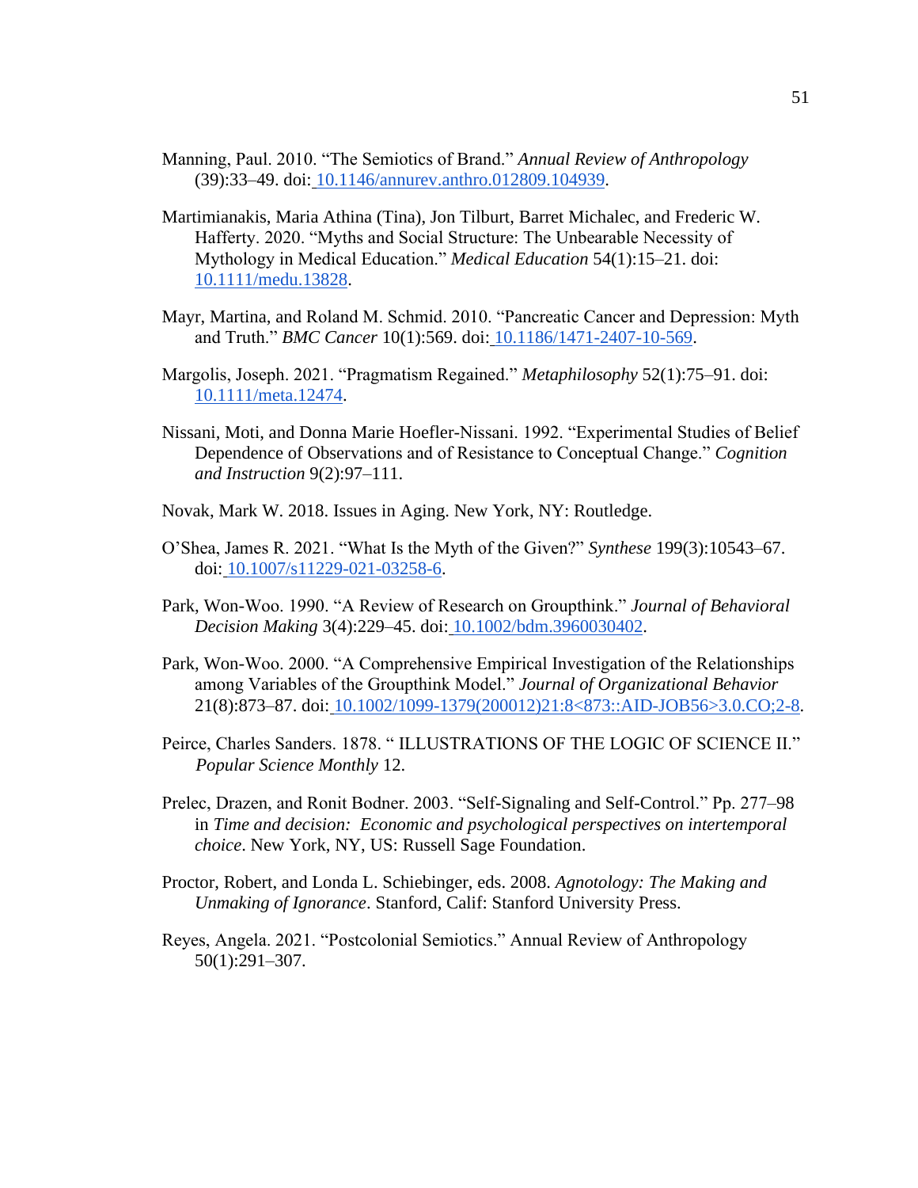Manning, Paul. 2010. "The Semiotics of Brand." *Annual Review of Anthropology* (39):33–49. doi: 10.1146/annurev.anthro.012809.104939.

Martimianakis, Maria Athina (Tina), Jon Tilburt, Barret Michalec, and Frederic W. Hafferty. 2020. "Myths and Social Structure: The Unbearable Necessity of Mythology in Medical Education." *Medical Education* 54(1):15–21. doi: 10.1111/medu.13828.

Mayr, Martina, and Roland M. Schmid. 2010. "Pancreatic Cancer and Depression: Myth and Truth." *BMC Cancer* 10(1):569. doi: 10.1186/1471-2407-10-569.

Margolis, Joseph. 2021. "Pragmatism Regained." *Metaphilosophy* 52(1):75–91. doi: 10.1111/meta.12474.

Nissani, Moti, and Donna Marie Hoefler-Nissani. 1992. "Experimental Studies of Belief Dependence of Observations and of Resistance to Conceptual Change." *Cognition and Instruction* 9(2):97–111.

Novak, Mark W. 2018. Issues in Aging. New York, NY: Routledge.

O'Shea, James R. 2021. "What Is the Myth of the Given?" *Synthese* 199(3):10543–67. doi: 10.1007/s11229-021-03258-6.

Park, Won-Woo. 1990. "A Review of Research on Groupthink." *Journal of Behavioral Decision Making* 3(4):229–45. doi: 10.1002/bdm.3960030402.

Park, Won-Woo. 2000. "A Comprehensive Empirical Investigation of the Relationships among Variables of the Groupthink Model." *Journal of Organizational Behavior* 21(8):873–87. doi: 10.1002/1099-1379(200012)21:8<873::AID-JOB56>3.0.CO;2-8.

Peirce, Charles Sanders. 1878. " ILLUSTRATIONS OF THE LOGIC OF SCIENCE II." *Popular Science Monthly* 12.

Prelec, Drazen, and Ronit Bodner. 2003. "Self-Signaling and Self-Control." Pp. 277–98 in *Time and decision: Economic and psychological perspectives on intertemporal choice*. New York, NY, US: Russell Sage Foundation.

Proctor, Robert, and Londa L. Schiebinger, eds. 2008. *Agnotology: The Making and Unmaking of Ignorance*. Stanford, Calif: Stanford University Press.

Reyes, Angela. 2021. "Postcolonial Semiotics." Annual Review of Anthropology 50(1):291–307.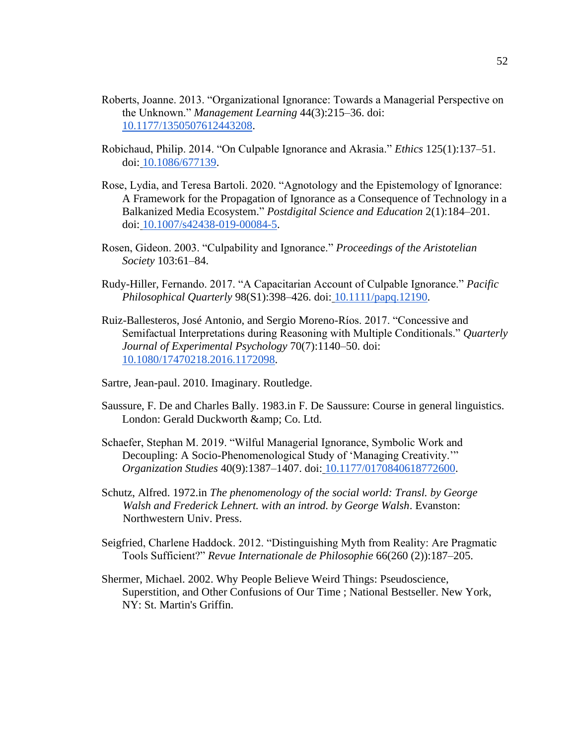Roberts, Joanne. 2013. "Organizational Ignorance: Towards a Managerial Perspective on the Unknown." *Management Learning* 44(3):215–36. doi: 10.1177/1350507612443208.

Robichaud, Philip. 2014. "On Culpable Ignorance and Akrasia." *Ethics* 125(1):137–51. doi: 10.1086/677139.

Rose, Lydia, and Teresa Bartoli. 2020. "Agnotology and the Epistemology of Ignorance: A Framework for the Propagation of Ignorance as a Consequence of Technology in a Balkanized Media Ecosystem." *Postdigital Science and Education* 2(1):184–201. doi: 10.1007/s42438-019-00084-5.

Rosen, Gideon. 2003. "Culpability and Ignorance." *Proceedings of the Aristotelian Society* 103:61–84.

Rudy-Hiller, Fernando. 2017. "A Capacitarian Account of Culpable Ignorance." *Pacific Philosophical Quarterly* 98(S1):398–426. doi: 10.1111/papq.12190.

Ruiz-Ballesteros, José Antonio, and Sergio Moreno-Ríos. 2017. "Concessive and Semifactual Interpretations during Reasoning with Multiple Conditionals." *Quarterly Journal of Experimental Psychology* 70(7):1140–50. doi: 10.1080/17470218.2016.1172098.

Sartre, Jean-paul. 2010. Imaginary. Routledge.

Saussure, F. De and Charles Bally. 1983.in F. De Saussure: Course in general linguistics. London: Gerald Duckworth &amp; Co. Ltd.

Schaefer, Stephan M. 2019. "Wilful Managerial Ignorance, Symbolic Work and Decoupling: A Socio-Phenomenological Study of 'Managing Creativity.'" *Organization Studies* 40(9):1387–1407. doi: 10.1177/0170840618772600.

Schutz, Alfred. 1972.in *The phenomenology of the social world: Transl. by George Walsh and Frederick Lehnert. with an introd. by George Walsh*. Evanston: Northwestern Univ. Press.

Seigfried, Charlene Haddock. 2012. "Distinguishing Myth from Reality: Are Pragmatic Tools Sufficient?" *Revue Internationale de Philosophie* 66(260 (2)):187–205.

Shermer, Michael. 2002. Why People Believe Weird Things: Pseudoscience, Superstition, and Other Confusions of Our Time ; National Bestseller. New York, NY: St. Martin's Griffin.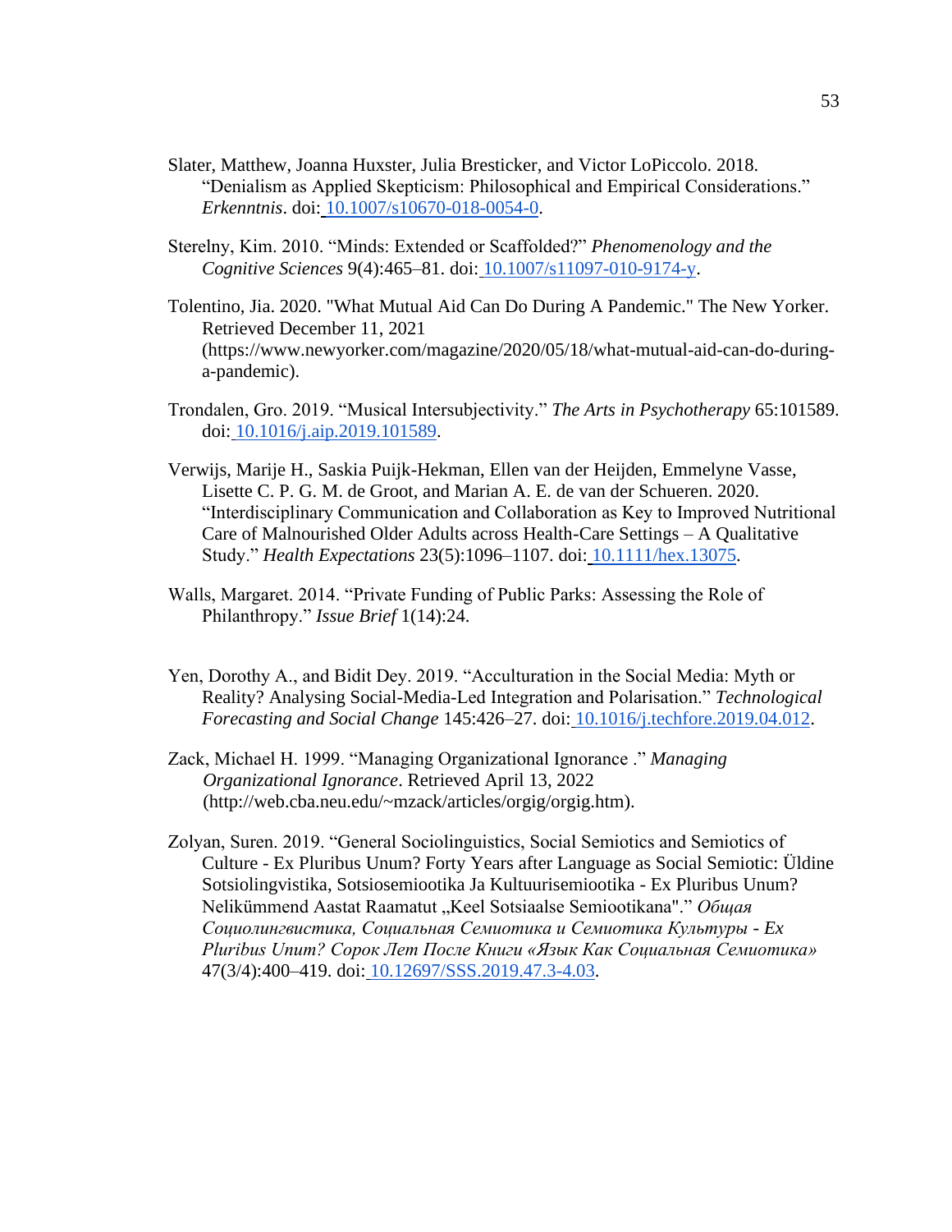Slater, Matthew, Joanna Huxster, Julia Bresticker, and Victor LoPiccolo. 2018. “Denialism as Applied Skepticism: Philosophical and Empirical Considerations.” *Erkenntnis*. doi: 10.1007/s10670-018-0054-0.

Sterelny, Kim. 2010. “Minds: Extended or Scaffolded?” *Phenomenology and the Cognitive Sciences* 9(4):465–81. doi: 10.1007/s11097-010-9174-y.

Tolentino, Jia. 2020. "What Mutual Aid Can Do During A Pandemic." The New Yorker. Retrieved December 11, 2021 (https://www.newyorker.com/magazine/2020/05/18/what-mutual-aid-can-do-during-a-pandemic).

Trondalen, Gro. 2019. “Musical Intersubjectivity.” *The Arts in Psychotherapy* 65:101589. doi: 10.1016/j.aip.2019.101589.

Verwijs, Marije H., Saskia Puijk-Hekman, Ellen van der Heijden, Emmelyne Vasse, Lisette C. P. G. M. de Groot, and Marian A. E. de van der Schueren. 2020. “Interdisciplinary Communication and Collaboration as Key to Improved Nutritional Care of Malnourished Older Adults across Health-Care Settings – A Qualitative Study.” *Health Expectations* 23(5):1096–1107. doi: 10.1111/hex.13075.

Walls, Margaret. 2014. “Private Funding of Public Parks: Assessing the Role of Philanthropy.” *Issue Brief* 1(14):24.

Yen, Dorothy A., and Bidit Dey. 2019. “Acculturation in the Social Media: Myth or Reality? Analysing Social-Media-Led Integration and Polarisation.” *Technological Forecasting and Social Change* 145:426–27. doi: 10.1016/j.techfore.2019.04.012.

Zack, Michael H. 1999. “Managing Organizational Ignorance .” *Managing Organizational Ignorance*. Retrieved April 13, 2022 (http://web.cba.neu.edu/~mzack/articles/orgig/orgig.htm).

Zolyan, Suren. 2019. “General Sociolinguistics, Social Semiotics and Semiotics of Culture - Ex Pluribus Unum? Forty Years after Language as Social Semiotic: Üldine Sotsiolingvistika, Sotsiosemiootika Ja Kultuurisemiootika - Ex Pluribus Unum? Nelikümmend Aastat Raamatut „Keel Sotsiaalse Semiootikana".” *Общая Социолингвистика, Социальная Семиотика и Семиотика Культуры - Ex Pluribus Unum? Сорок Лет После Книги «Язык Как Социальная Семиотика»* 47(3/4):400–419. doi: 10.12697/SSS.2019.47.3-4.03.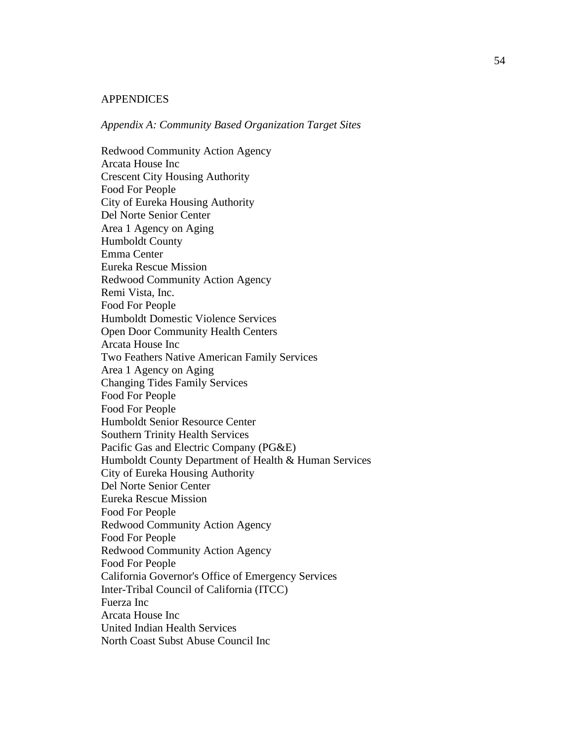# APPENDICES

## *Appendix A: Community Based Organization Target Sites*

Redwood Community Action Agency
Arcata House Inc
Crescent City Housing Authority
Food For People
City of Eureka Housing Authority
Del Norte Senior Center
Area 1 Agency on Aging
Humboldt County
Emma Center
Eureka Rescue Mission
Redwood Community Action Agency
Remi Vista, Inc.
Food For People
Humboldt Domestic Violence Services
Open Door Community Health Centers
Arcata House Inc
Two Feathers Native American Family Services
Area 1 Agency on Aging
Changing Tides Family Services
Food For People
Food For People
Humboldt Senior Resource Center
Southern Trinity Health Services
Pacific Gas and Electric Company (PG&E)
Humboldt County Department of Health & Human Services
City of Eureka Housing Authority
Del Norte Senior Center
Eureka Rescue Mission
Food For People
Redwood Community Action Agency
Food For People
Redwood Community Action Agency
Food For People
California Governor's Office of Emergency Services
Inter-Tribal Council of California (ITCC)
Fuerza Inc
Arcata House Inc
United Indian Health Services
North Coast Subst Abuse Council Inc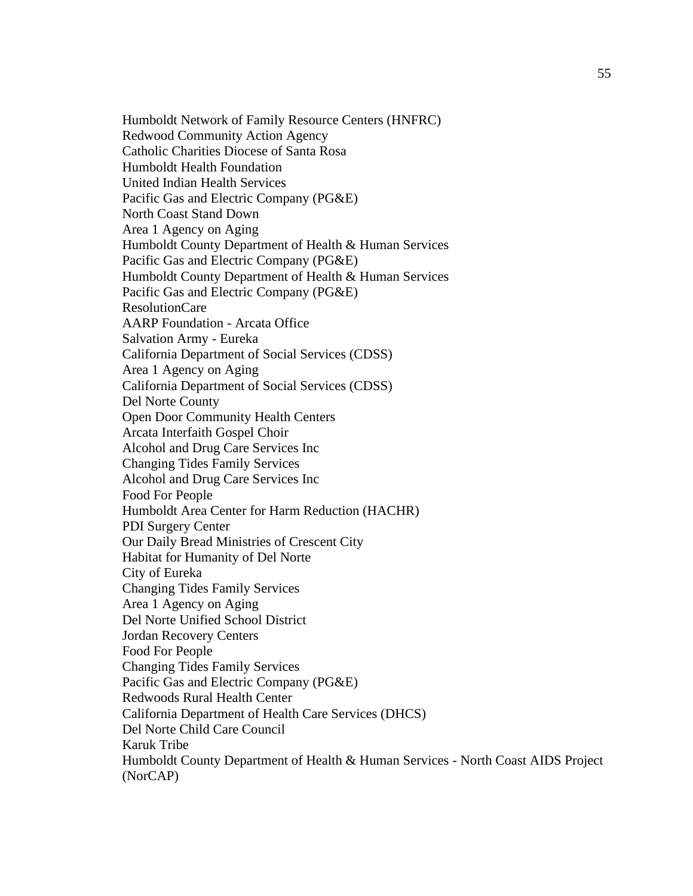Humboldt Network of Family Resource Centers (HNFRC)
Redwood Community Action Agency
Catholic Charities Diocese of Santa Rosa
Humboldt Health Foundation
United Indian Health Services
Pacific Gas and Electric Company (PG&E)
North Coast Stand Down
Area 1 Agency on Aging
Humboldt County Department of Health & Human Services
Pacific Gas and Electric Company (PG&E)
Humboldt County Department of Health & Human Services
Pacific Gas and Electric Company (PG&E)
ResolutionCare
AARP Foundation - Arcata Office
Salvation Army - Eureka
California Department of Social Services (CDSS)
Area 1 Agency on Aging
California Department of Social Services (CDSS)
Del Norte County
Open Door Community Health Centers
Arcata Interfaith Gospel Choir
Alcohol and Drug Care Services Inc
Changing Tides Family Services
Alcohol and Drug Care Services Inc
Food For People
Humboldt Area Center for Harm Reduction (HACHR)
PDI Surgery Center
Our Daily Bread Ministries of Crescent City
Habitat for Humanity of Del Norte
City of Eureka
Changing Tides Family Services
Area 1 Agency on Aging
Del Norte Unified School District
Jordan Recovery Centers
Food For People
Changing Tides Family Services
Pacific Gas and Electric Company (PG&E)
Redwoods Rural Health Center
California Department of Health Care Services (DHCS)
Del Norte Child Care Council
Karuk Tribe
Humboldt County Department of Health & Human Services - North Coast AIDS Project (NorCAP)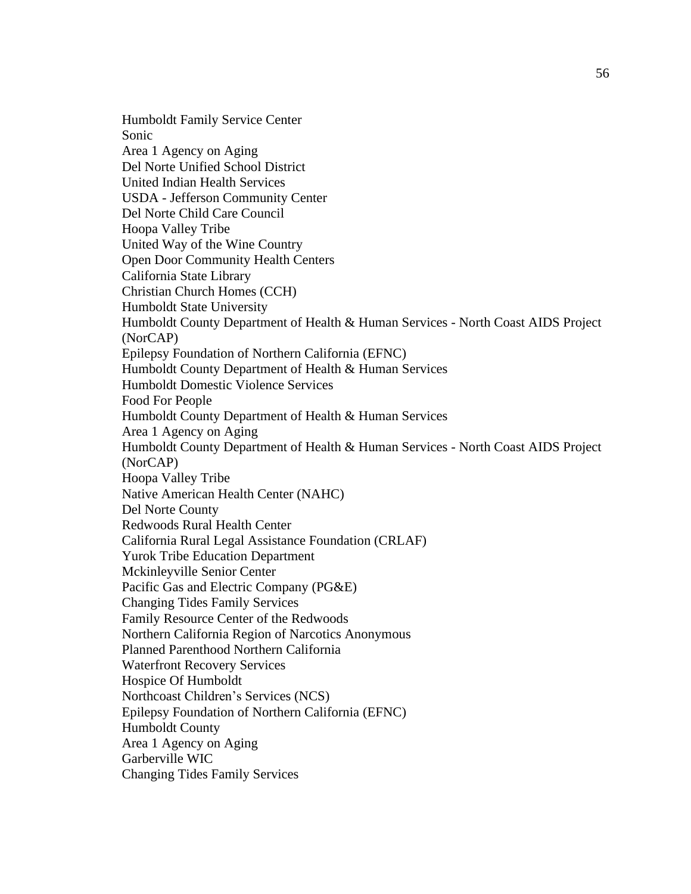Humboldt Family Service Center
Sonic
Area 1 Agency on Aging
Del Norte Unified School District
United Indian Health Services
USDA - Jefferson Community Center
Del Norte Child Care Council
Hoopa Valley Tribe
United Way of the Wine Country
Open Door Community Health Centers
California State Library
Christian Church Homes (CCH)
Humboldt State University
Humboldt County Department of Health & Human Services - North Coast AIDS Project (NorCAP)
Epilepsy Foundation of Northern California (EFNC)
Humboldt County Department of Health & Human Services
Humboldt Domestic Violence Services
Food For People
Humboldt County Department of Health & Human Services
Area 1 Agency on Aging
Humboldt County Department of Health & Human Services - North Coast AIDS Project (NorCAP)
Hoopa Valley Tribe
Native American Health Center (NAHC)
Del Norte County
Redwoods Rural Health Center
California Rural Legal Assistance Foundation (CRLAF)
Yurok Tribe Education Department
Mckinleyville Senior Center
Pacific Gas and Electric Company (PG&E)
Changing Tides Family Services
Family Resource Center of the Redwoods
Northern California Region of Narcotics Anonymous
Planned Parenthood Northern California
Waterfront Recovery Services
Hospice Of Humboldt
Northcoast Children's Services (NCS)
Epilepsy Foundation of Northern California (EFNC)
Humboldt County
Area 1 Agency on Aging
Garberville WIC
Changing Tides Family Services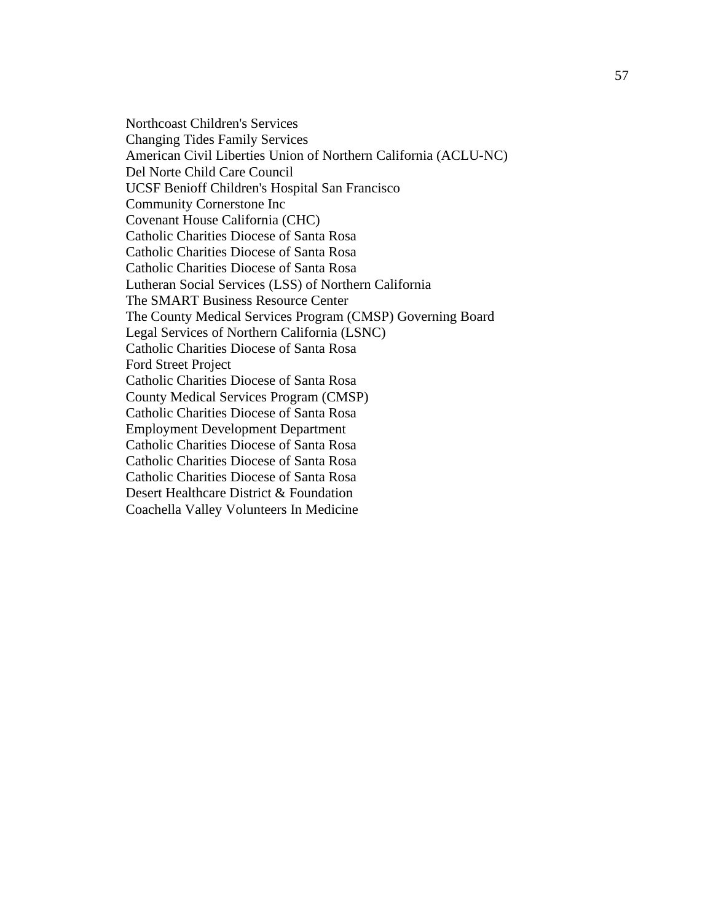Northcoast Children's Services
Changing Tides Family Services
American Civil Liberties Union of Northern California (ACLU-NC)
Del Norte Child Care Council
UCSF Benioff Children's Hospital San Francisco
Community Cornerstone Inc
Covenant House California (CHC)
Catholic Charities Diocese of Santa Rosa
Catholic Charities Diocese of Santa Rosa
Catholic Charities Diocese of Santa Rosa
Lutheran Social Services (LSS) of Northern California
The SMART Business Resource Center
The County Medical Services Program (CMSP) Governing Board
Legal Services of Northern California (LSNC)
Catholic Charities Diocese of Santa Rosa
Ford Street Project
Catholic Charities Diocese of Santa Rosa
County Medical Services Program (CMSP)
Catholic Charities Diocese of Santa Rosa
Employment Development Department
Catholic Charities Diocese of Santa Rosa
Catholic Charities Diocese of Santa Rosa
Catholic Charities Diocese of Santa Rosa
Desert Healthcare District & Foundation
Coachella Valley Volunteers In Medicine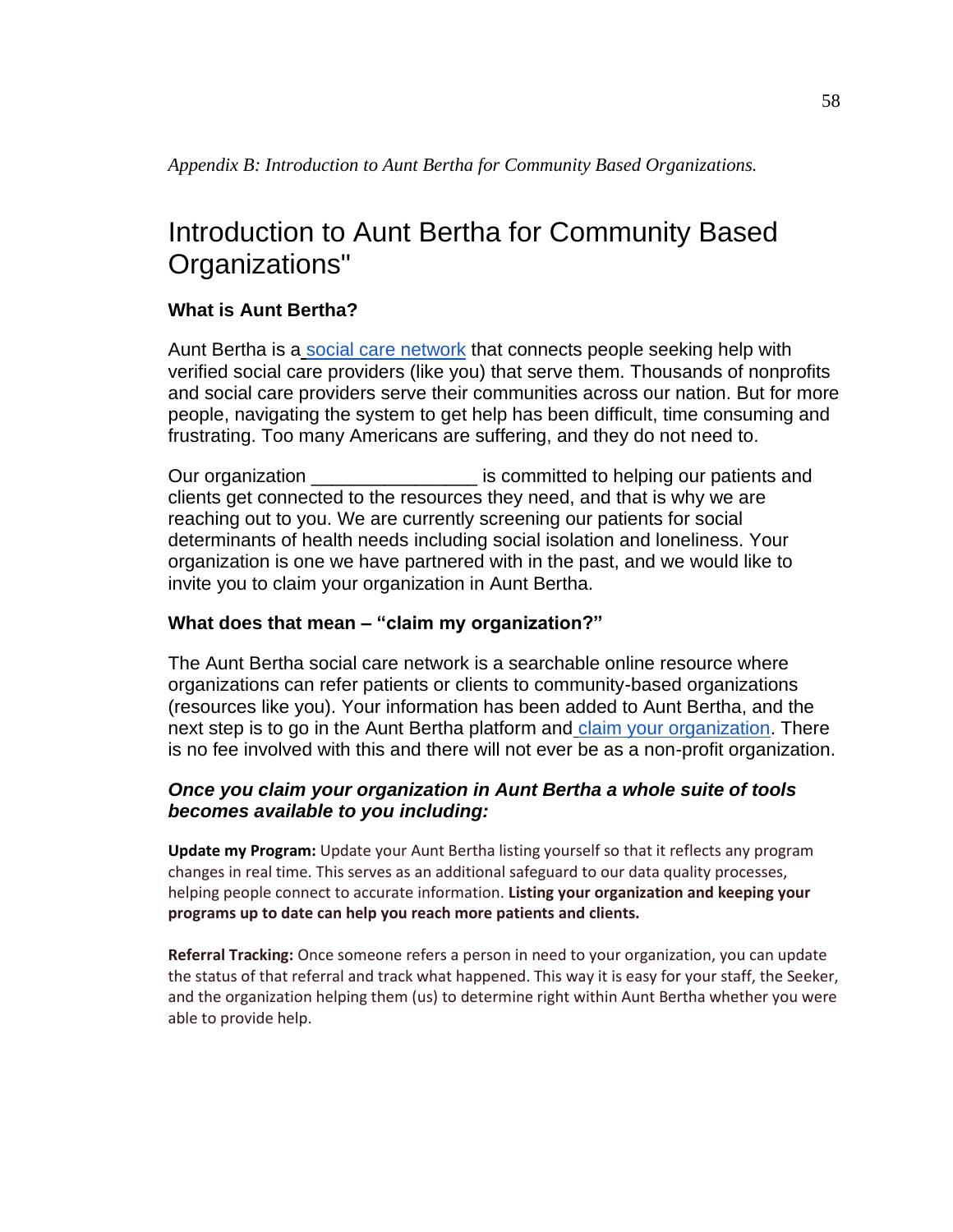*Appendix B: Introduction to Aunt Bertha for Community Based Organizations.*

# Introduction to Aunt Bertha for Community Based Organizations"

### What is Aunt Bertha?

Aunt Bertha is a social care network that connects people seeking help with verified social care providers (like you) that serve them. Thousands of nonprofits and social care providers serve their communities across our nation. But for more people, navigating the system to get help has been difficult, time consuming and frustrating. Too many Americans are suffering, and they do not need to.

Our organization ________________ is committed to helping our patients and clients get connected to the resources they need, and that is why we are reaching out to you. We are currently screening our patients for social determinants of health needs including social isolation and loneliness. Your organization is one we have partnered with in the past, and we would like to invite you to claim your organization in Aunt Bertha.

### What does that mean – "claim my organization?"

The Aunt Bertha social care network is a searchable online resource where organizations can refer patients or clients to community-based organizations (resources like you). Your information has been added to Aunt Bertha, and the next step is to go in the Aunt Bertha platform and claim your organization. There is no fee involved with this and there will not ever be as a non-profit organization.

### *Once you claim your organization in Aunt Bertha a whole suite of tools becomes available to you including:*

**Update my Program:** Update your Aunt Bertha listing yourself so that it reflects any program changes in real time. This serves as an additional safeguard to our data quality processes, helping people connect to accurate information. **Listing your organization and keeping your programs up to date can help you reach more patients and clients.**

**Referral Tracking:** Once someone refers a person in need to your organization, you can update the status of that referral and track what happened. This way it is easy for your staff, the Seeker, and the organization helping them (us) to determine right within Aunt Bertha whether you were able to provide help.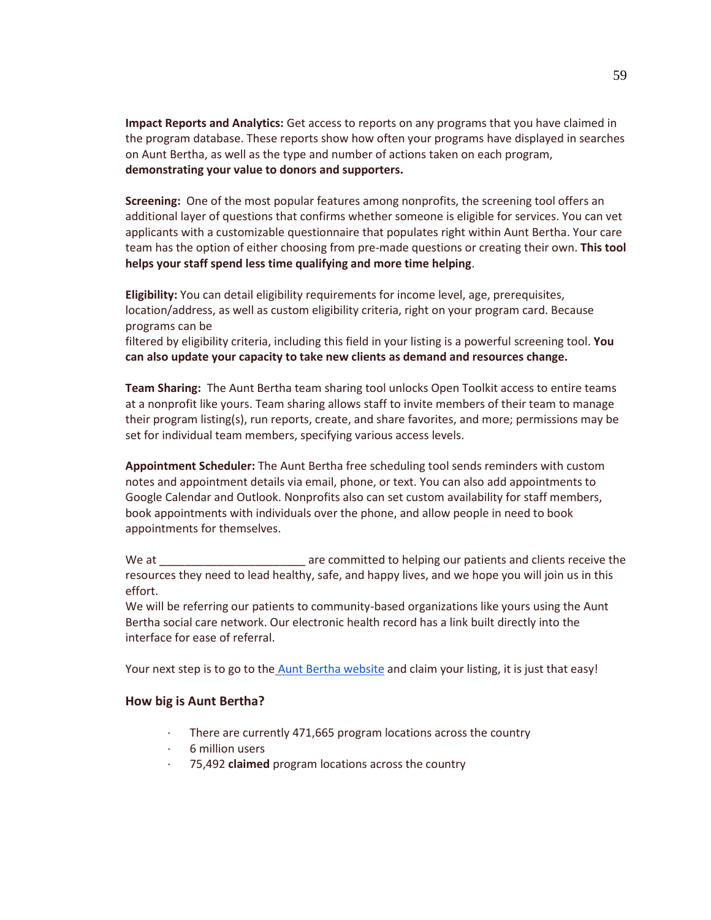**Impact Reports and Analytics:** Get access to reports on any programs that you have claimed in the program database. These reports show how often your programs have displayed in searches on Aunt Bertha, as well as the type and number of actions taken on each program, **demonstrating your value to donors and supporters.**

**Screening:** One of the most popular features among nonprofits, the screening tool offers an additional layer of questions that confirms whether someone is eligible for services. You can vet applicants with a customizable questionnaire that populates right within Aunt Bertha. Your care team has the option of either choosing from pre-made questions or creating their own. **This tool helps your staff spend less time qualifying and more time helping**.

**Eligibility:** You can detail eligibility requirements for income level, age, prerequisites, location/address, as well as custom eligibility criteria, right on your program card. Because programs can be
filtered by eligibility criteria, including this field in your listing is a powerful screening tool. **You can also update your capacity to take new clients as demand and resources change.**

**Team Sharing:** The Aunt Bertha team sharing tool unlocks Open Toolkit access to entire teams at a nonprofit like yours. Team sharing allows staff to invite members of their team to manage their program listing(s), run reports, create, and share favorites, and more; permissions may be set for individual team members, specifying various access levels.

**Appointment Scheduler:** The Aunt Bertha free scheduling tool sends reminders with custom notes and appointment details via email, phone, or text. You can also add appointments to Google Calendar and Outlook. Nonprofits also can set custom availability for staff members, book appointments with individuals over the phone, and allow people in need to book appointments for themselves.

We at ________________________ are committed to helping our patients and clients receive the resources they need to lead healthy, safe, and happy lives, and we hope you will join us in this effort.
We will be referring our patients to community-based organizations like yours using the Aunt Bertha social care network. Our electronic health record has a link built directly into the interface for ease of referral.

Your next step is to go to the Aunt Bertha website and claim your listing, it is just that easy!

### How big is Aunt Bertha?

- There are currently 471,665 program locations across the country
- 6 million users
- 75,492 **claimed** program locations across the country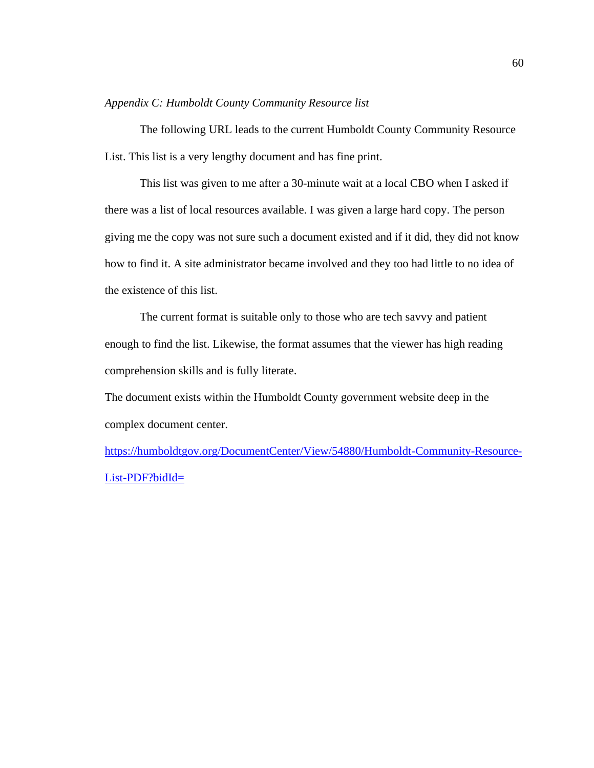*Appendix C: Humboldt County Community Resource list*

The following URL leads to the current Humboldt County Community Resource List. This list is a very lengthy document and has fine print.

This list was given to me after a 30-minute wait at a local CBO when I asked if there was a list of local resources available. I was given a large hard copy. The person giving me the copy was not sure such a document existed and if it did, they did not know how to find it. A site administrator became involved and they too had little to no idea of the existence of this list.

The current format is suitable only to those who are tech savvy and patient enough to find the list. Likewise, the format assumes that the viewer has high reading comprehension skills and is fully literate.

The document exists within the Humboldt County government website deep in the complex document center.

https://humboldtgov.org/DocumentCenter/View/54880/Humboldt-Community-Resource-List-PDF?bidId=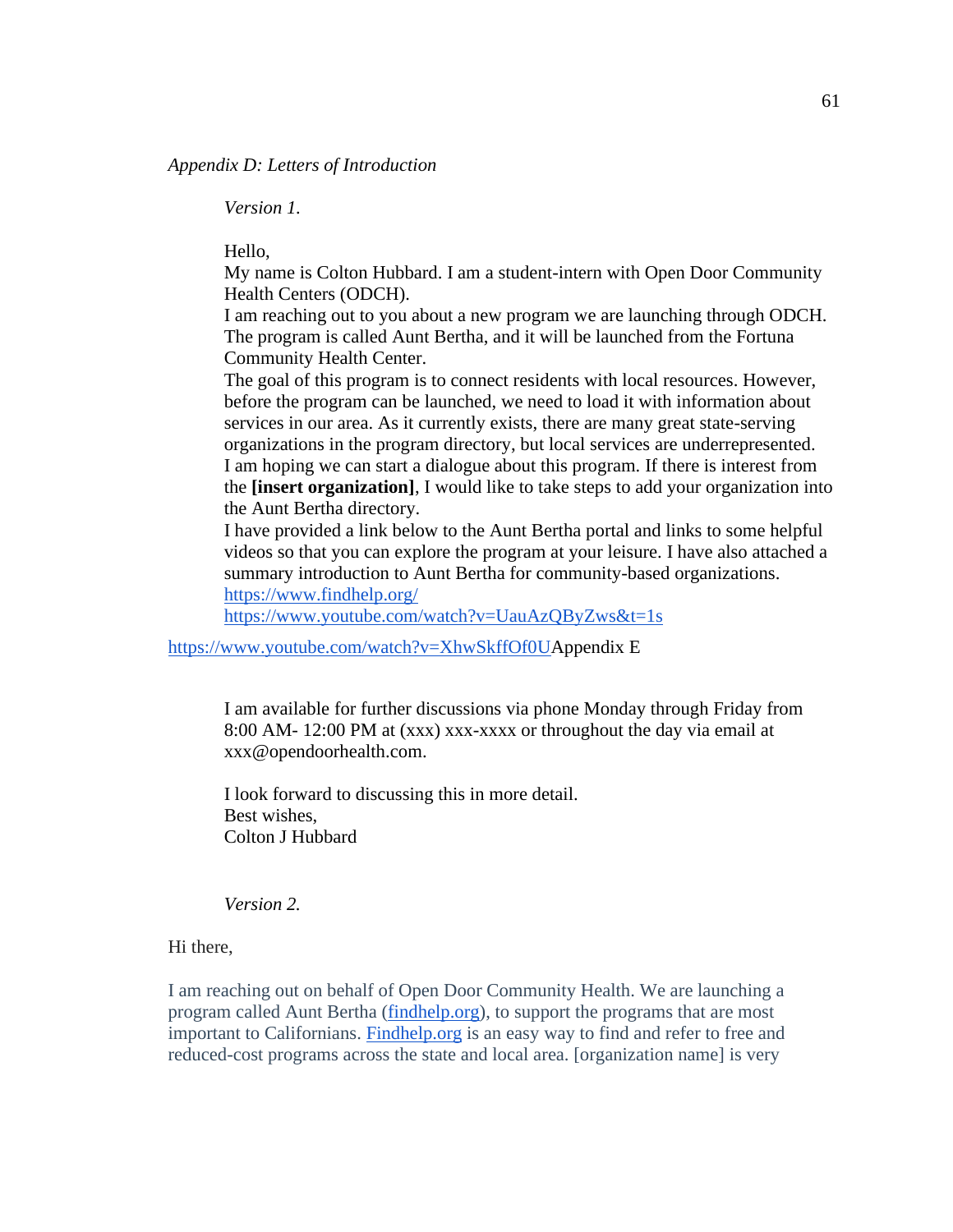*Appendix D: Letters of Introduction*

*Version 1.*

Hello,
My name is Colton Hubbard. I am a student-intern with Open Door Community Health Centers (ODCH).
I am reaching out to you about a new program we are launching through ODCH. The program is called Aunt Bertha, and it will be launched from the Fortuna Community Health Center.
The goal of this program is to connect residents with local resources. However, before the program can be launched, we need to load it with information about services in our area. As it currently exists, there are many great state-serving organizations in the program directory, but local services are underrepresented.
I am hoping we can start a dialogue about this program. If there is interest from the **[insert organization]**, I would like to take steps to add your organization into the Aunt Bertha directory.
I have provided a link below to the Aunt Bertha portal and links to some helpful videos so that you can explore the program at your leisure. I have also attached a summary introduction to Aunt Bertha for community-based organizations.
https://www.findhelp.org/
https://www.youtube.com/watch?v=UauAzQByZws&t=1s
https://www.youtube.com/watch?v=XhwSkffOf0UAppendix E

I am available for further discussions via phone Monday through Friday from 8:00 AM- 12:00 PM at (xxx) xxx-xxxx or throughout the day via email at xxx@opendoorhealth.com.

I look forward to discussing this in more detail.
Best wishes,
Colton J Hubbard

*Version 2.*

Hi there,

I am reaching out on behalf of Open Door Community Health. We are launching a program called Aunt Bertha (findhelp.org), to support the programs that are most important to Californians. Findhelp.org is an easy way to find and refer to free and reduced-cost programs across the state and local area. [organization name] is very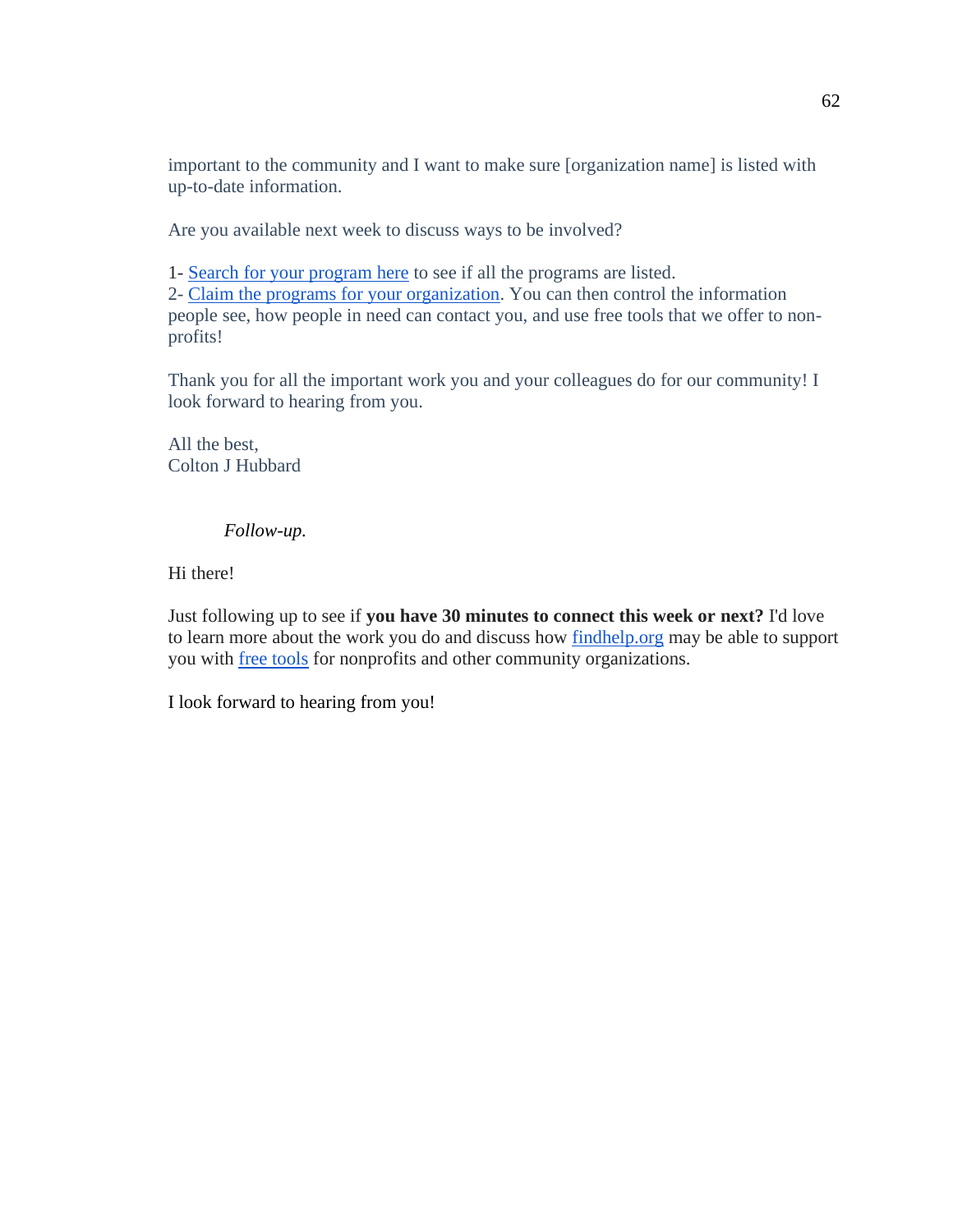important to the community and I want to make sure [organization name] is listed with up-to-date information.

Are you available next week to discuss ways to be involved?

1- Search for your program here to see if all the programs are listed.
2- Claim the programs for your organization. You can then control the information people see, how people in need can contact you, and use free tools that we offer to non-profits!

Thank you for all the important work you and your colleagues do for our community! I look forward to hearing from you.

All the best,
Colton J Hubbard

*Follow-up.*

Hi there!

Just following up to see if **you have 30 minutes to connect this week or next?** I'd love to learn more about the work you do and discuss how findhelp.org may be able to support you with free tools for nonprofits and other community organizations.

I look forward to hearing from you!